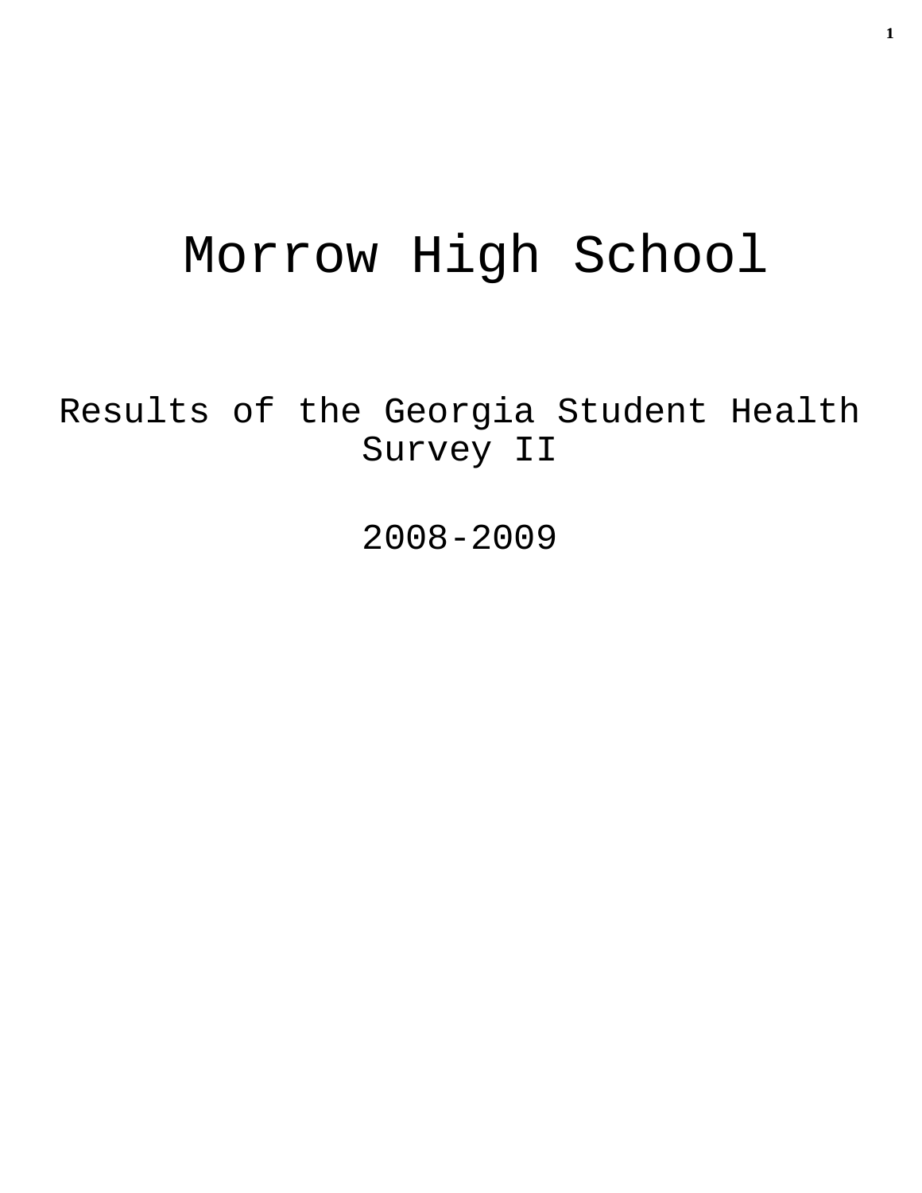# Morrow High School

## Results of the Georgia Student Health Survey II

## 2008-2009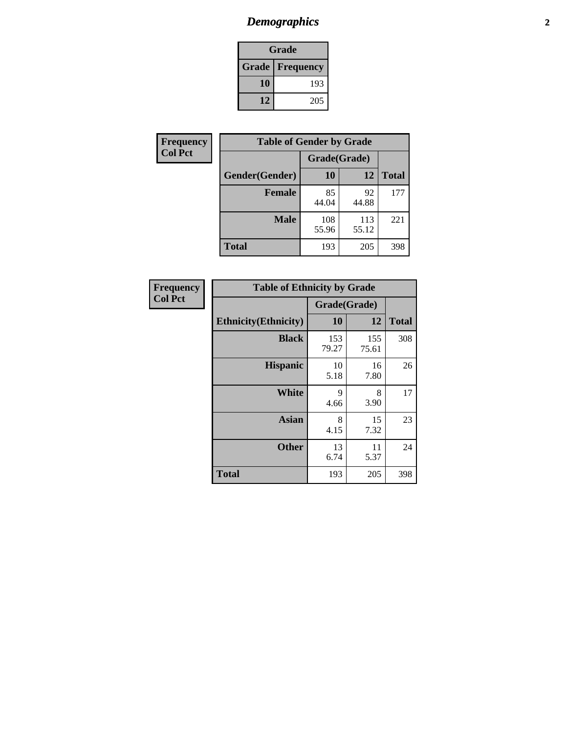# *Demographics*

| Grade | |
|---|---|
| **Grade** | **Frequency** |
| **10** | 193 |
| **12** | 205 |

**Frequency**
**Col Pct**

| **Table of Gender by Grade** | | | |
|---|---|---|---|
| | **Grade(Grade)** | | |
| **Gender(Gender)** | **10** | **12** | **Total** |
| **Female** | 85<br>44.04 | 92<br>44.88 | 177 |
| **Male** | 108<br>55.96 | 113<br>55.12 | 221 |
| **Total** | 193 | 205 | 398 |

**Frequency**
**Col Pct**

| **Table of Ethnicity by Grade** | | | |
|---|---|---|---|
| | **Grade(Grade)** | | |
| **Ethnicity(Ethnicity)** | **10** | **12** | **Total** |
| **Black** | 153<br>79.27 | 155<br>75.61 | 308 |
| **Hispanic** | 10<br>5.18 | 16<br>7.80 | 26 |
| **White** | 9<br>4.66 | 8<br>3.90 | 17 |
| **Asian** | 8<br>4.15 | 15<br>7.32 | 23 |
| **Other** | 13<br>6.74 | 11<br>5.37 | 24 |
| **Total** | 193 | 205 | 398 |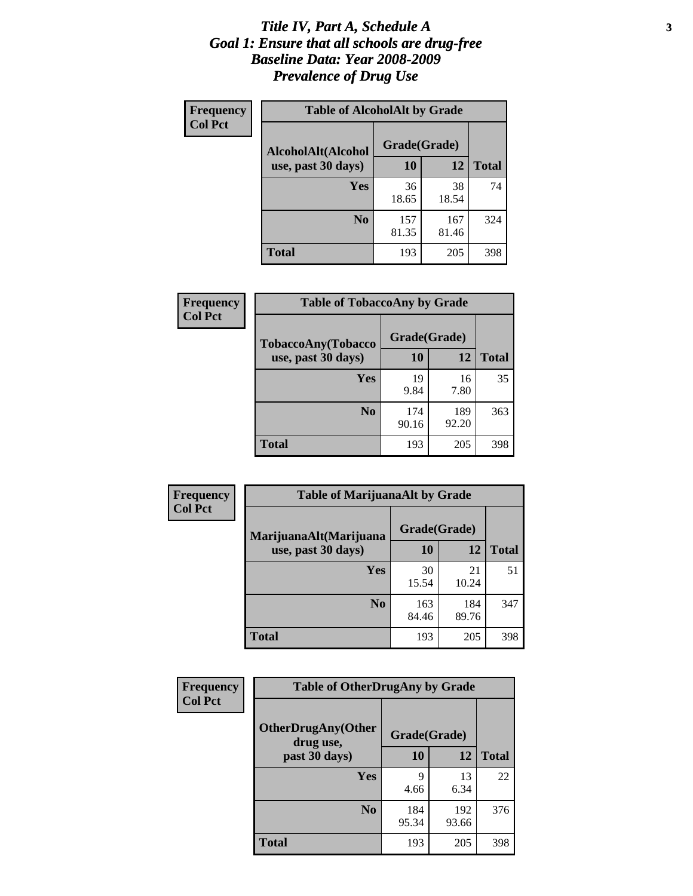# *Title IV, Part A, Schedule A*
# *Goal 1: Ensure that all schools are drug-free*
# *Baseline Data: Year 2008-2009*
# *Prevalence of Drug Use*

**Frequency**
**Col Pct**

| Table of AlcoholAlt by Grade | | | |
|---|---|---|---|
| AlcoholAlt(Alcohol use, past 30 days) | Grade(Grade) | | |
| | 10 | 12 | Total |
| Yes | 36<br>18.65 | 38<br>18.54 | 74 |
| No | 157<br>81.35 | 167<br>81.46 | 324 |
| Total | 193 | 205 | 398 |

**Frequency**
**Col Pct**

| Table of TobaccoAny by Grade | | | |
|---|---|---|---|
| TobaccoAny(Tobacco use, past 30 days) | Grade(Grade) | | |
| | 10 | 12 | Total |
| Yes | 19<br>9.84 | 16<br>7.80 | 35 |
| No | 174<br>90.16 | 189<br>92.20 | 363 |
| Total | 193 | 205 | 398 |

**Frequency**
**Col Pct**

| Table of MarijuanaAlt by Grade | | | |
|---|---|---|---|
| MarijuanaAlt(Marijuana use, past 30 days) | Grade(Grade) | | |
| | 10 | 12 | Total |
| Yes | 30<br>15.54 | 21<br>10.24 | 51 |
| No | 163<br>84.46 | 184<br>89.76 | 347 |
| Total | 193 | 205 | 398 |

**Frequency**
**Col Pct**

| Table of OtherDrugAny by Grade | | | |
|---|---|---|---|
| OtherDrugAny(Other drug use, past 30 days) | Grade(Grade) | | |
| | 10 | 12 | Total |
| Yes | 9<br>4.66 | 13<br>6.34 | 22 |
| No | 184<br>95.34 | 192<br>93.66 | 376 |
| Total | 193 | 205 | 398 |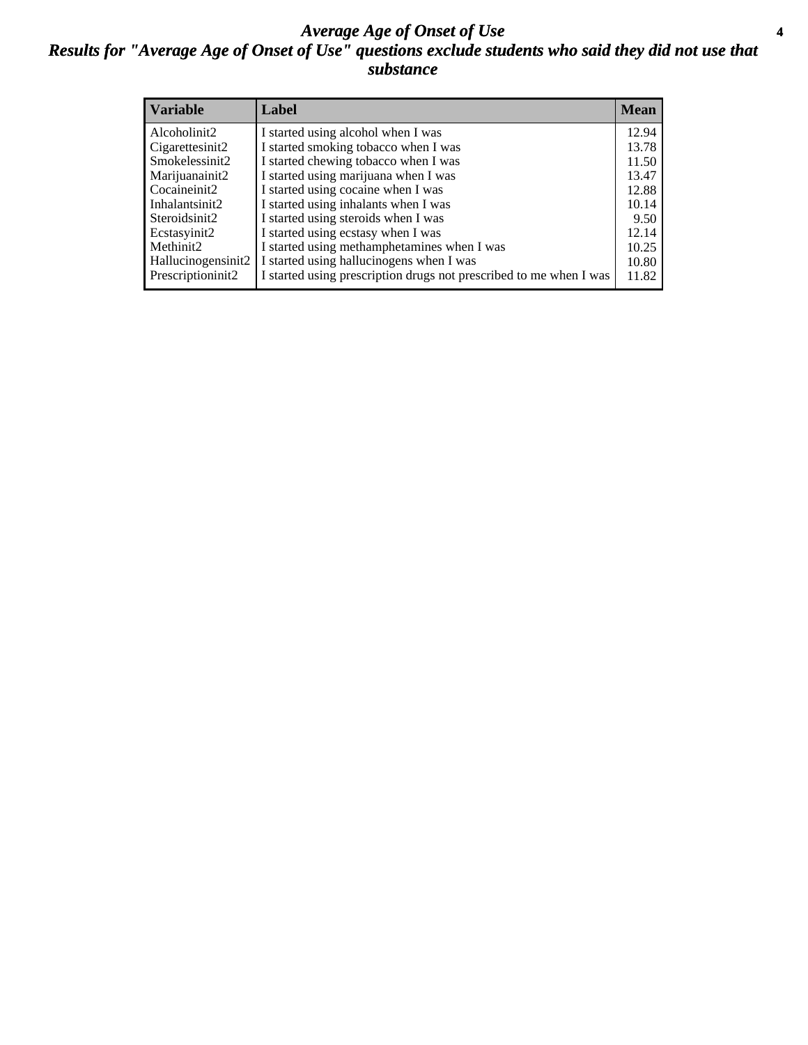# *Average Age of Onset of Use*

## *Results for "Average Age of Onset of Use" questions exclude students who said they did not use that substance*

| Variable | Label | Mean |
|---|---|---|
| Alcoholinit2 | I started using alcohol when I was | 12.94 |
| Cigarettesinit2 | I started smoking tobacco when I was | 13.78 |
| Smokelessinit2 | I started chewing tobacco when I was | 11.50 |
| Marijuanainit2 | I started using marijuana when I was | 13.47 |
| Cocaineinit2 | I started using cocaine when I was | 12.88 |
| Inhalantsinit2 | I started using inhalants when I was | 10.14 |
| Steroidsinit2 | I started using steroids when I was | 9.50 |
| Ecstasyinit2 | I started using ecstasy when I was | 12.14 |
| Methinit2 | I started using methamphetamines when I was | 10.25 |
| Hallucinogensinit2 | I started using hallucinogens when I was | 10.80 |
| Prescriptioninit2 | I started using prescription drugs not prescribed to me when I was | 11.82 |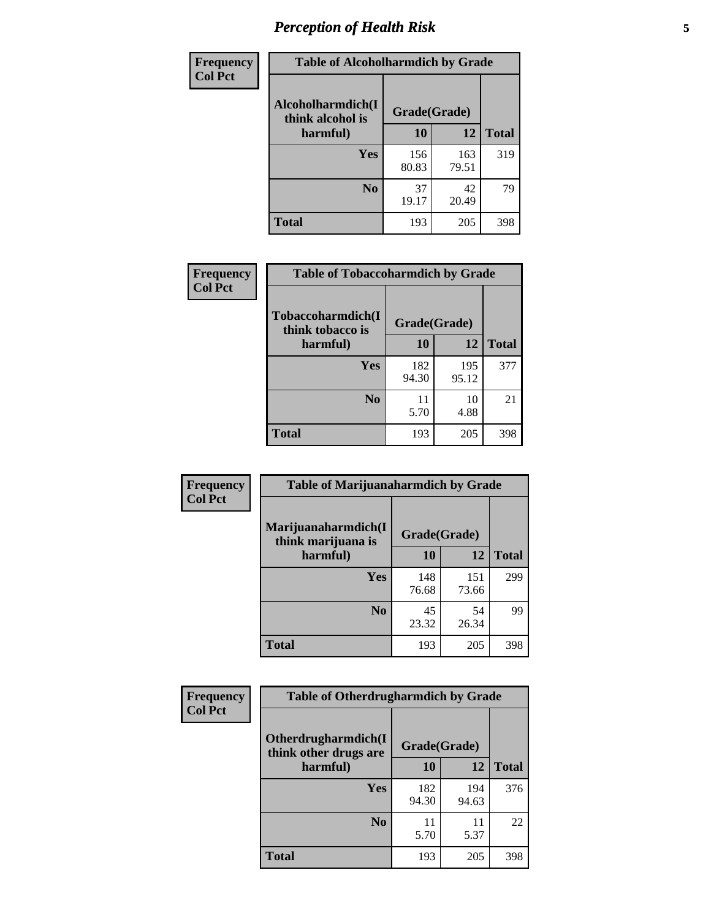| Frequency Col Pct | Table of Alcoholharmdich by Grade | | |
|---|---|---|---|
| Alcoholharmdich(I think alcohol is harmful) | Grade(Grade) | | |
| | 10 | 12 | Total |
| Yes | 156<br>80.83 | 163<br>79.51 | 319 |
| No | 37<br>19.17 | 42<br>20.49 | 79 |
| Total | 193 | 205 | 398 |

| Frequency Col Pct | Table of Tobaccoharmdich by Grade | | |
|---|---|---|---|
| Tobaccoharmdich(I think tobacco is harmful) | Grade(Grade) | | |
| | 10 | 12 | Total |
| Yes | 182<br>94.30 | 195<br>95.12 | 377 |
| No | 11<br>5.70 | 10<br>4.88 | 21 |
| Total | 193 | 205 | 398 |

| Frequency Col Pct | Table of Marijuanaharmdich by Grade | | |
|---|---|---|---|
| Marijuanaharmdich(I think marijuana is harmful) | Grade(Grade) | | |
| | 10 | 12 | Total |
| Yes | 148<br>76.68 | 151<br>73.66 | 299 |
| No | 45<br>23.32 | 54<br>26.34 | 99 |
| Total | 193 | 205 | 398 |

| Frequency Col Pct | Table of Otherdrugharmdich by Grade | | |
|---|---|---|---|
| Otherdrugharmdich(I think other drugs are harmful) | Grade(Grade) | | |
| | 10 | 12 | Total |
| Yes | 182<br>94.30 | 194<br>94.63 | 376 |
| No | 11<br>5.70 | 11<br>5.37 | 22 |
| Total | 193 | 205 | 398 |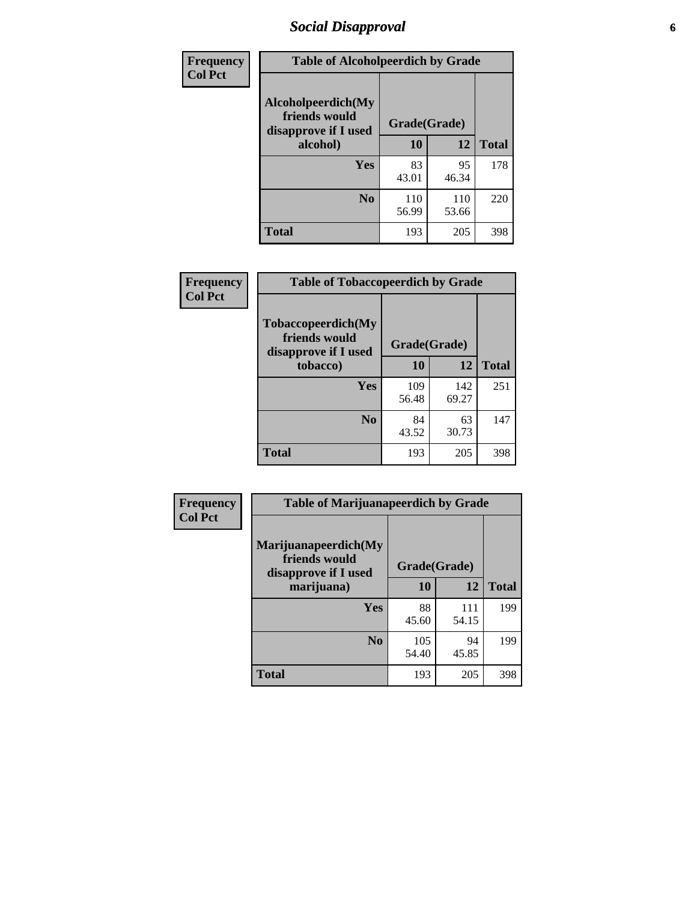## Social Disapproval

| Frequency<br>Col Pct | Table of Alcoholpeerdich by Grade | | |
|---|---|---|---|
| Alcoholpeerdich(My friends would disapprove if I used alcohol) | Grade(Grade) | | |
| | 10 | 12 | Total |
| Yes | 83<br>43.01 | 95<br>46.34 | 178 |
| No | 110<br>56.99 | 110<br>53.66 | 220 |
| Total | 193 | 205 | 398 |

| Frequency<br>Col Pct | Table of Tobaccopeerdich by Grade | | |
|---|---|---|---|
| Tobaccopeerdich(My friends would disapprove if I used tobacco) | Grade(Grade) | | |
| | 10 | 12 | Total |
| Yes | 109<br>56.48 | 142<br>69.27 | 251 |
| No | 84<br>43.52 | 63<br>30.73 | 147 |
| Total | 193 | 205 | 398 |

| Frequency<br>Col Pct | Table of Marijuanapeerdich by Grade | | |
|---|---|---|---|
| Marijuanapeerdich(My friends would disapprove if I used marijuana) | Grade(Grade) | | |
| | 10 | 12 | Total |
| Yes | 88<br>45.60 | 111<br>54.15 | 199 |
| No | 105<br>54.40 | 94<br>45.85 | 199 |
| Total | 193 | 205 | 398 |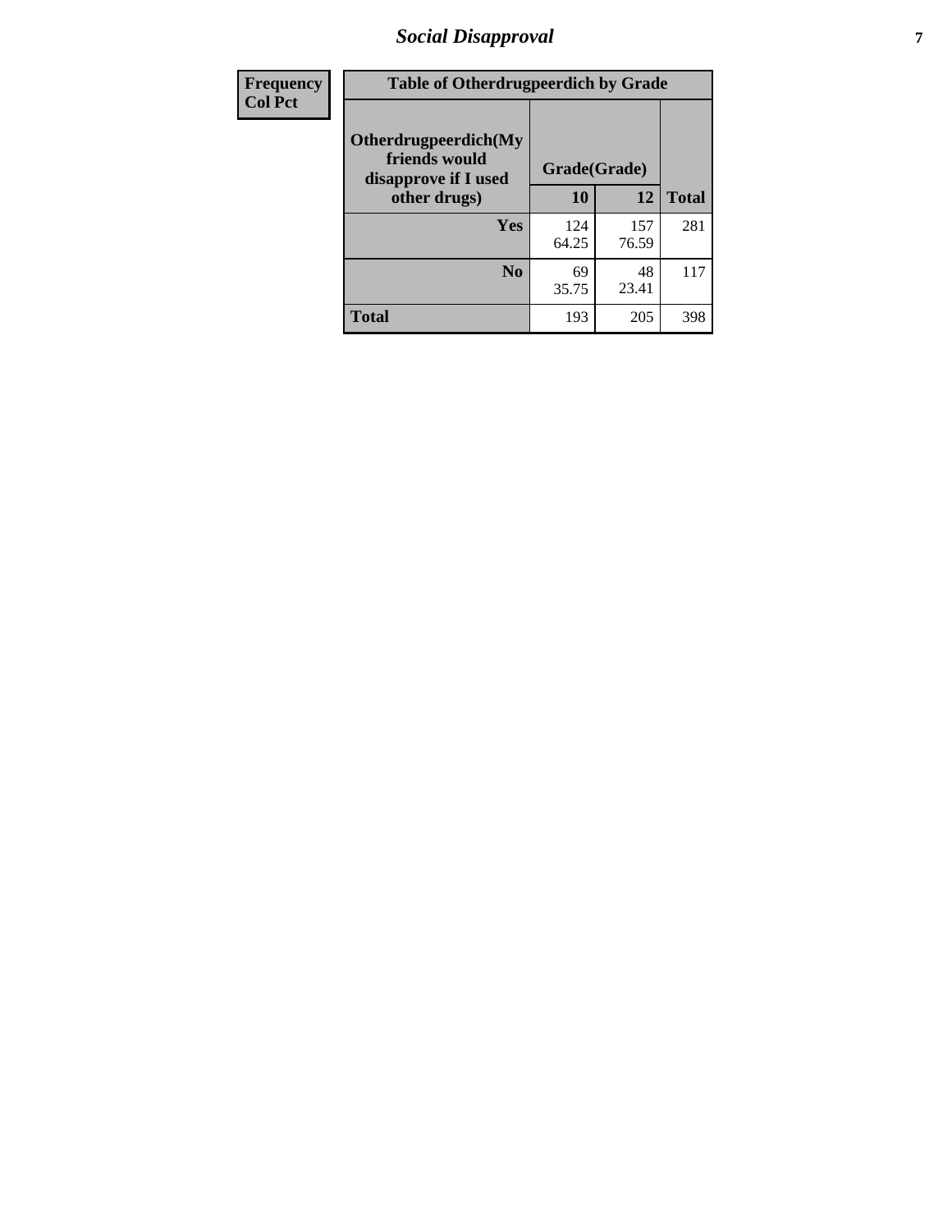| Frequency<br>Col Pct | Table of Otherdrugpeerdich by Grade | | |
|---|---|---|---|
| Otherdrugpeerdich(My friends would disapprove if I used other drugs) | Grade(Grade) | | |
| | 10 | 12 | Total |
| Yes | 124<br>64.25 | 157<br>76.59 | 281 |
| No | 69<br>35.75 | 48<br>23.41 | 117 |
| Total | 193 | 205 | 398 |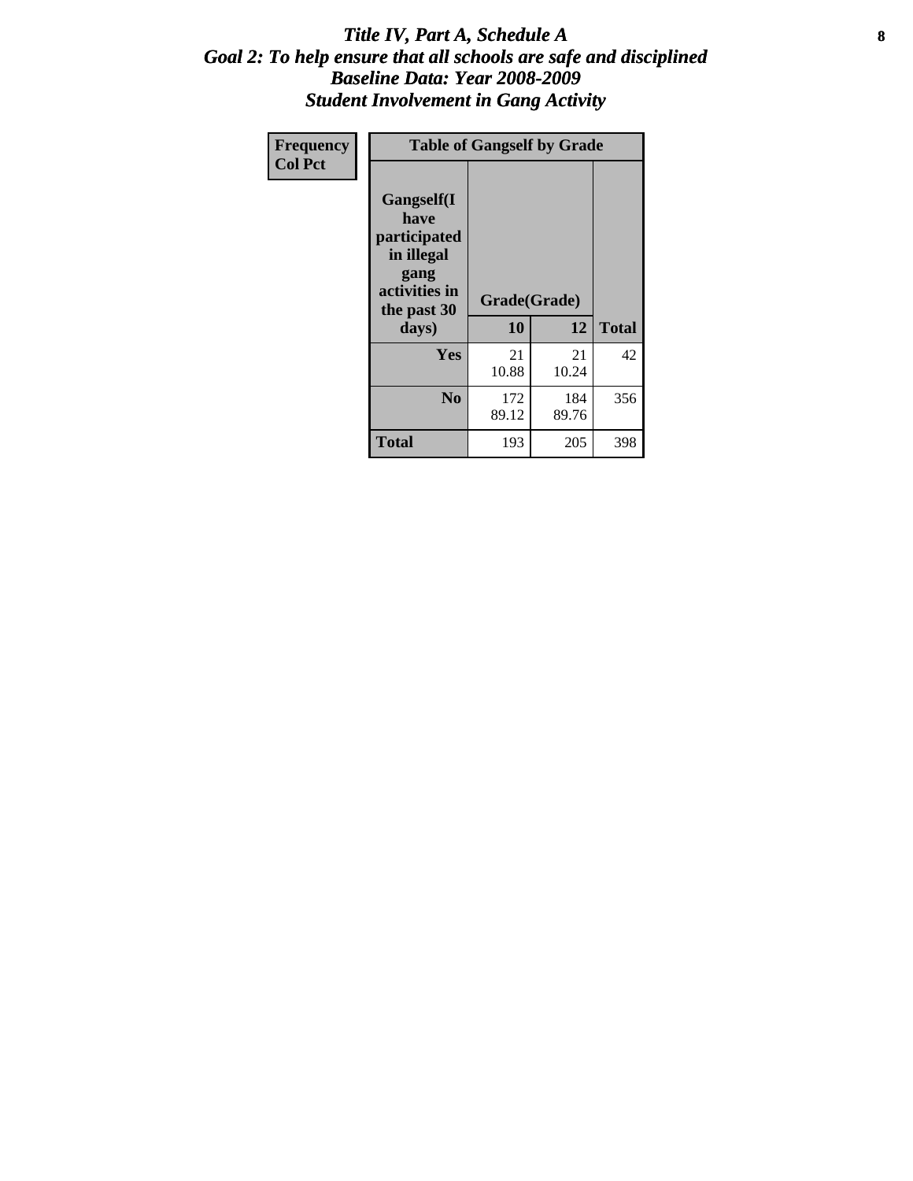# *Title IV, Part A, Schedule A*
## *Goal 2: To help ensure that all schools are safe and disciplined*
## *Baseline Data: Year 2008-2009*
## *Student Involvement in Gang Activity*

| Frequency<br>Col Pct | Table of Gangself by Grade | | |
|---|---|---|---|
| Gangself(I have participated in illegal gang activities in the past 30 days) | Grade(Grade) | | |
| | 10 | 12 | Total |
| Yes | 21<br>10.88 | 21<br>10.24 | 42 |
| No | 172<br>89.12 | 184<br>89.76 | 356 |
| Total | 193 | 205 | 398 |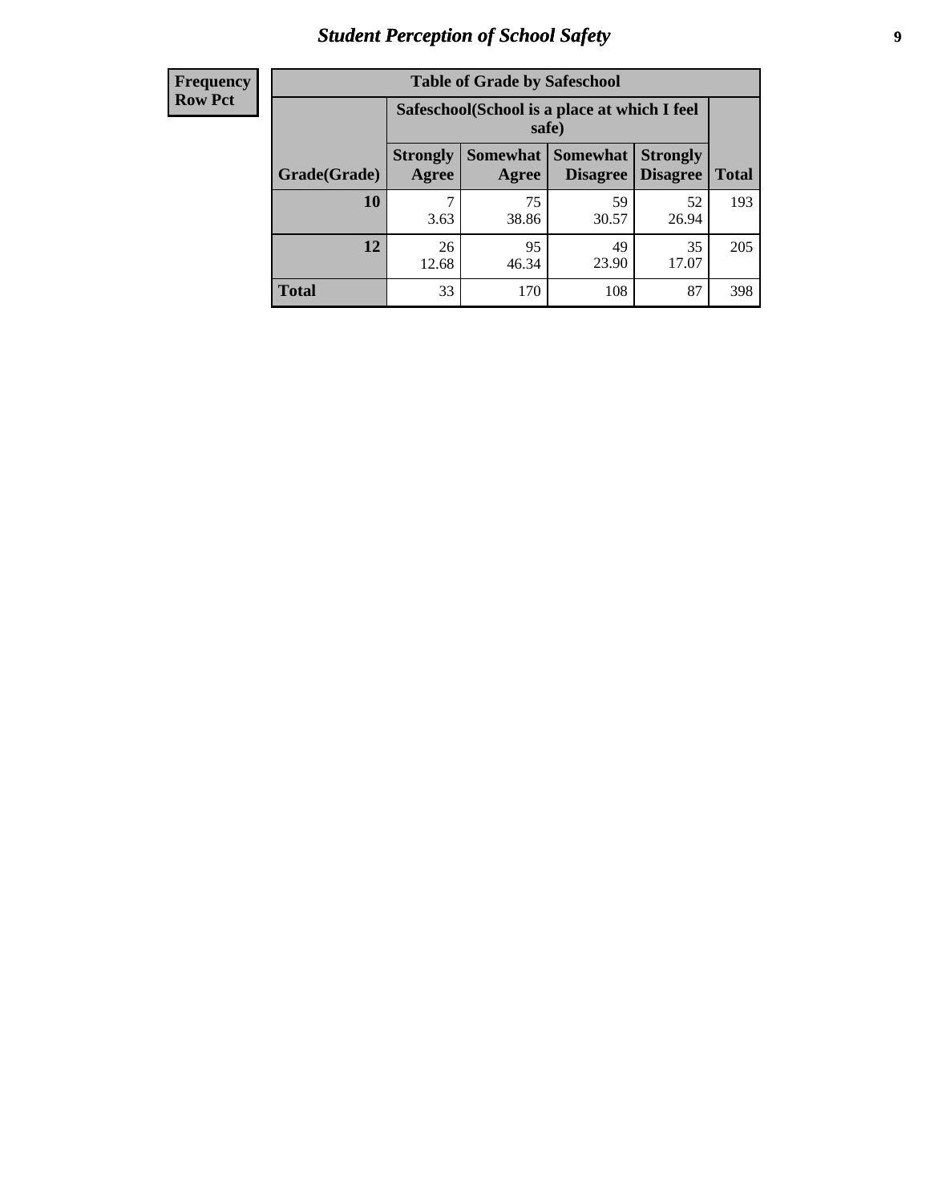# Student Perception of School Safety

| Frequency Row Pct | Table of Grade by Safeschool | | | | |
|---|---|---|---|---|---|
| | Safeschool(School is a place at which I feel safe) | | | | |
| Grade(Grade) | Strongly Agree | Somewhat Agree | Somewhat Disagree | Strongly Disagree | Total |
| 10 | 7<br>3.63 | 75<br>38.86 | 59<br>30.57 | 52<br>26.94 | 193 |
| 12 | 26<br>12.68 | 95<br>46.34 | 49<br>23.90 | 35<br>17.07 | 205 |
| Total | 33 | 170 | 108 | 87 | 398 |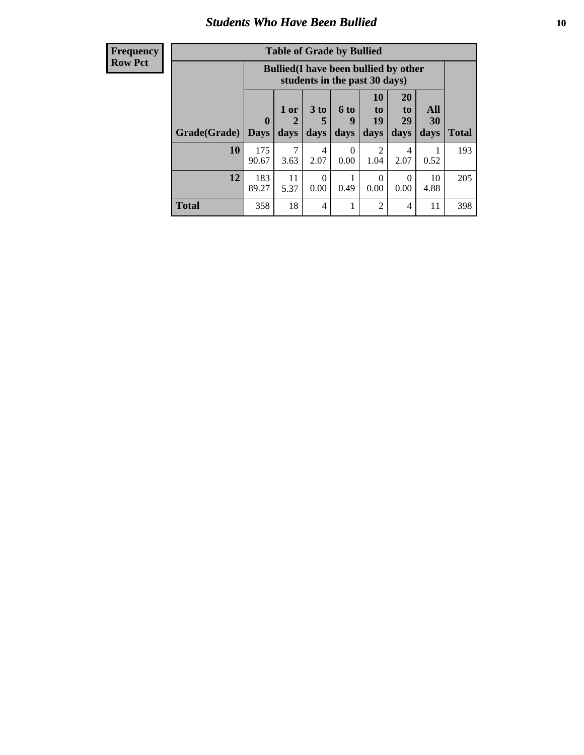## Students Who Have Been Bullied

| Frequency<br>Row Pct |
|---|

**Table of Grade by Bullied**

| | Bullied(I have been bullied by other students in the past 30 days) | | | | | | | |
|---|---|---|---|---|---|---|---|---|
| Grade(Grade) | 0 Days | 1 or 2 days | 3 to 5 days | 6 to 9 days | 10 to 19 days | 20 to 29 days | All 30 days | Total |
| 10 | 175<br>90.67 | 7<br>3.63 | 4<br>2.07 | 0<br>0.00 | 2<br>1.04 | 4<br>2.07 | 1<br>0.52 | 193 |
| 12 | 183<br>89.27 | 11<br>5.37 | 0<br>0.00 | 1<br>0.49 | 0<br>0.00 | 0<br>0.00 | 10<br>4.88 | 205 |
| Total | 358 | 18 | 4 | 1 | 2 | 4 | 11 | 398 |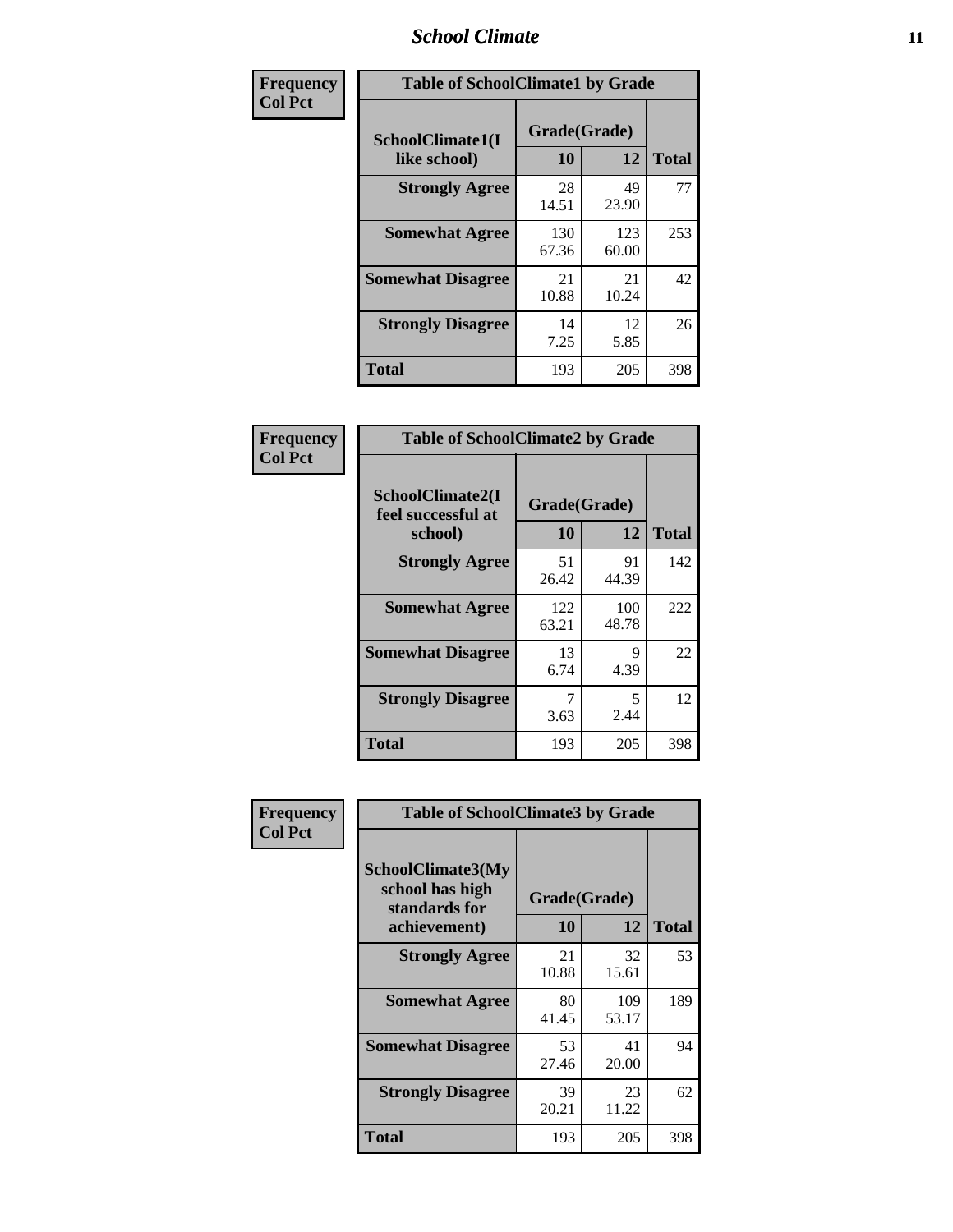| Frequency<br>Col Pct | Table of SchoolClimate1 by Grade | | |
|---|---|---|---|
| SchoolClimate1(I like school) | Grade(Grade) | | |
| | 10 | 12 | Total |
| Strongly Agree | 28<br>14.51 | 49<br>23.90 | 77 |
| Somewhat Agree | 130<br>67.36 | 123<br>60.00 | 253 |
| Somewhat Disagree | 21<br>10.88 | 21<br>10.24 | 42 |
| Strongly Disagree | 14<br>7.25 | 12<br>5.85 | 26 |
| Total | 193 | 205 | 398 |

| Frequency<br>Col Pct | Table of SchoolClimate2 by Grade | | |
|---|---|---|---|
| SchoolClimate2(I feel successful at school) | Grade(Grade) | | |
| | 10 | 12 | Total |
| Strongly Agree | 51<br>26.42 | 91<br>44.39 | 142 |
| Somewhat Agree | 122<br>63.21 | 100<br>48.78 | 222 |
| Somewhat Disagree | 13<br>6.74 | 9<br>4.39 | 22 |
| Strongly Disagree | 7<br>3.63 | 5<br>2.44 | 12 |
| Total | 193 | 205 | 398 |

| Frequency<br>Col Pct | Table of SchoolClimate3 by Grade | | |
|---|---|---|---|
| SchoolClimate3(My school has high standards for achievement) | Grade(Grade) | | |
| | 10 | 12 | Total |
| Strongly Agree | 21<br>10.88 | 32<br>15.61 | 53 |
| Somewhat Agree | 80<br>41.45 | 109<br>53.17 | 189 |
| Somewhat Disagree | 53<br>27.46 | 41<br>20.00 | 94 |
| Strongly Disagree | 39<br>20.21 | 23<br>11.22 | 62 |
| Total | 193 | 205 | 398 |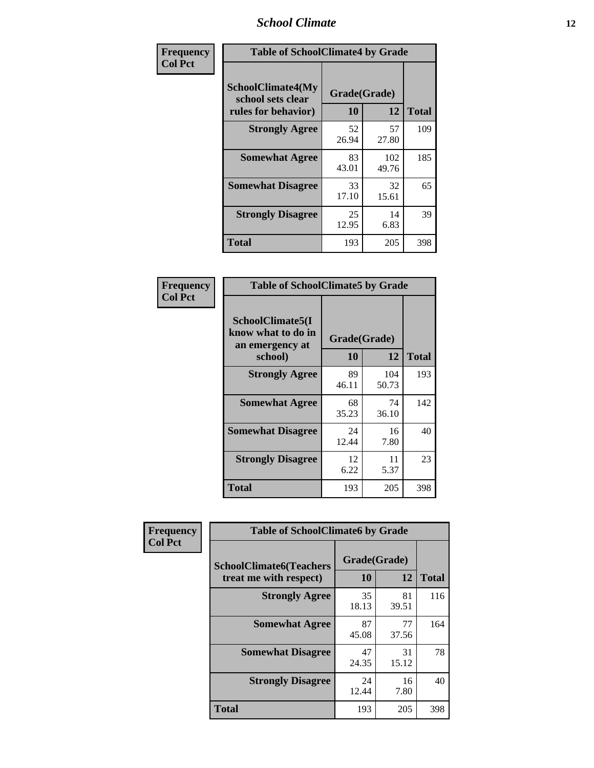## Table of SchoolClimate4 by Grade

Frequency / Col Pct

| SchoolClimate4(My school sets clear rules for behavior) | Grade(Grade) 10 | 12 | Total |
|---|---|---|---|
| Strongly Agree | 52<br>26.94 | 57<br>27.80 | 109 |
| Somewhat Agree | 83<br>43.01 | 102<br>49.76 | 185 |
| Somewhat Disagree | 33<br>17.10 | 32<br>15.61 | 65 |
| Strongly Disagree | 25<br>12.95 | 14<br>6.83 | 39 |
| Total | 193 | 205 | 398 |

## Table of SchoolClimate5 by Grade

Frequency / Col Pct

| SchoolClimate5(I know what to do in an emergency at school) | Grade(Grade) 10 | 12 | Total |
|---|---|---|---|
| Strongly Agree | 89<br>46.11 | 104<br>50.73 | 193 |
| Somewhat Agree | 68<br>35.23 | 74<br>36.10 | 142 |
| Somewhat Disagree | 24<br>12.44 | 16<br>7.80 | 40 |
| Strongly Disagree | 12<br>6.22 | 11<br>5.37 | 23 |
| Total | 193 | 205 | 398 |

## Table of SchoolClimate6 by Grade

Frequency / Col Pct

| SchoolClimate6(Teachers treat me with respect) | Grade(Grade) 10 | 12 | Total |
|---|---|---|---|
| Strongly Agree | 35<br>18.13 | 81<br>39.51 | 116 |
| Somewhat Agree | 87<br>45.08 | 77<br>37.56 | 164 |
| Somewhat Disagree | 47<br>24.35 | 31<br>15.12 | 78 |
| Strongly Disagree | 24<br>12.44 | 16<br>7.80 | 40 |
| Total | 193 | 205 | 398 |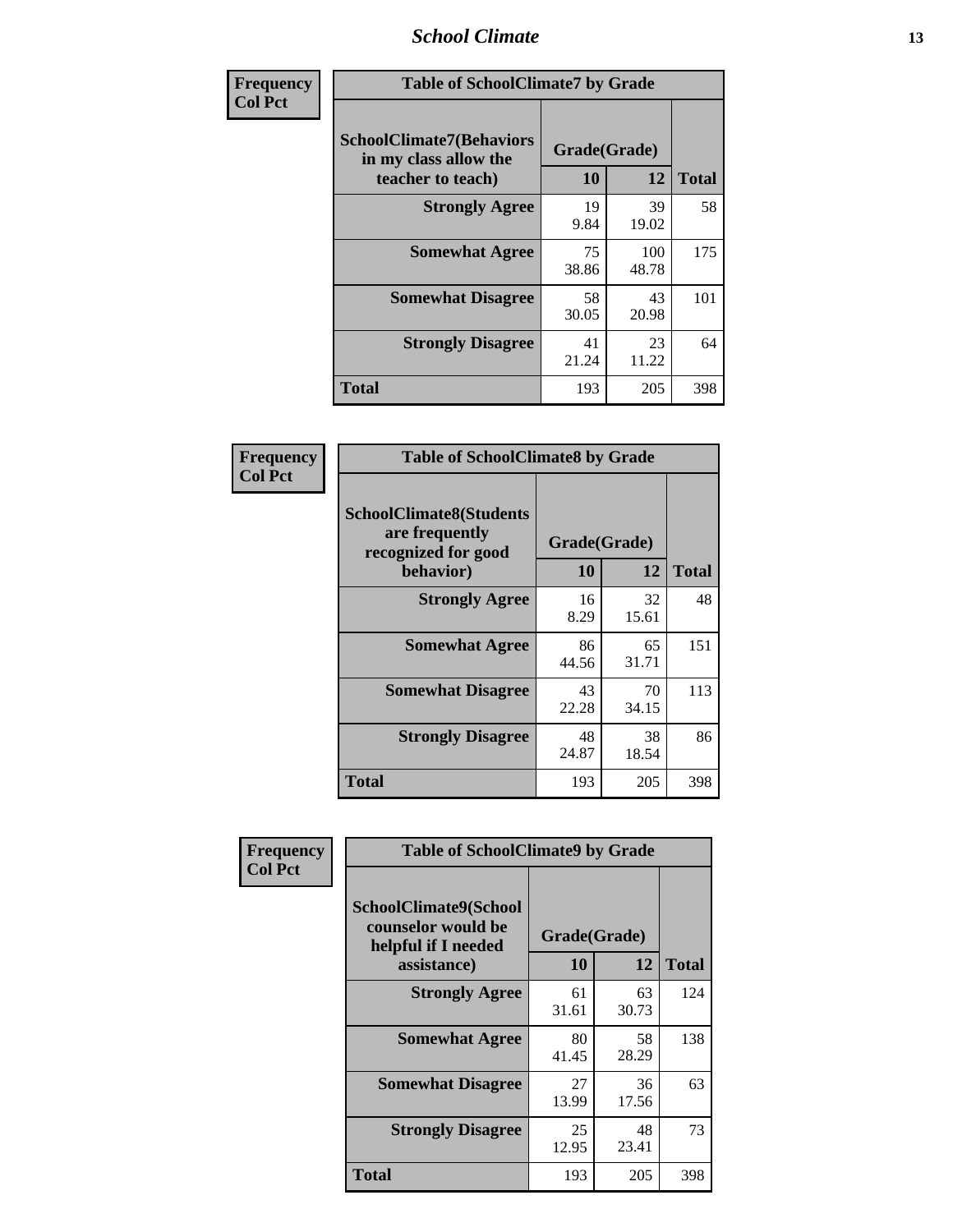**Frequency**
**Col Pct**

| Table of SchoolClimate7 by Grade | | | |
|---|---|---|---|
| SchoolClimate7(Behaviors in my class allow the teacher to teach) | Grade(Grade) | | |
| | 10 | 12 | Total |
| **Strongly Agree** | 19<br>9.84 | 39<br>19.02 | 58 |
| **Somewhat Agree** | 75<br>38.86 | 100<br>48.78 | 175 |
| **Somewhat Disagree** | 58<br>30.05 | 43<br>20.98 | 101 |
| **Strongly Disagree** | 41<br>21.24 | 23<br>11.22 | 64 |
| **Total** | 193 | 205 | 398 |

**Frequency**
**Col Pct**

| Table of SchoolClimate8 by Grade | | | |
|---|---|---|---|
| SchoolClimate8(Students are frequently recognized for good behavior) | Grade(Grade) | | |
| | 10 | 12 | Total |
| **Strongly Agree** | 16<br>8.29 | 32<br>15.61 | 48 |
| **Somewhat Agree** | 86<br>44.56 | 65<br>31.71 | 151 |
| **Somewhat Disagree** | 43<br>22.28 | 70<br>34.15 | 113 |
| **Strongly Disagree** | 48<br>24.87 | 38<br>18.54 | 86 |
| **Total** | 193 | 205 | 398 |

**Frequency**
**Col Pct**

| Table of SchoolClimate9 by Grade | | | |
|---|---|---|---|
| SchoolClimate9(School counselor would be helpful if I needed assistance) | Grade(Grade) | | |
| | 10 | 12 | Total |
| **Strongly Agree** | 61<br>31.61 | 63<br>30.73 | 124 |
| **Somewhat Agree** | 80<br>41.45 | 58<br>28.29 | 138 |
| **Somewhat Disagree** | 27<br>13.99 | 36<br>17.56 | 63 |
| **Strongly Disagree** | 25<br>12.95 | 48<br>23.41 | 73 |
| **Total** | 193 | 205 | 398 |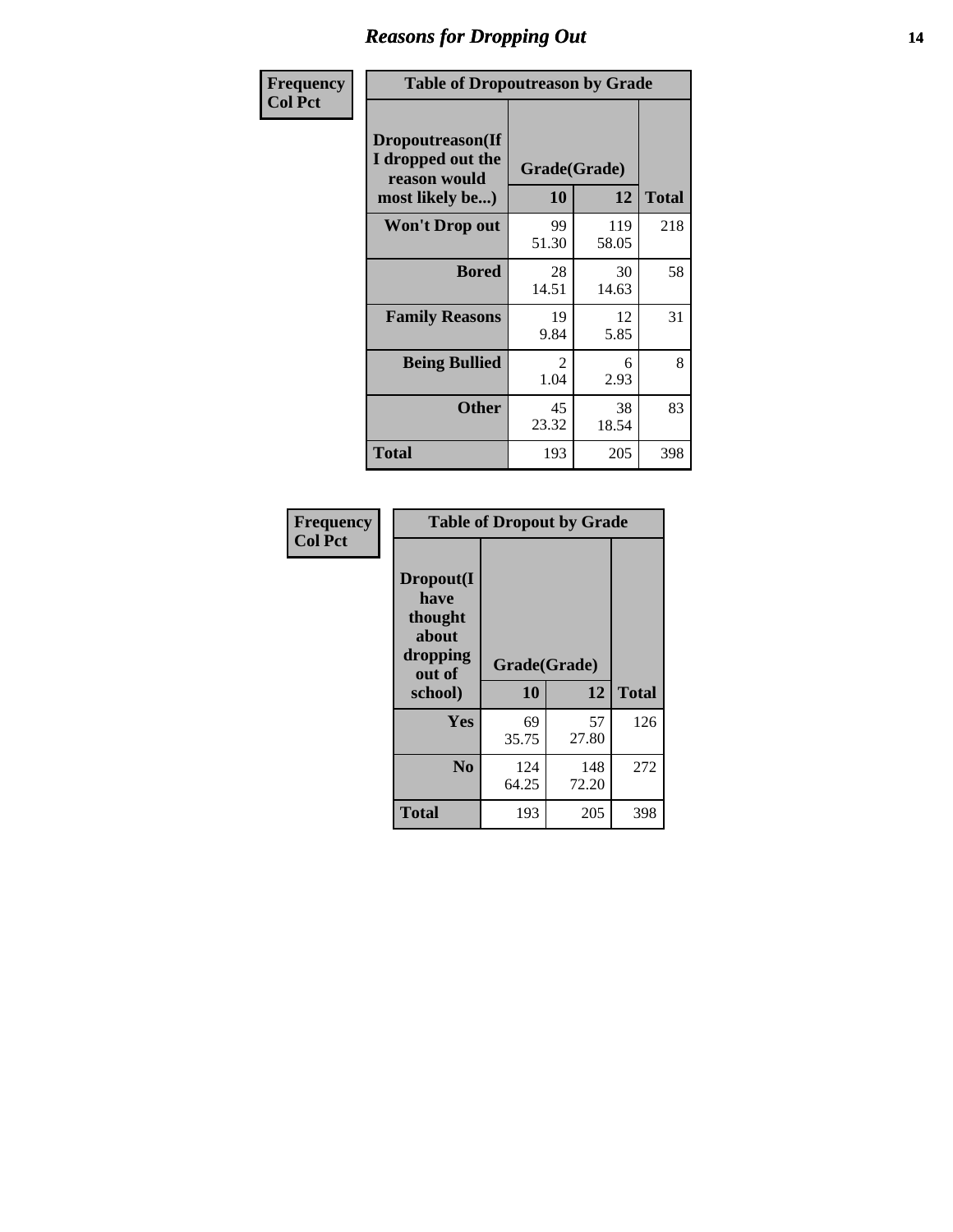# Reasons for Dropping Out

**Frequency**
**Col Pct**

| Table of Dropoutreason by Grade | | | |
|---|---|---|---|
| **Dropoutreason(If I dropped out the reason would most likely be...)** | **Grade(Grade)** | | |
| | **10** | **12** | **Total** |
| **Won't Drop out** | 99<br>51.30 | 119<br>58.05 | 218 |
| **Bored** | 28<br>14.51 | 30<br>14.63 | 58 |
| **Family Reasons** | 19<br>9.84 | 12<br>5.85 | 31 |
| **Being Bullied** | 2<br>1.04 | 6<br>2.93 | 8 |
| **Other** | 45<br>23.32 | 38<br>18.54 | 83 |
| **Total** | 193 | 205 | 398 |

**Frequency**
**Col Pct**

| Table of Dropout by Grade | | | |
|---|---|---|---|
| **Dropout(I have thought about dropping out of school)** | **Grade(Grade)** | | |
| | **10** | **12** | **Total** |
| **Yes** | 69<br>35.75 | 57<br>27.80 | 126 |
| **No** | 124<br>64.25 | 148<br>72.20 | 272 |
| **Total** | 193 | 205 | 398 |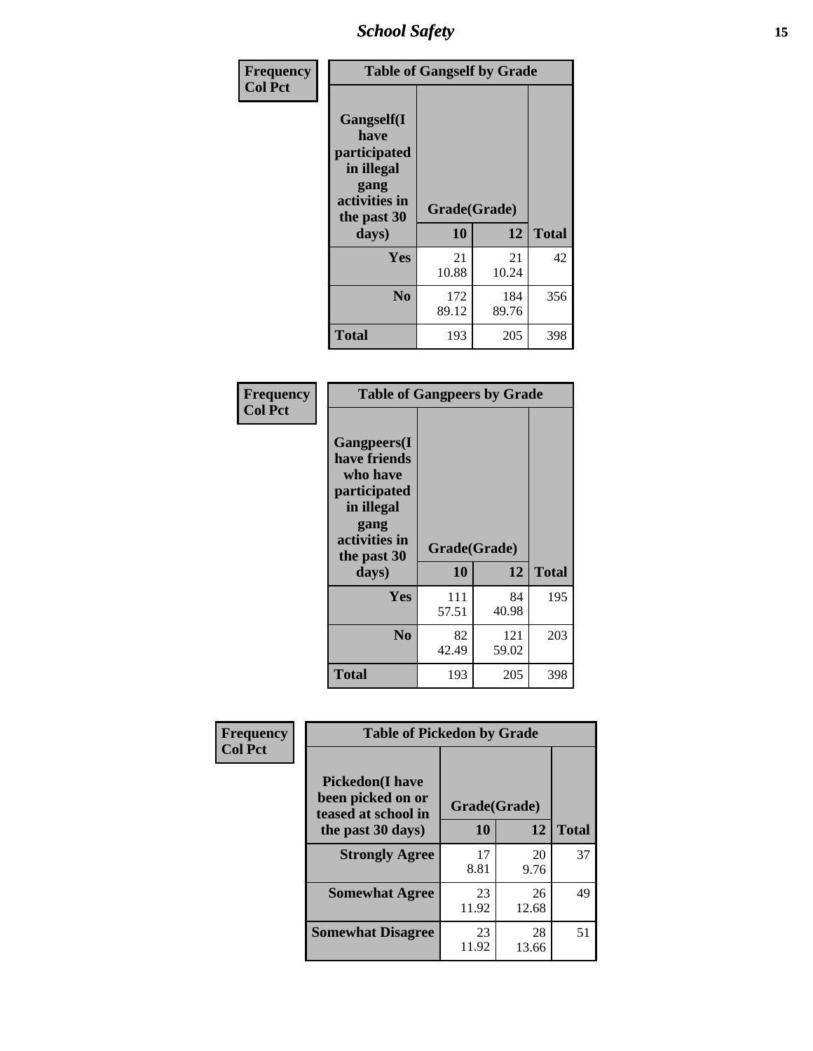| Frequency<br>Col Pct |
|---|

**Table of Gangself by Grade**

| Gangself(I have participated in illegal gang activities in the past 30 days) | Grade(Grade) | | Total |
|---|---|---|---|
| | 10 | 12 | |
| Yes | 21<br>10.88 | 21<br>10.24 | 42 |
| No | 172<br>89.12 | 184<br>89.76 | 356 |
| Total | 193 | 205 | 398 |

| Frequency<br>Col Pct |
|---|

**Table of Gangpeers by Grade**

| Gangpeers(I have friends who have participated in illegal gang activities in the past 30 days) | Grade(Grade) | | Total |
|---|---|---|---|
| | 10 | 12 | |
| Yes | 111<br>57.51 | 84<br>40.98 | 195 |
| No | 82<br>42.49 | 121<br>59.02 | 203 |
| Total | 193 | 205 | 398 |

| Frequency<br>Col Pct |
|---|

**Table of Pickedon by Grade**

| Pickedon(I have been picked on or teased at school in the past 30 days) | Grade(Grade) | | Total |
|---|---|---|---|
| | 10 | 12 | |
| Strongly Agree | 17<br>8.81 | 20<br>9.76 | 37 |
| Somewhat Agree | 23<br>11.92 | 26<br>12.68 | 49 |
| Somewhat Disagree | 23<br>11.92 | 28<br>13.66 | 51 |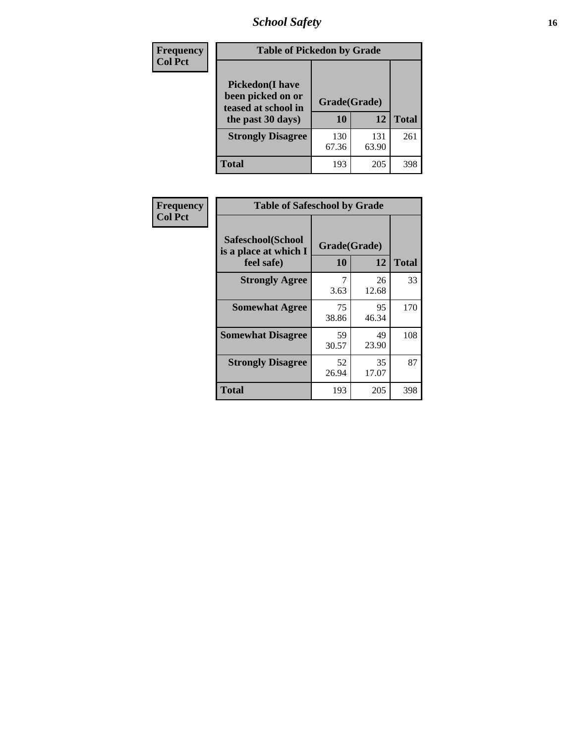| Frequency Col Pct | Table of Pickedon by Grade | | |
|---|---|---|---|
| Pickedon(I have been picked on or teased at school in the past 30 days) | Grade(Grade) | | |
| | 10 | 12 | Total |
| Strongly Disagree | 130<br>67.36 | 131<br>63.90 | 261 |
| Total | 193 | 205 | 398 |

| Frequency Col Pct | Table of Safeschool by Grade | | |
|---|---|---|---|
| Safeschool(School is a place at which I feel safe) | Grade(Grade) | | |
| | 10 | 12 | Total |
| Strongly Agree | 7<br>3.63 | 26<br>12.68 | 33 |
| Somewhat Agree | 75<br>38.86 | 95<br>46.34 | 170 |
| Somewhat Disagree | 59<br>30.57 | 49<br>23.90 | 108 |
| Strongly Disagree | 52<br>26.94 | 35<br>17.07 | 87 |
| Total | 193 | 205 | 398 |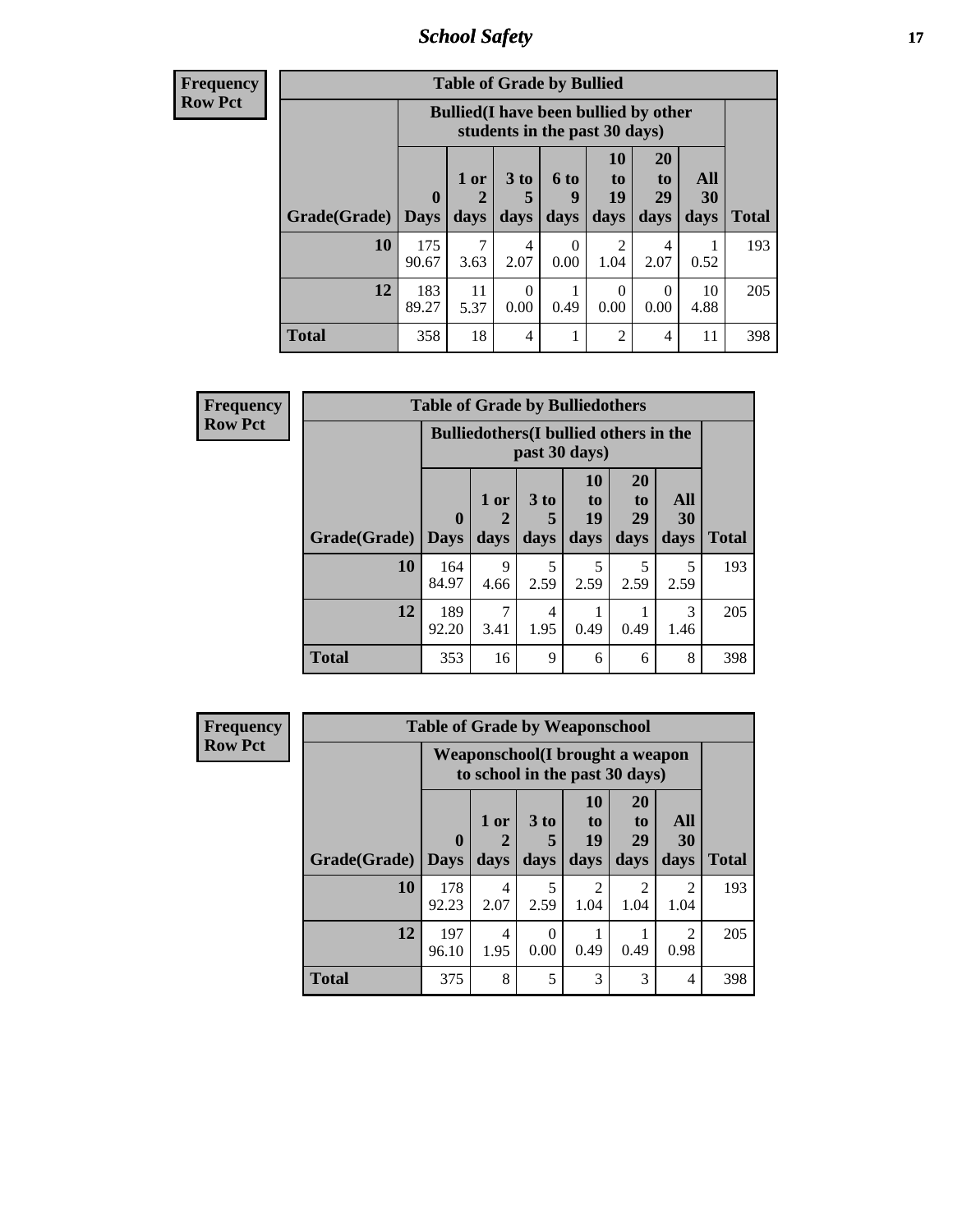| Frequency<br>Row Pct |
|---|

**Table of Grade by Bullied**

| Grade(Grade) | Bullied(I have been bullied by other students in the past 30 days) | | | | | | | Total |
|---|---|---|---|---|---|---|---|---|
| | 0 Days | 1 or 2 days | 3 to 5 days | 6 to 9 days | 10 to 19 days | 20 to 29 days | All 30 days | |
| **10** | 175<br>90.67 | 7<br>3.63 | 4<br>2.07 | 0<br>0.00 | 2<br>1.04 | 4<br>2.07 | 1<br>0.52 | 193 |
| **12** | 183<br>89.27 | 11<br>5.37 | 0<br>0.00 | 1<br>0.49 | 0<br>0.00 | 0<br>0.00 | 10<br>4.88 | 205 |
| **Total** | 358 | 18 | 4 | 1 | 2 | 4 | 11 | 398 |

| Frequency<br>Row Pct |
|---|

**Table of Grade by Bulliedothers**

| Grade(Grade) | Bulliedothers(I bullied others in the past 30 days) | | | | | | Total |
|---|---|---|---|---|---|---|---|
| | 0 Days | 1 or 2 days | 3 to 5 days | 10 to 19 days | 20 to 29 days | All 30 days | |
| **10** | 164<br>84.97 | 9<br>4.66 | 5<br>2.59 | 5<br>2.59 | 5<br>2.59 | 5<br>2.59 | 193 |
| **12** | 189<br>92.20 | 7<br>3.41 | 4<br>1.95 | 1<br>0.49 | 1<br>0.49 | 3<br>1.46 | 205 |
| **Total** | 353 | 16 | 9 | 6 | 6 | 8 | 398 |

| Frequency<br>Row Pct |
|---|

**Table of Grade by Weaponschool**

| Grade(Grade) | Weaponschool(I brought a weapon to school in the past 30 days) | | | | | | Total |
|---|---|---|---|---|---|---|---|
| | 0 Days | 1 or 2 days | 3 to 5 days | 10 to 19 days | 20 to 29 days | All 30 days | |
| **10** | 178<br>92.23 | 4<br>2.07 | 5<br>2.59 | 2<br>1.04 | 2<br>1.04 | 2<br>1.04 | 193 |
| **12** | 197<br>96.10 | 4<br>1.95 | 0<br>0.00 | 1<br>0.49 | 1<br>0.49 | 2<br>0.98 | 205 |
| **Total** | 375 | 8 | 5 | 3 | 3 | 4 | 398 |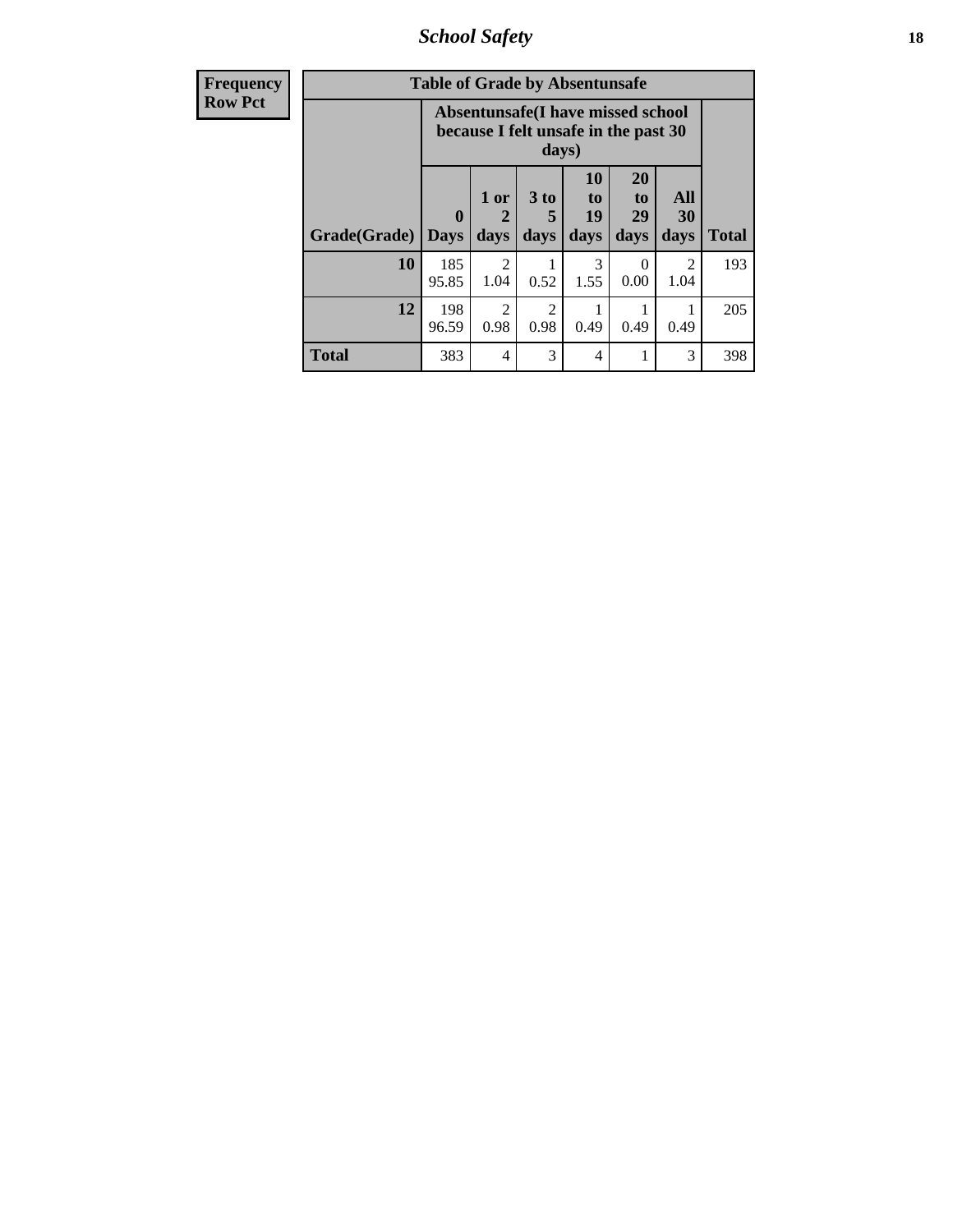| Frequency |
|---|
| Row Pct |

| Table of Grade by Absentunsafe | | | | | | | |
|---|---|---|---|---|---|---|---|
| | Absentunsafe(I have missed school because I felt unsafe in the past 30 days) | | | | | | |
| Grade(Grade) | 0 Days | 1 or 2 days | 3 to 5 days | 10 to 19 days | 20 to 29 days | All 30 days | Total |
| 10 | 185<br>95.85 | 2<br>1.04 | 1<br>0.52 | 3<br>1.55 | 0<br>0.00 | 2<br>1.04 | 193 |
| 12 | 198<br>96.59 | 2<br>0.98 | 2<br>0.98 | 1<br>0.49 | 1<br>0.49 | 1<br>0.49 | 205 |
| Total | 383 | 4 | 3 | 4 | 1 | 3 | 398 |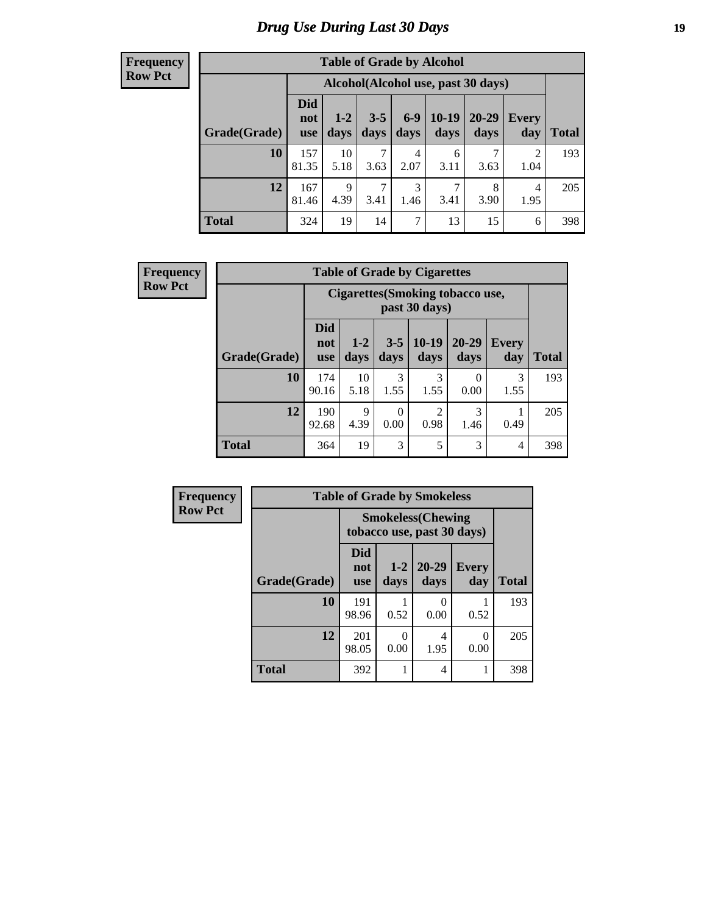# Drug Use During Last 30 Days

**Frequency**
**Row Pct**

| Table of Grade by Alcohol | | | | | | | | |
|---|---|---|---|---|---|---|---|---|
| | Alcohol(Alcohol use, past 30 days) | | | | | | | |
| Grade(Grade) | Did not use | 1-2 days | 3-5 days | 6-9 days | 10-19 days | 20-29 days | Every day | Total |
| **10** | 157 81.35 | 10 5.18 | 7 3.63 | 4 2.07 | 6 3.11 | 7 3.63 | 2 1.04 | 193 |
| **12** | 167 81.46 | 9 4.39 | 7 3.41 | 3 1.46 | 7 3.41 | 8 3.90 | 4 1.95 | 205 |
| **Total** | 324 | 19 | 14 | 7 | 13 | 15 | 6 | 398 |

**Frequency**
**Row Pct**

| Table of Grade by Cigarettes | | | | | | | |
|---|---|---|---|---|---|---|---|
| | Cigarettes(Smoking tobacco use, past 30 days) | | | | | | |
| Grade(Grade) | Did not use | 1-2 days | 3-5 days | 10-19 days | 20-29 days | Every day | Total |
| **10** | 174 90.16 | 10 5.18 | 3 1.55 | 3 1.55 | 0 0.00 | 3 1.55 | 193 |
| **12** | 190 92.68 | 9 4.39 | 0 0.00 | 2 0.98 | 3 1.46 | 1 0.49 | 205 |
| **Total** | 364 | 19 | 3 | 5 | 3 | 4 | 398 |

**Frequency**
**Row Pct**

| Table of Grade by Smokeless | | | | | |
|---|---|---|---|---|---|
| | Smokeless(Chewing tobacco use, past 30 days) | | | | |
| Grade(Grade) | Did not use | 1-2 days | 20-29 days | Every day | Total |
| **10** | 191 98.96 | 1 0.52 | 0 0.00 | 1 0.52 | 193 |
| **12** | 201 98.05 | 0 0.00 | 4 1.95 | 0 0.00 | 205 |
| **Total** | 392 | 1 | 4 | 1 | 398 |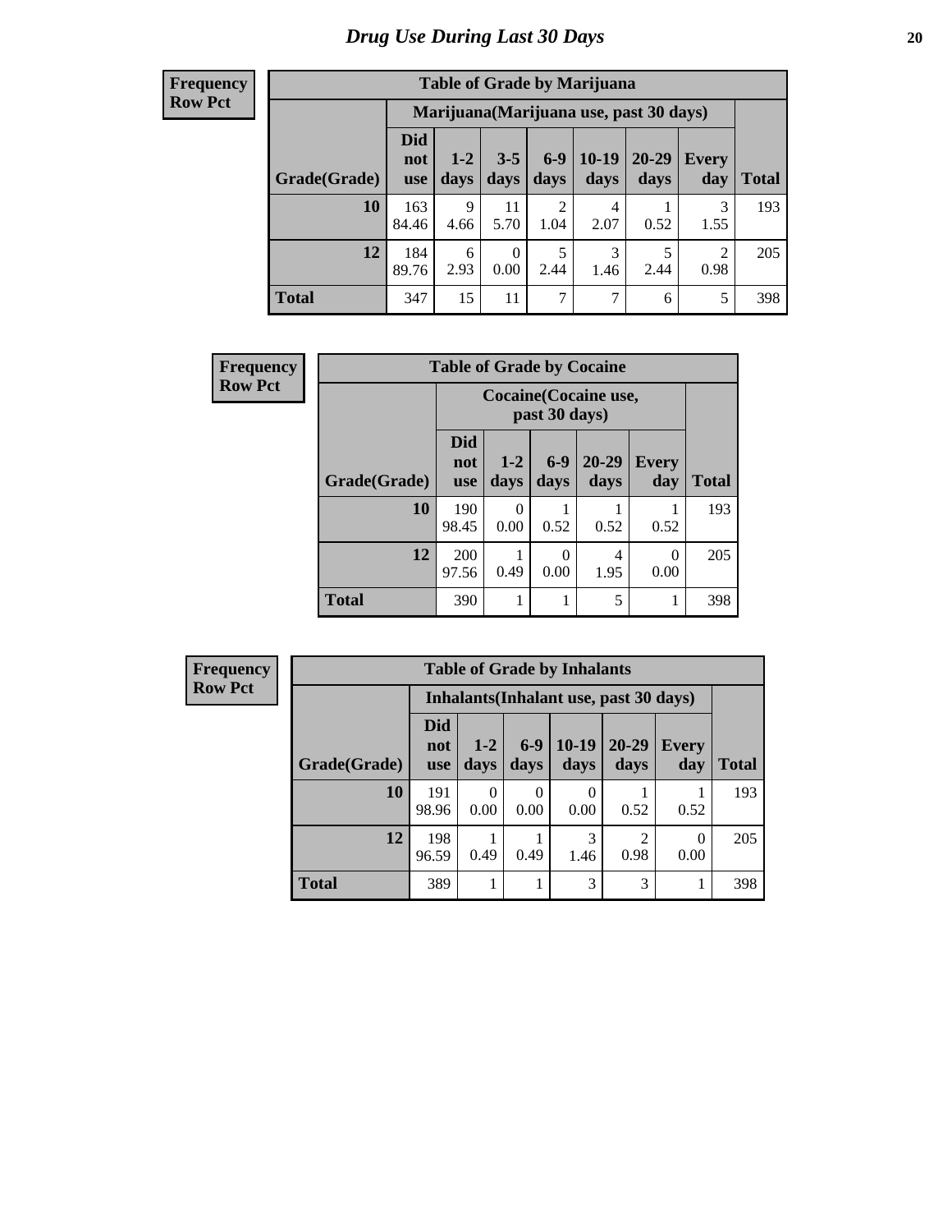# Drug Use During Last 30 Days

**Frequency**
**Row Pct**

**Table of Grade by Marijuana**

| Grade(Grade) | Marijuana(Marijuana use, past 30 days) | | | | | | | Total |
|---|---|---|---|---|---|---|---|---|
| | Did not use | 1-2 days | 3-5 days | 6-9 days | 10-19 days | 20-29 days | Every day | |
| 10 | 163<br>84.46 | 9<br>4.66 | 11<br>5.70 | 2<br>1.04 | 4<br>2.07 | 1<br>0.52 | 3<br>1.55 | 193 |
| 12 | 184<br>89.76 | 6<br>2.93 | 0<br>0.00 | 5<br>2.44 | 3<br>1.46 | 5<br>2.44 | 2<br>0.98 | 205 |
| Total | 347 | 15 | 11 | 7 | 7 | 6 | 5 | 398 |

**Frequency**
**Row Pct**

**Table of Grade by Cocaine**

| Grade(Grade) | Cocaine(Cocaine use, past 30 days) | | | | | Total |
|---|---|---|---|---|---|---|
| | Did not use | 1-2 days | 6-9 days | 20-29 days | Every day | |
| 10 | 190<br>98.45 | 0<br>0.00 | 1<br>0.52 | 1<br>0.52 | 1<br>0.52 | 193 |
| 12 | 200<br>97.56 | 1<br>0.49 | 0<br>0.00 | 4<br>1.95 | 0<br>0.00 | 205 |
| Total | 390 | 1 | 1 | 5 | 1 | 398 |

**Frequency**
**Row Pct**

**Table of Grade by Inhalants**

| Grade(Grade) | Inhalants(Inhalant use, past 30 days) | | | | | | Total |
|---|---|---|---|---|---|---|---|
| | Did not use | 1-2 days | 6-9 days | 10-19 days | 20-29 days | Every day | |
| 10 | 191<br>98.96 | 0<br>0.00 | 0<br>0.00 | 0<br>0.00 | 1<br>0.52 | 1<br>0.52 | 193 |
| 12 | 198<br>96.59 | 1<br>0.49 | 1<br>0.49 | 3<br>1.46 | 2<br>0.98 | 0<br>0.00 | 205 |
| Total | 389 | 1 | 1 | 3 | 3 | 1 | 398 |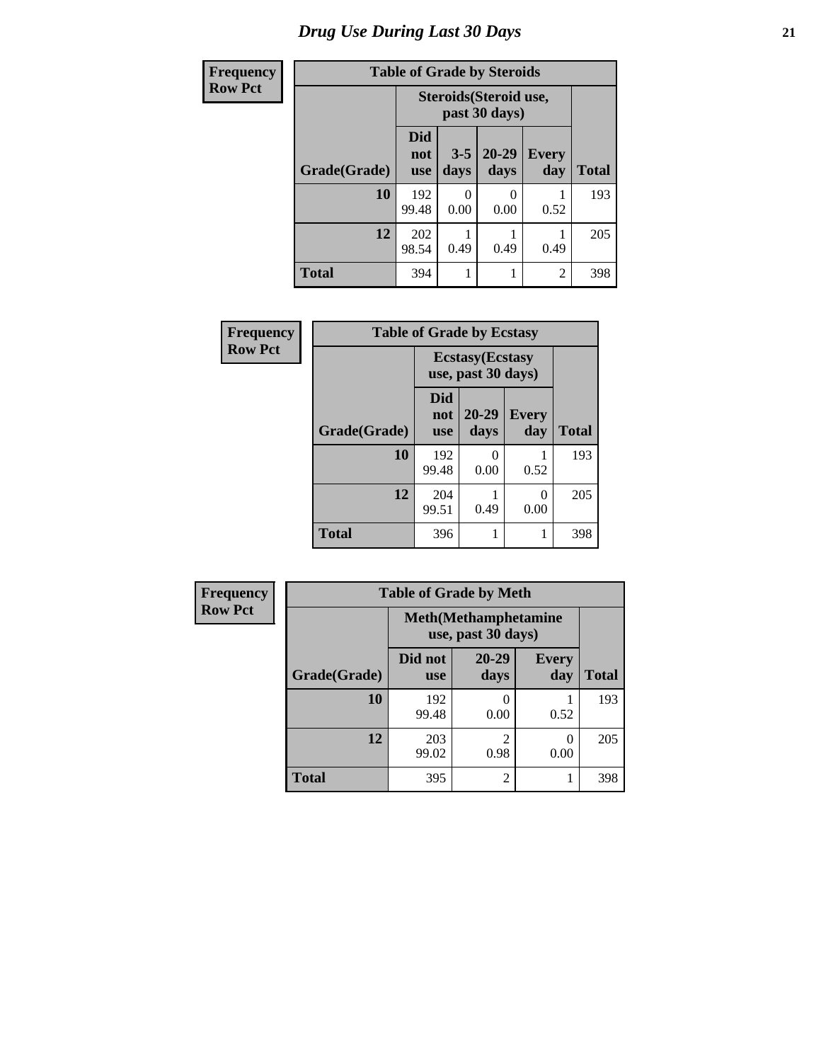# *Drug Use During Last 30 Days*

| Frequency<br>Row Pct |
|---|

**Table of Grade by Steroids**

| | Steroids(Steroid use, past 30 days) | | | | |
|---|---|---|---|---|---|
| Grade(Grade) | Did not use | 3-5 days | 20-29 days | Every day | Total |
| **10** | 192<br>99.48 | 0<br>0.00 | 0<br>0.00 | 1<br>0.52 | 193 |
| **12** | 202<br>98.54 | 1<br>0.49 | 1<br>0.49 | 1<br>0.49 | 205 |
| **Total** | 394 | 1 | 1 | 2 | 398 |

| Frequency<br>Row Pct |
|---|

**Table of Grade by Ecstasy**

| | Ecstasy(Ecstasy use, past 30 days) | | | |
|---|---|---|---|---|
| Grade(Grade) | Did not use | 20-29 days | Every day | Total |
| **10** | 192<br>99.48 | 0<br>0.00 | 1<br>0.52 | 193 |
| **12** | 204<br>99.51 | 1<br>0.49 | 0<br>0.00 | 205 |
| **Total** | 396 | 1 | 1 | 398 |

| Frequency<br>Row Pct |
|---|

**Table of Grade by Meth**

| | Meth(Methamphetamine use, past 30 days) | | | |
|---|---|---|---|---|
| Grade(Grade) | Did not use | 20-29 days | Every day | Total |
| **10** | 192<br>99.48 | 0<br>0.00 | 1<br>0.52 | 193 |
| **12** | 203<br>99.02 | 2<br>0.98 | 0<br>0.00 | 205 |
| **Total** | 395 | 2 | 1 | 398 |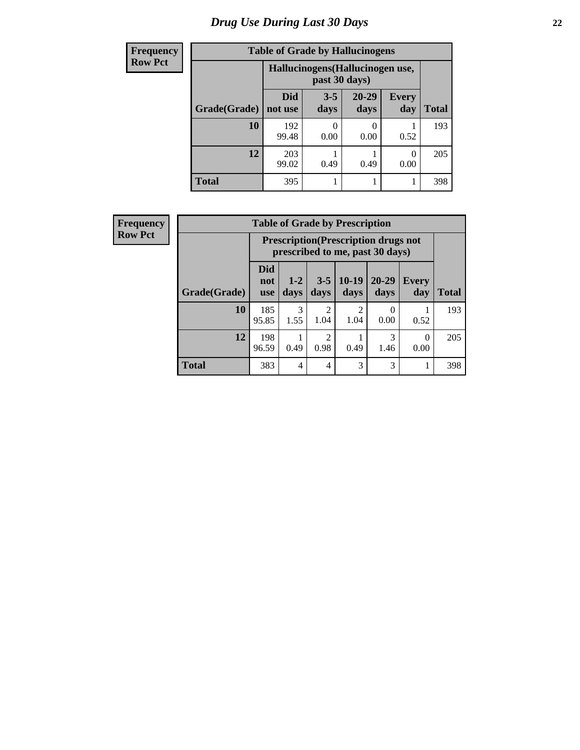# Drug Use During Last 30 Days

**Frequency**
**Row Pct**

**Table of Grade by Hallucinogens**

| Grade(Grade) | Hallucinogens(Hallucinogen use, past 30 days) | | | | Total |
|---|---|---|---|---|---|
| | Did not use | 3-5 days | 20-29 days | Every day | |
| **10** | 192<br>99.48 | 0<br>0.00 | 0<br>0.00 | 1<br>0.52 | 193 |
| **12** | 203<br>99.02 | 1<br>0.49 | 1<br>0.49 | 0<br>0.00 | 205 |
| **Total** | 395 | 1 | 1 | 1 | 398 |

**Frequency**
**Row Pct**

**Table of Grade by Prescription**

| Grade(Grade) | Prescription(Prescription drugs not prescribed to me, past 30 days) | | | | | | Total |
|---|---|---|---|---|---|---|---|
| | Did not use | 1-2 days | 3-5 days | 10-19 days | 20-29 days | Every day | |
| **10** | 185<br>95.85 | 3<br>1.55 | 2<br>1.04 | 2<br>1.04 | 0<br>0.00 | 1<br>0.52 | 193 |
| **12** | 198<br>96.59 | 1<br>0.49 | 2<br>0.98 | 1<br>0.49 | 3<br>1.46 | 0<br>0.00 | 205 |
| **Total** | 383 | 4 | 4 | 3 | 3 | 1 | 398 |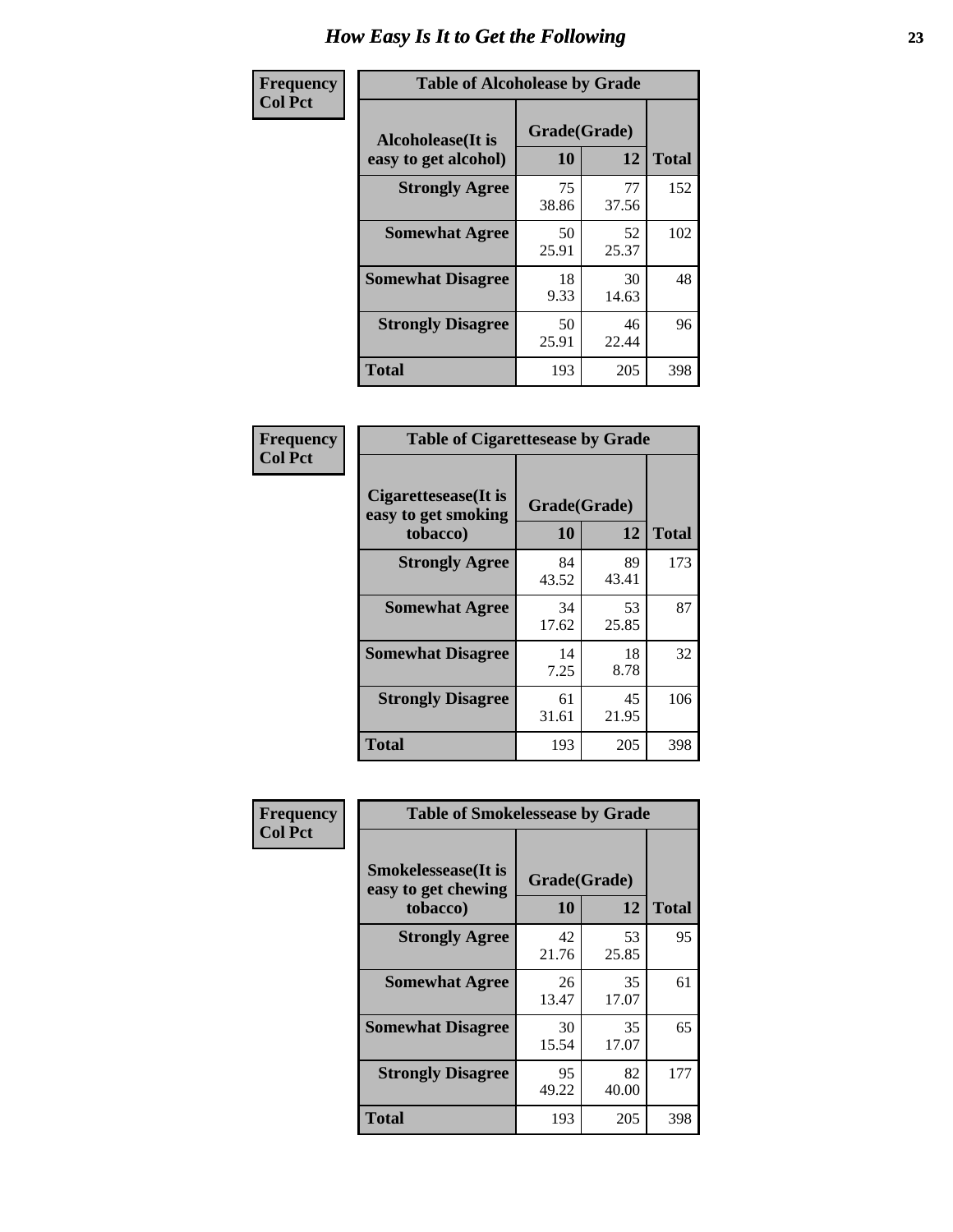# How Easy Is It to Get the Following

**Frequency**
**Col Pct**

**Table of Alcoholease by Grade**

| Alcoholease(It is easy to get alcohol) | Grade(Grade) | | Total |
|---|---|---|---|
| | 10 | 12 | |
| **Strongly Agree** | 75<br>38.86 | 77<br>37.56 | 152 |
| **Somewhat Agree** | 50<br>25.91 | 52<br>25.37 | 102 |
| **Somewhat Disagree** | 18<br>9.33 | 30<br>14.63 | 48 |
| **Strongly Disagree** | 50<br>25.91 | 46<br>22.44 | 96 |
| **Total** | 193 | 205 | 398 |

**Frequency**
**Col Pct**

**Table of Cigarettesease by Grade**

| Cigarettesease(It is easy to get smoking tobacco) | Grade(Grade) | | Total |
|---|---|---|---|
| | 10 | 12 | |
| **Strongly Agree** | 84<br>43.52 | 89<br>43.41 | 173 |
| **Somewhat Agree** | 34<br>17.62 | 53<br>25.85 | 87 |
| **Somewhat Disagree** | 14<br>7.25 | 18<br>8.78 | 32 |
| **Strongly Disagree** | 61<br>31.61 | 45<br>21.95 | 106 |
| **Total** | 193 | 205 | 398 |

**Frequency**
**Col Pct**

**Table of Smokelessease by Grade**

| Smokelessease(It is easy to get chewing tobacco) | Grade(Grade) | | Total |
|---|---|---|---|
| | 10 | 12 | |
| **Strongly Agree** | 42<br>21.76 | 53<br>25.85 | 95 |
| **Somewhat Agree** | 26<br>13.47 | 35<br>17.07 | 61 |
| **Somewhat Disagree** | 30<br>15.54 | 35<br>17.07 | 65 |
| **Strongly Disagree** | 95<br>49.22 | 82<br>40.00 | 177 |
| **Total** | 193 | 205 | 398 |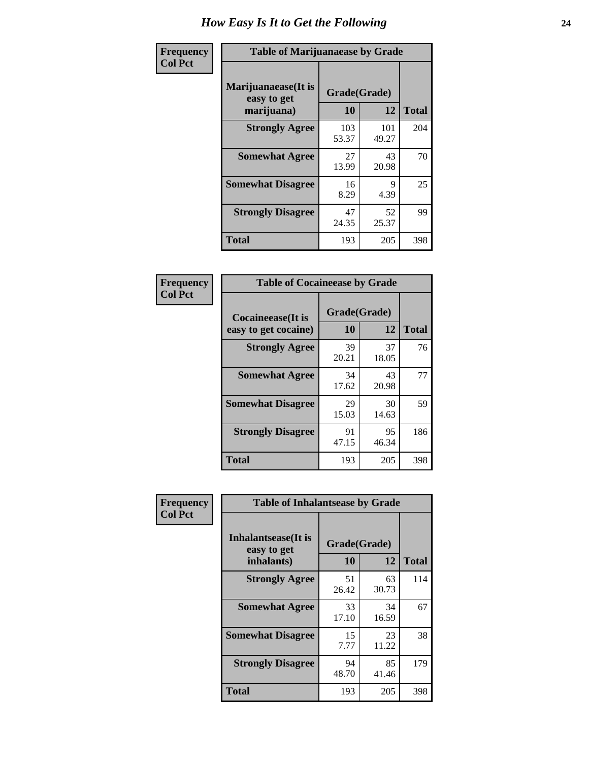# How Easy Is It to Get the Following

**Frequency**
**Col Pct**

| Table of Marijuanaease by Grade | | | |
|---|---|---|---|
| **Marijuanaease(It is easy to get marijuana)** | **Grade(Grade)** | | **Total** |
| | **10** | **12** | |
| **Strongly Agree** | 103<br>53.37 | 101<br>49.27 | 204 |
| **Somewhat Agree** | 27<br>13.99 | 43<br>20.98 | 70 |
| **Somewhat Disagree** | 16<br>8.29 | 9<br>4.39 | 25 |
| **Strongly Disagree** | 47<br>24.35 | 52<br>25.37 | 99 |
| **Total** | 193 | 205 | 398 |

**Frequency**
**Col Pct**

| Table of Cocaineease by Grade | | | |
|---|---|---|---|
| **Cocaineease(It is easy to get cocaine)** | **Grade(Grade)** | | **Total** |
| | **10** | **12** | |
| **Strongly Agree** | 39<br>20.21 | 37<br>18.05 | 76 |
| **Somewhat Agree** | 34<br>17.62 | 43<br>20.98 | 77 |
| **Somewhat Disagree** | 29<br>15.03 | 30<br>14.63 | 59 |
| **Strongly Disagree** | 91<br>47.15 | 95<br>46.34 | 186 |
| **Total** | 193 | 205 | 398 |

**Frequency**
**Col Pct**

| Table of Inhalantsease by Grade | | | |
|---|---|---|---|
| **Inhalantsease(It is easy to get inhalants)** | **Grade(Grade)** | | **Total** |
| | **10** | **12** | |
| **Strongly Agree** | 51<br>26.42 | 63<br>30.73 | 114 |
| **Somewhat Agree** | 33<br>17.10 | 34<br>16.59 | 67 |
| **Somewhat Disagree** | 15<br>7.77 | 23<br>11.22 | 38 |
| **Strongly Disagree** | 94<br>48.70 | 85<br>41.46 | 179 |
| **Total** | 193 | 205 | 398 |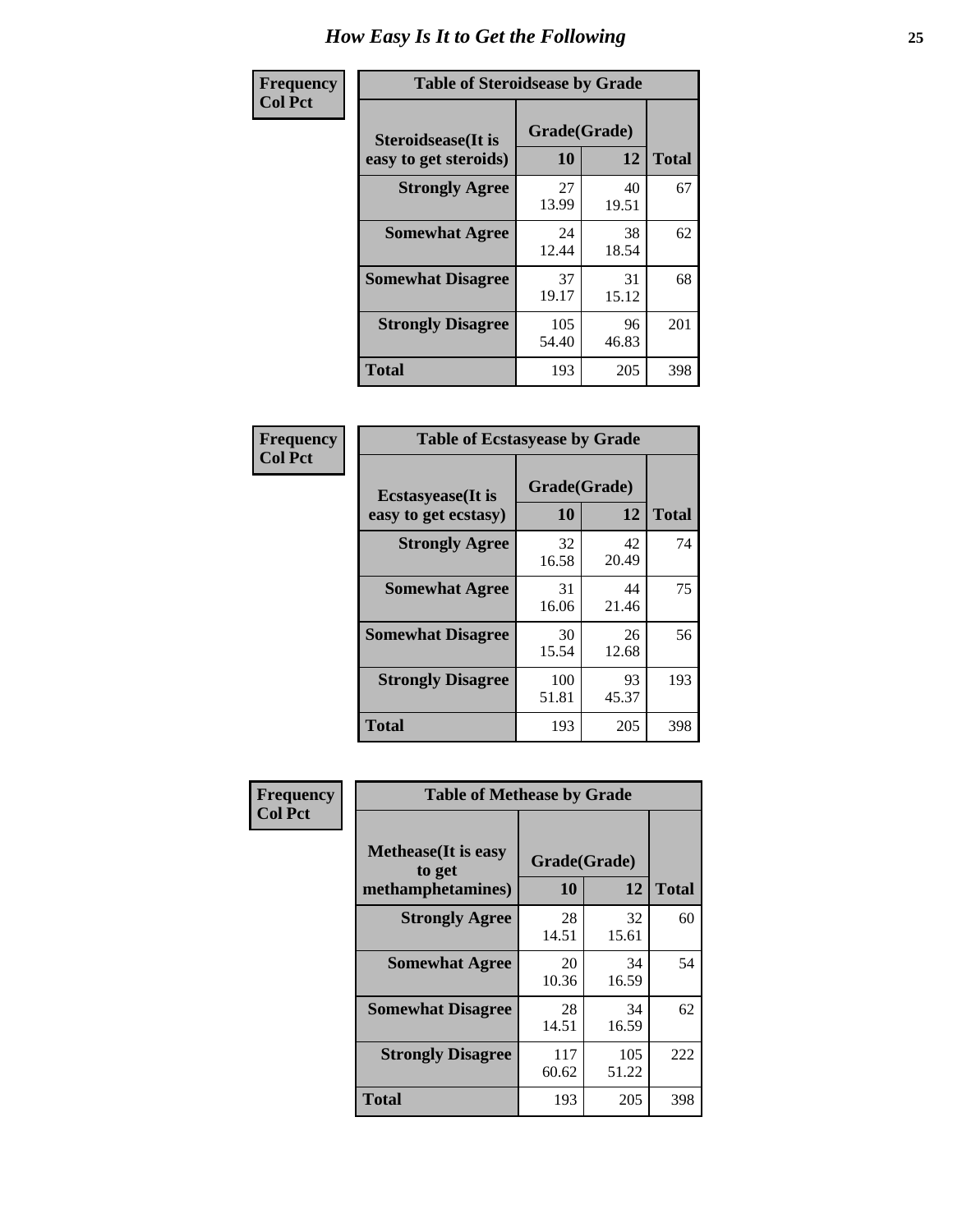# How Easy Is It to Get the Following

**Frequency**
**Col Pct**

**Table of Steroidsease by Grade**

| Steroidsease(It is easy to get steroids) | Grade(Grade) 10 | 12 | Total |
|---|---|---|---|
| **Strongly Agree** | 27<br>13.99 | 40<br>19.51 | 67 |
| **Somewhat Agree** | 24<br>12.44 | 38<br>18.54 | 62 |
| **Somewhat Disagree** | 37<br>19.17 | 31<br>15.12 | 68 |
| **Strongly Disagree** | 105<br>54.40 | 96<br>46.83 | 201 |
| **Total** | 193 | 205 | 398 |

**Frequency**
**Col Pct**

**Table of Ecstasyease by Grade**

| Ecstasyease(It is easy to get ecstasy) | Grade(Grade) 10 | 12 | Total |
|---|---|---|---|
| **Strongly Agree** | 32<br>16.58 | 42<br>20.49 | 74 |
| **Somewhat Agree** | 31<br>16.06 | 44<br>21.46 | 75 |
| **Somewhat Disagree** | 30<br>15.54 | 26<br>12.68 | 56 |
| **Strongly Disagree** | 100<br>51.81 | 93<br>45.37 | 193 |
| **Total** | 193 | 205 | 398 |

**Frequency**
**Col Pct**

**Table of Methease by Grade**

| Methease(It is easy to get methamphetamines) | Grade(Grade) 10 | 12 | Total |
|---|---|---|---|
| **Strongly Agree** | 28<br>14.51 | 32<br>15.61 | 60 |
| **Somewhat Agree** | 20<br>10.36 | 34<br>16.59 | 54 |
| **Somewhat Disagree** | 28<br>14.51 | 34<br>16.59 | 62 |
| **Strongly Disagree** | 117<br>60.62 | 105<br>51.22 | 222 |
| **Total** | 193 | 205 | 398 |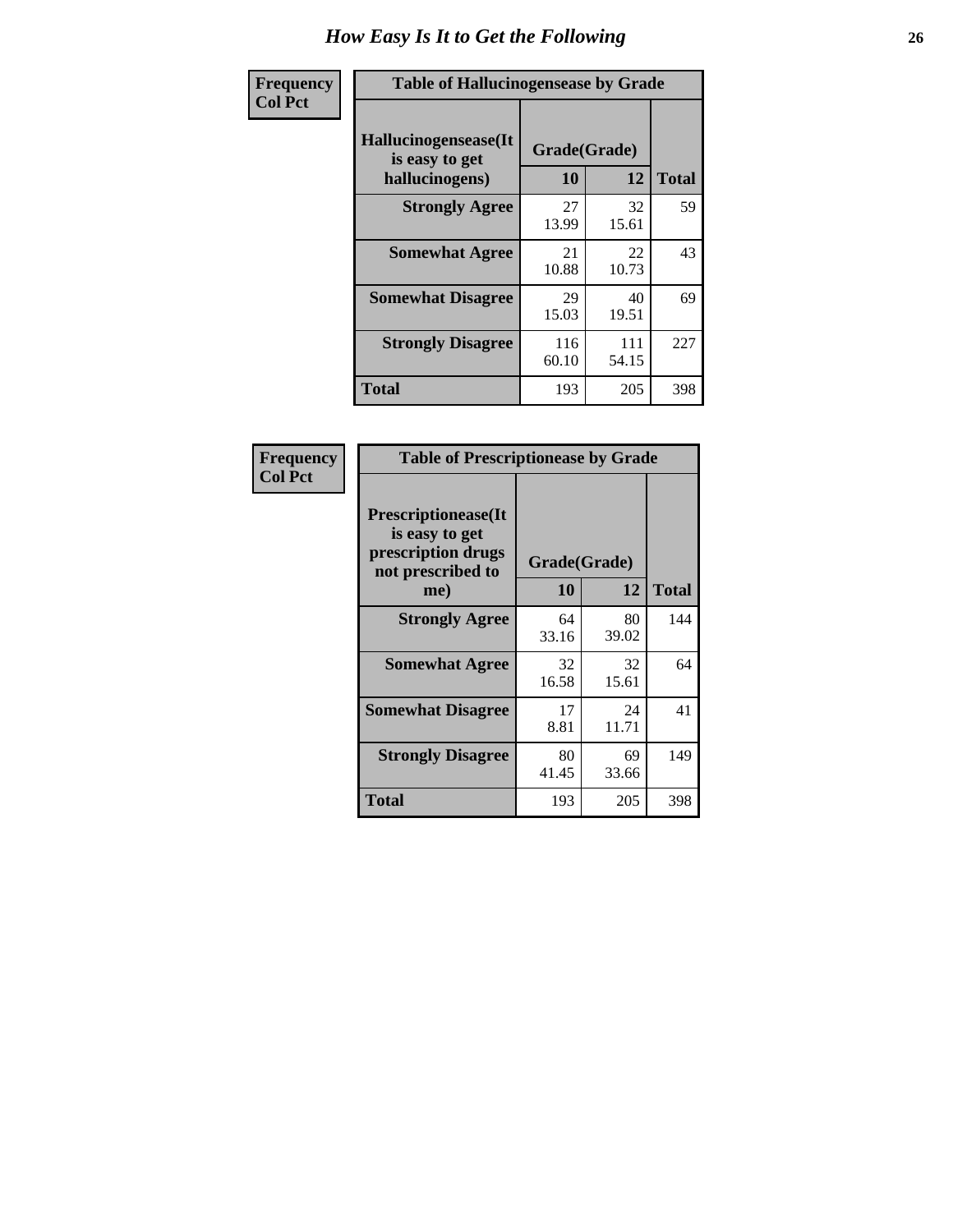# How Easy Is It to Get the Following

| Frequency<br>Col Pct | | | |
|---|---|---|---|

**Table of Hallucinogensease by Grade**

| Hallucinogensease(It is easy to get hallucinogens) | Grade(Grade) 10 | 12 | Total |
|---|---|---|---|
| **Strongly Agree** | 27<br>13.99 | 32<br>15.61 | 59 |
| **Somewhat Agree** | 21<br>10.88 | 22<br>10.73 | 43 |
| **Somewhat Disagree** | 29<br>15.03 | 40<br>19.51 | 69 |
| **Strongly Disagree** | 116<br>60.10 | 111<br>54.15 | 227 |
| **Total** | 193 | 205 | 398 |

**Table of Prescriptionease by Grade**

| Prescriptionease(It is easy to get prescription drugs not prescribed to me) | Grade(Grade) 10 | 12 | Total |
|---|---|---|---|
| **Strongly Agree** | 64<br>33.16 | 80<br>39.02 | 144 |
| **Somewhat Agree** | 32<br>16.58 | 32<br>15.61 | 64 |
| **Somewhat Disagree** | 17<br>8.81 | 24<br>11.71 | 41 |
| **Strongly Disagree** | 80<br>41.45 | 69<br>33.66 | 149 |
| **Total** | 193 | 205 | 398 |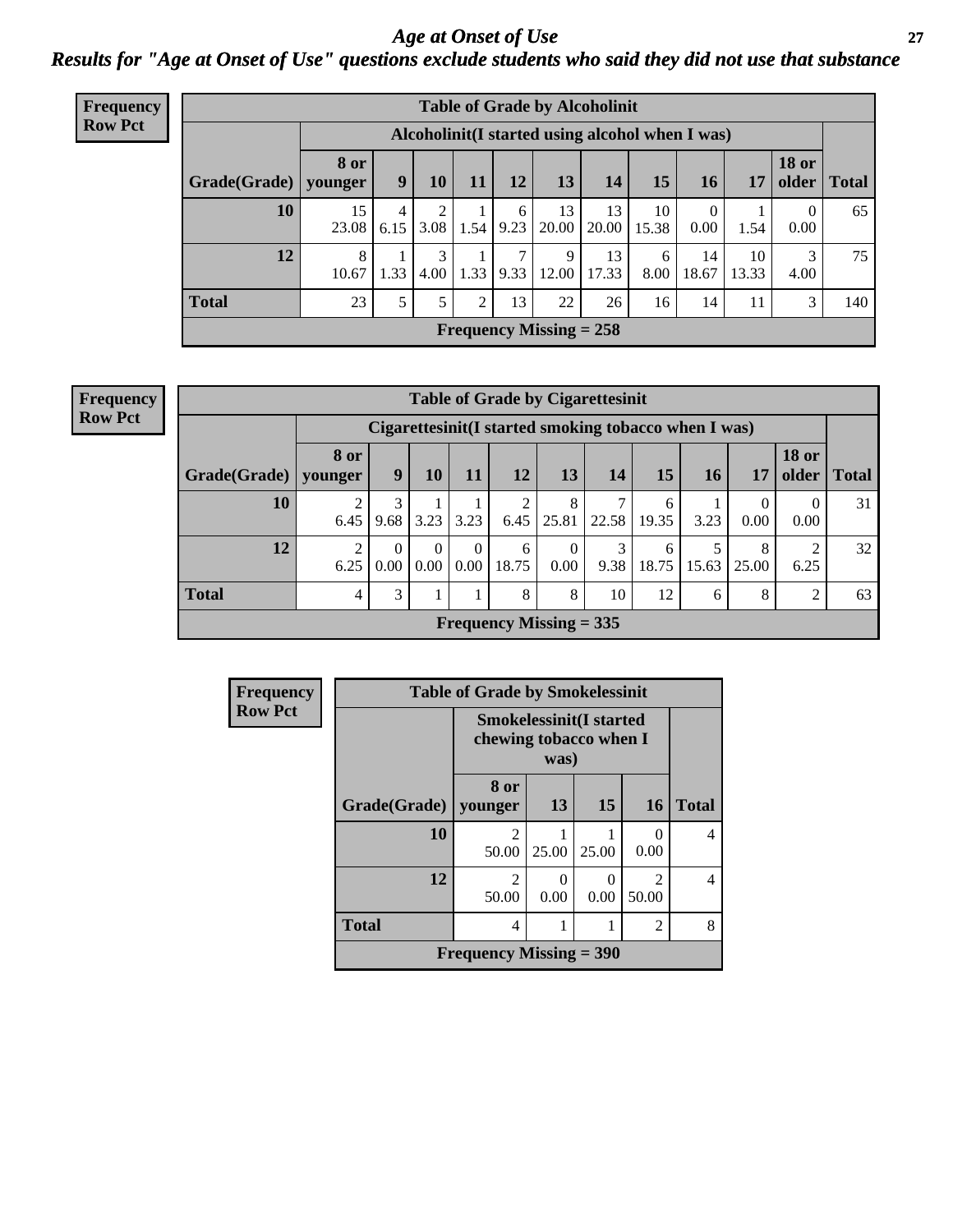# *Age at Onset of Use*

## *Results for "Age at Onset of Use" questions exclude students who said they did not use that substance*

**Frequency**
**Row Pct**

**Table of Grade by Alcoholinit**

| | Alcoholinit(I started using alcohol when I was) | | | | | | | | | | | |
|---|---|---|---|---|---|---|---|---|---|---|---|---|
| **Grade(Grade)** | **8 or younger** | **9** | **10** | **11** | **12** | **13** | **14** | **15** | **16** | **17** | **18 or older** | **Total** |
| **10** | 15<br>23.08 | 4<br>6.15 | 2<br>3.08 | 1<br>1.54 | 6<br>9.23 | 13<br>20.00 | 13<br>20.00 | 10<br>15.38 | 0<br>0.00 | 1<br>1.54 | 0<br>0.00 | 65 |
| **12** | 8<br>10.67 | 1<br>1.33 | 3<br>4.00 | 1<br>1.33 | 7<br>9.33 | 9<br>12.00 | 13<br>17.33 | 6<br>8.00 | 14<br>18.67 | 10<br>13.33 | 3<br>4.00 | 75 |
| **Total** | 23 | 5 | 5 | 2 | 13 | 22 | 26 | 16 | 14 | 11 | 3 | 140 |

**Frequency Missing = 258**

**Frequency**
**Row Pct**

**Table of Grade by Cigarettesinit**

| | Cigarettesinit(I started smoking tobacco when I was) | | | | | | | | | | | |
|---|---|---|---|---|---|---|---|---|---|---|---|---|
| **Grade(Grade)** | **8 or younger** | **9** | **10** | **11** | **12** | **13** | **14** | **15** | **16** | **17** | **18 or older** | **Total** |
| **10** | 2<br>6.45 | 3<br>9.68 | 1<br>3.23 | 1<br>3.23 | 2<br>6.45 | 8<br>25.81 | 7<br>22.58 | 6<br>19.35 | 1<br>3.23 | 0<br>0.00 | 0<br>0.00 | 31 |
| **12** | 2<br>6.25 | 0<br>0.00 | 0<br>0.00 | 0<br>0.00 | 6<br>18.75 | 0<br>0.00 | 3<br>9.38 | 6<br>18.75 | 5<br>15.63 | 8<br>25.00 | 2<br>6.25 | 32 |
| **Total** | 4 | 3 | 1 | 1 | 8 | 8 | 10 | 12 | 6 | 8 | 2 | 63 |

**Frequency Missing = 335**

**Frequency**
**Row Pct**

**Table of Grade by Smokelessinit**

| | Smokelessinit(I started chewing tobacco when I was) | | | | |
|---|---|---|---|---|---|
| **Grade(Grade)** | **8 or younger** | **13** | **15** | **16** | **Total** |
| **10** | 2<br>50.00 | 1<br>25.00 | 1<br>25.00 | 0<br>0.00 | 4 |
| **12** | 2<br>50.00 | 0<br>0.00 | 0<br>0.00 | 2<br>50.00 | 4 |
| **Total** | 4 | 1 | 1 | 2 | 8 |

**Frequency Missing = 390**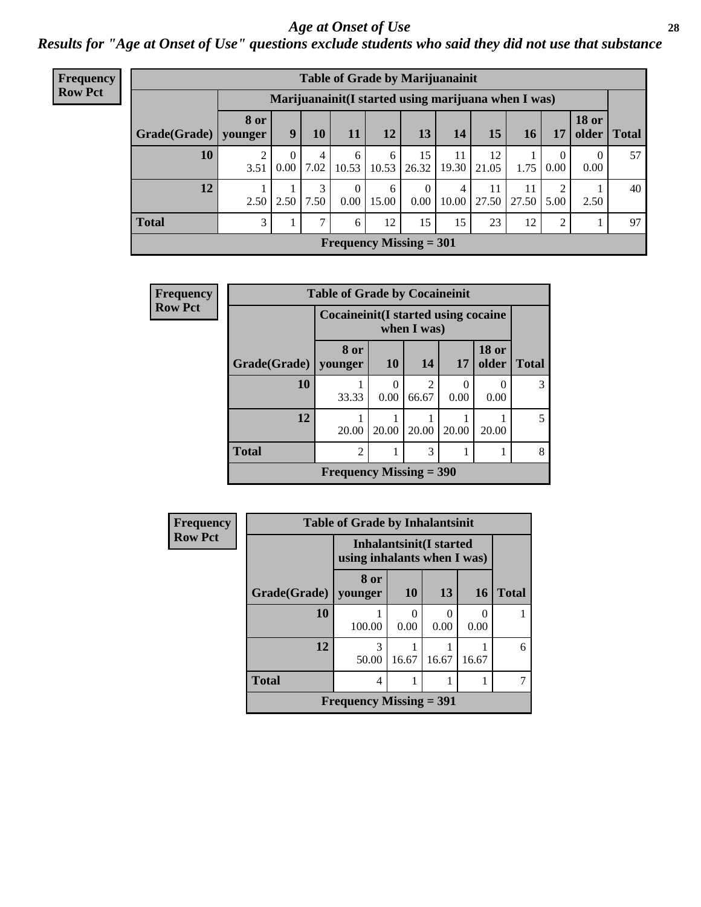## Age at Onset of Use

### Results for "Age at Onset of Use" questions exclude students who said they did not use that substance

**Frequency**
**Row Pct**

| Table of Grade by Marijuanainit | | | | | | | | | | | | |
|---|---|---|---|---|---|---|---|---|---|---|---|---|
| | Marijuanainit(I started using marijuana when I was) | | | | | | | | | | | |
| Grade(Grade) | 8 or younger | 9 | 10 | 11 | 12 | 13 | 14 | 15 | 16 | 17 | 18 or older | Total |
| 10 | 2<br>3.51 | 0<br>0.00 | 4<br>7.02 | 6<br>10.53 | 6<br>10.53 | 15<br>26.32 | 11<br>19.30 | 12<br>21.05 | 1<br>1.75 | 0<br>0.00 | 0<br>0.00 | 57 |
| 12 | 1<br>2.50 | 1<br>2.50 | 3<br>7.50 | 0<br>0.00 | 6<br>15.00 | 0<br>0.00 | 4<br>10.00 | 11<br>27.50 | 11<br>27.50 | 2<br>5.00 | 1<br>2.50 | 40 |
| Total | 3 | 1 | 7 | 6 | 12 | 15 | 15 | 23 | 12 | 2 | 1 | 97 |
| Frequency Missing = 301 | | | | | | | | | | | | |

**Frequency**
**Row Pct**

| Table of Grade by Cocaineinit | | | | | | |
|---|---|---|---|---|---|---|
| | Cocaineinit(I started using cocaine when I was) | | | | | |
| Grade(Grade) | 8 or younger | 10 | 14 | 17 | 18 or older | Total |
| 10 | 1<br>33.33 | 0<br>0.00 | 2<br>66.67 | 0<br>0.00 | 0<br>0.00 | 3 |
| 12 | 1<br>20.00 | 1<br>20.00 | 1<br>20.00 | 1<br>20.00 | 1<br>20.00 | 5 |
| Total | 2 | 1 | 3 | 1 | 1 | 8 |
| Frequency Missing = 390 | | | | | | |

**Frequency**
**Row Pct**

| Table of Grade by Inhalantsinit | | | | | |
|---|---|---|---|---|---|
| | Inhalantsinit(I started using inhalants when I was) | | | | |
| Grade(Grade) | 8 or younger | 10 | 13 | 16 | Total |
| 10 | 1<br>100.00 | 0<br>0.00 | 0<br>0.00 | 0<br>0.00 | 1 |
| 12 | 3<br>50.00 | 1<br>16.67 | 1<br>16.67 | 1<br>16.67 | 6 |
| Total | 4 | 1 | 1 | 1 | 7 |
| Frequency Missing = 391 | | | | | |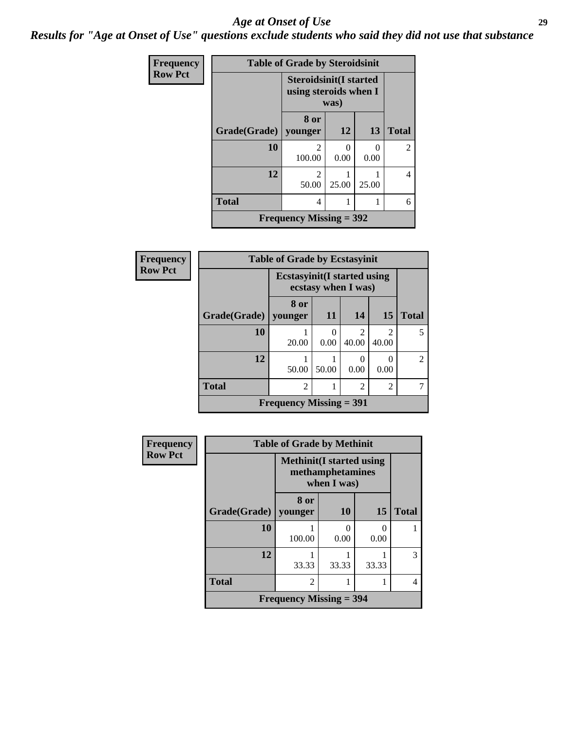# Age at Onset of Use

## Results for "Age at Onset of Use" questions exclude students who said they did not use that substance

**Frequency**
**Row Pct**

**Table of Grade by Steroidsinit**

| Grade(Grade) | Steroidsinit(I started using steroids when I was) 8 or younger | 12 | 13 | Total |
|---|---|---|---|---|
| 10 | 2<br>100.00 | 0<br>0.00 | 0<br>0.00 | 2 |
| 12 | 2<br>50.00 | 1<br>25.00 | 1<br>25.00 | 4 |
| Total | 4 | 1 | 1 | 6 |

Frequency Missing = 392

**Frequency**
**Row Pct**

**Table of Grade by Ecstasyinit**

| Grade(Grade) | Ecstasyinit(I started using ecstasy when I was) 8 or younger | 11 | 14 | 15 | Total |
|---|---|---|---|---|---|
| 10 | 1<br>20.00 | 0<br>0.00 | 2<br>40.00 | 2<br>40.00 | 5 |
| 12 | 1<br>50.00 | 1<br>50.00 | 0<br>0.00 | 0<br>0.00 | 2 |
| Total | 2 | 1 | 2 | 2 | 7 |

Frequency Missing = 391

**Frequency**
**Row Pct**

**Table of Grade by Methinit**

| Grade(Grade) | Methinit(I started using methamphetamines when I was) 8 or younger | 10 | 15 | Total |
|---|---|---|---|---|
| 10 | 1<br>100.00 | 0<br>0.00 | 0<br>0.00 | 1 |
| 12 | 1<br>33.33 | 1<br>33.33 | 1<br>33.33 | 3 |
| Total | 2 | 1 | 1 | 4 |

Frequency Missing = 394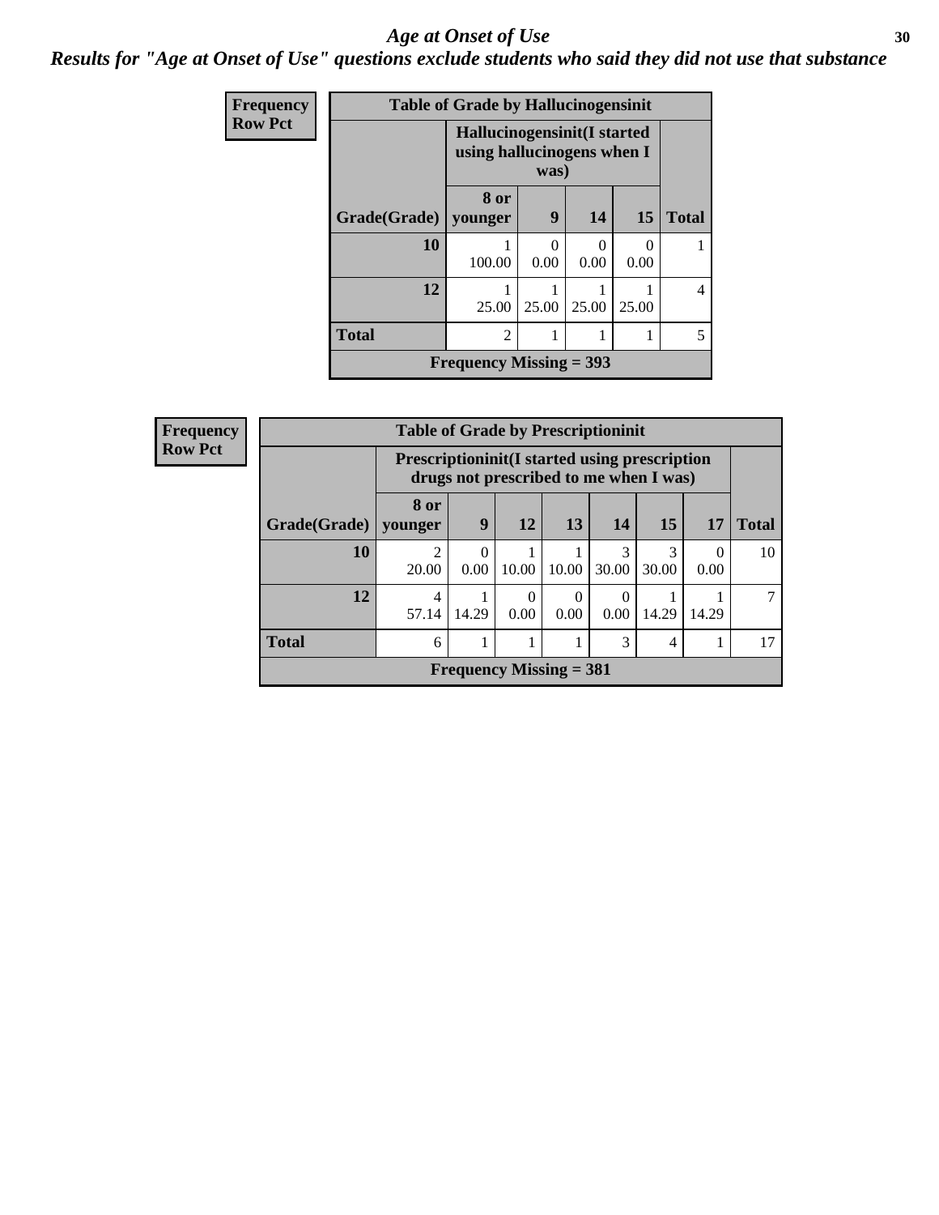# Age at Onset of Use

## Results for "Age at Onset of Use" questions exclude students who said they did not use that substance

**Frequency**
**Row Pct**

| Table of Grade by Hallucinogensinit | | | | | |
|---|---|---|---|---|---|
| | Hallucinogensinit(I started using hallucinogens when I was) | | | | |
| Grade(Grade) | 8 or younger | 9 | 14 | 15 | Total |
| 10 | 1<br>100.00 | 0<br>0.00 | 0<br>0.00 | 0<br>0.00 | 1 |
| 12 | 1<br>25.00 | 1<br>25.00 | 1<br>25.00 | 1<br>25.00 | 4 |
| Total | 2 | 1 | 1 | 1 | 5 |
| Frequency Missing = 393 | | | | | |

**Frequency**
**Row Pct**

| Table of Grade by Prescriptioninit | | | | | | | | |
|---|---|---|---|---|---|---|---|---|
| | Prescriptioninit(I started using prescription drugs not prescribed to me when I was) | | | | | | | |
| Grade(Grade) | 8 or younger | 9 | 12 | 13 | 14 | 15 | 17 | Total |
| 10 | 2<br>20.00 | 0<br>0.00 | 1<br>10.00 | 1<br>10.00 | 3<br>30.00 | 3<br>30.00 | 0<br>0.00 | 10 |
| 12 | 4<br>57.14 | 1<br>14.29 | 0<br>0.00 | 0<br>0.00 | 0<br>0.00 | 1<br>14.29 | 1<br>14.29 | 7 |
| Total | 6 | 1 | 1 | 1 | 3 | 4 | 1 | 17 |
| Frequency Missing = 381 | | | | | | | | |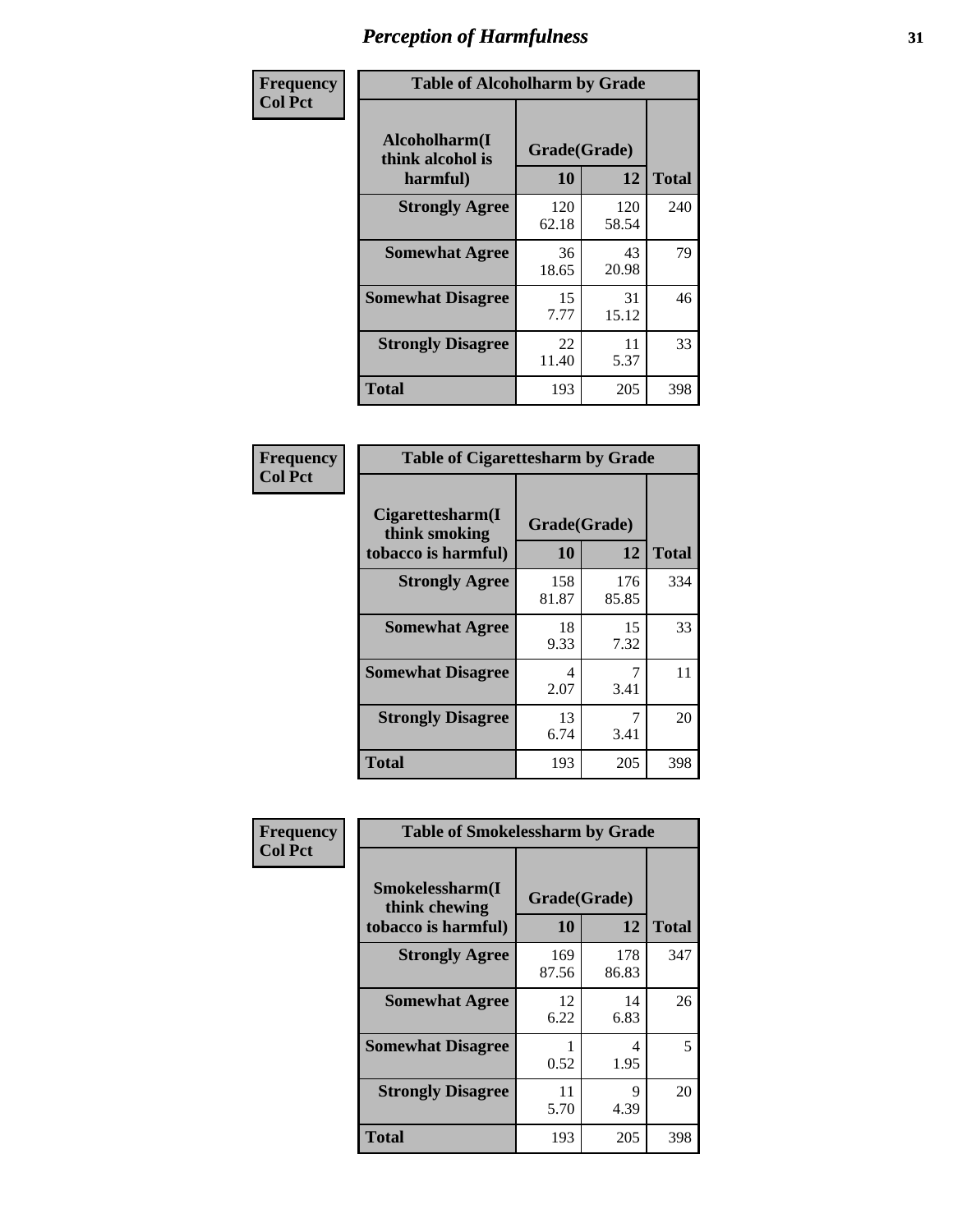# Perception of Harmfulness

| Frequency<br>Col Pct | Table of Alcoholharm by Grade | | |
|---|---|---|---|
| Alcoholharm(I think alcohol is harmful) | Grade(Grade) | | |
| | 10 | 12 | Total |
| Strongly Agree | 120<br>62.18 | 120<br>58.54 | 240 |
| Somewhat Agree | 36<br>18.65 | 43<br>20.98 | 79 |
| Somewhat Disagree | 15<br>7.77 | 31<br>15.12 | 46 |
| Strongly Disagree | 22<br>11.40 | 11<br>5.37 | 33 |
| Total | 193 | 205 | 398 |

| Frequency<br>Col Pct | Table of Cigarettesharm by Grade | | |
|---|---|---|---|
| Cigarettesharm(I think smoking tobacco is harmful) | Grade(Grade) | | |
| | 10 | 12 | Total |
| Strongly Agree | 158<br>81.87 | 176<br>85.85 | 334 |
| Somewhat Agree | 18<br>9.33 | 15<br>7.32 | 33 |
| Somewhat Disagree | 4<br>2.07 | 7<br>3.41 | 11 |
| Strongly Disagree | 13<br>6.74 | 7<br>3.41 | 20 |
| Total | 193 | 205 | 398 |

| Frequency<br>Col Pct | Table of Smokelessharm by Grade | | |
|---|---|---|---|
| Smokelessharm(I think chewing tobacco is harmful) | Grade(Grade) | | |
| | 10 | 12 | Total |
| Strongly Agree | 169<br>87.56 | 178<br>86.83 | 347 |
| Somewhat Agree | 12<br>6.22 | 14<br>6.83 | 26 |
| Somewhat Disagree | 1<br>0.52 | 4<br>1.95 | 5 |
| Strongly Disagree | 11<br>5.70 | 9<br>4.39 | 20 |
| Total | 193 | 205 | 398 |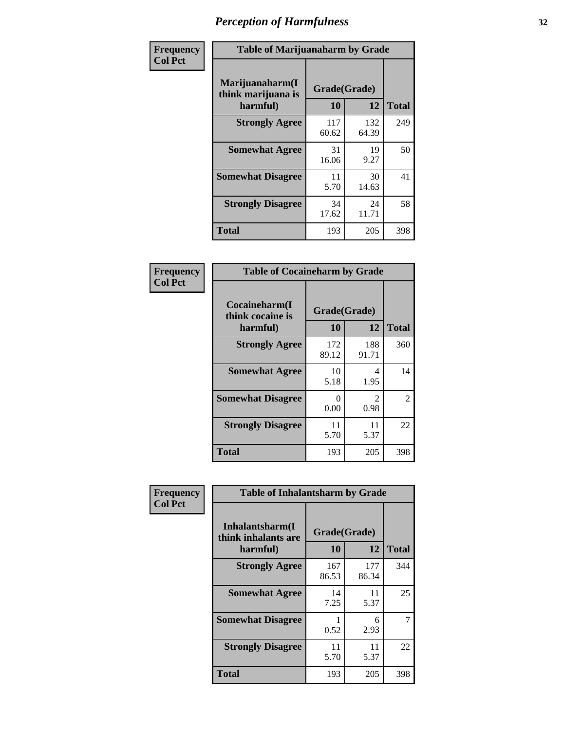# Perception of Harmfulness

**Frequency Col Pct**

**Table of Marijuanaharm by Grade**

| Marijuanaharm(I think marijuana is harmful) | Grade(Grade) 10 | 12 | Total |
|---|---|---|---|
| **Strongly Agree** | 117<br>60.62 | 132<br>64.39 | 249 |
| **Somewhat Agree** | 31<br>16.06 | 19<br>9.27 | 50 |
| **Somewhat Disagree** | 11<br>5.70 | 30<br>14.63 | 41 |
| **Strongly Disagree** | 34<br>17.62 | 24<br>11.71 | 58 |
| **Total** | 193 | 205 | 398 |

**Frequency Col Pct**

**Table of Cocaineharm by Grade**

| Cocaineharm(I think cocaine is harmful) | Grade(Grade) 10 | 12 | Total |
|---|---|---|---|
| **Strongly Agree** | 172<br>89.12 | 188<br>91.71 | 360 |
| **Somewhat Agree** | 10<br>5.18 | 4<br>1.95 | 14 |
| **Somewhat Disagree** | 0<br>0.00 | 2<br>0.98 | 2 |
| **Strongly Disagree** | 11<br>5.70 | 11<br>5.37 | 22 |
| **Total** | 193 | 205 | 398 |

**Frequency Col Pct**

**Table of Inhalantsharm by Grade**

| Inhalantsharm(I think inhalants are harmful) | Grade(Grade) 10 | 12 | Total |
|---|---|---|---|
| **Strongly Agree** | 167<br>86.53 | 177<br>86.34 | 344 |
| **Somewhat Agree** | 14<br>7.25 | 11<br>5.37 | 25 |
| **Somewhat Disagree** | 1<br>0.52 | 6<br>2.93 | 7 |
| **Strongly Disagree** | 11<br>5.70 | 11<br>5.37 | 22 |
| **Total** | 193 | 205 | 398 |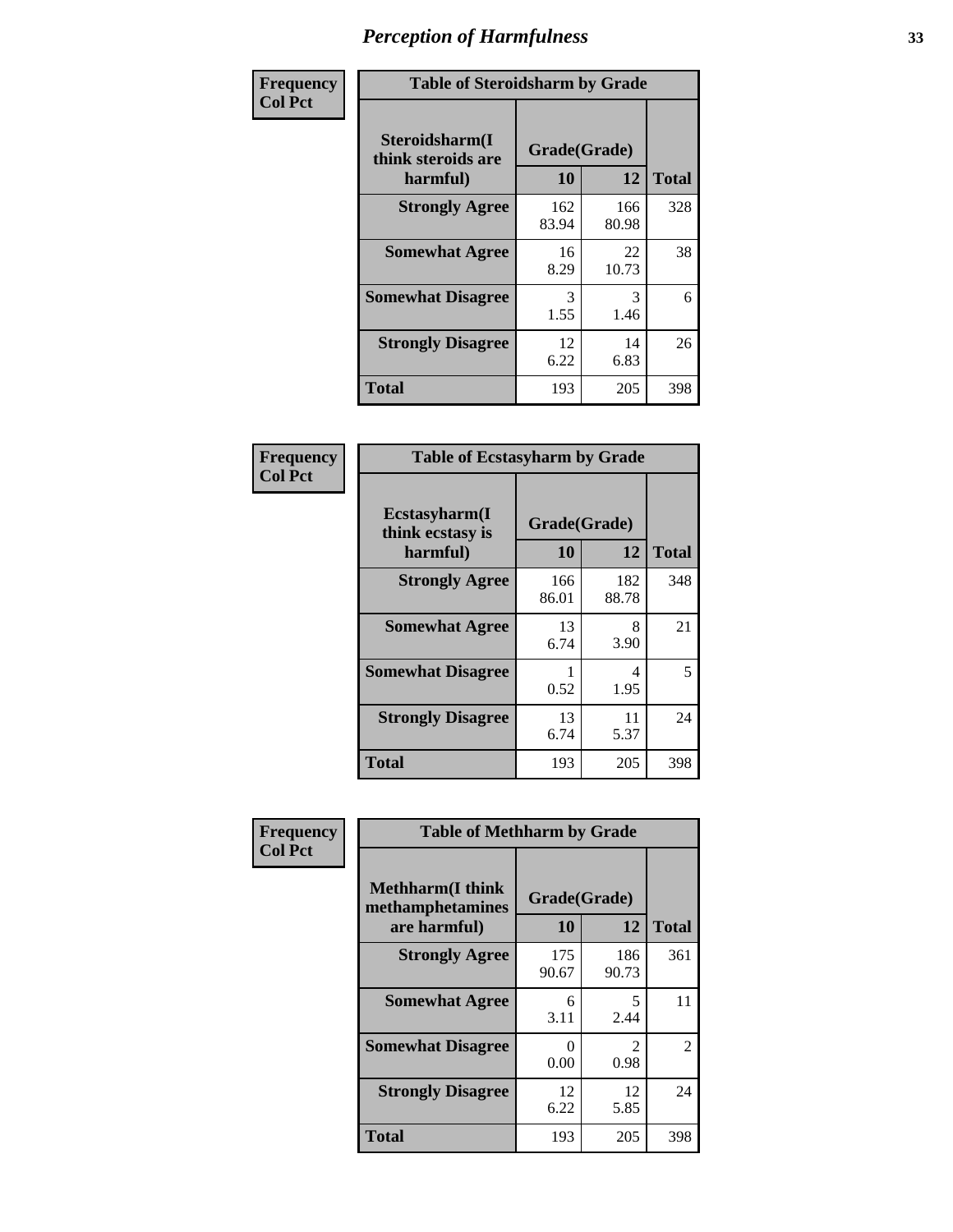# Perception of Harmfulness

| Frequency<br>Col Pct | | | |
|---|---|---|---|

**Table of Steroidsharm by Grade**

| Steroidsharm(I think steroids are harmful) | Grade(Grade) | | Total |
|---|---|---|---|
| | 10 | 12 | |
| Strongly Agree | 162<br>83.94 | 166<br>80.98 | 328 |
| Somewhat Agree | 16<br>8.29 | 22<br>10.73 | 38 |
| Somewhat Disagree | 3<br>1.55 | 3<br>1.46 | 6 |
| Strongly Disagree | 12<br>6.22 | 14<br>6.83 | 26 |
| Total | 193 | 205 | 398 |

| Frequency<br>Col Pct | | | |
|---|---|---|---|

**Table of Ecstasyharm by Grade**

| Ecstasyharm(I think ecstasy is harmful) | Grade(Grade) | | Total |
|---|---|---|---|
| | 10 | 12 | |
| Strongly Agree | 166<br>86.01 | 182<br>88.78 | 348 |
| Somewhat Agree | 13<br>6.74 | 8<br>3.90 | 21 |
| Somewhat Disagree | 1<br>0.52 | 4<br>1.95 | 5 |
| Strongly Disagree | 13<br>6.74 | 11<br>5.37 | 24 |
| Total | 193 | 205 | 398 |

| Frequency<br>Col Pct | | | |
|---|---|---|---|

**Table of Methharm by Grade**

| Methharm(I think methamphetamines are harmful) | Grade(Grade) | | Total |
|---|---|---|---|
| | 10 | 12 | |
| Strongly Agree | 175<br>90.67 | 186<br>90.73 | 361 |
| Somewhat Agree | 6<br>3.11 | 5<br>2.44 | 11 |
| Somewhat Disagree | 0<br>0.00 | 2<br>0.98 | 2 |
| Strongly Disagree | 12<br>6.22 | 12<br>5.85 | 24 |
| Total | 193 | 205 | 398 |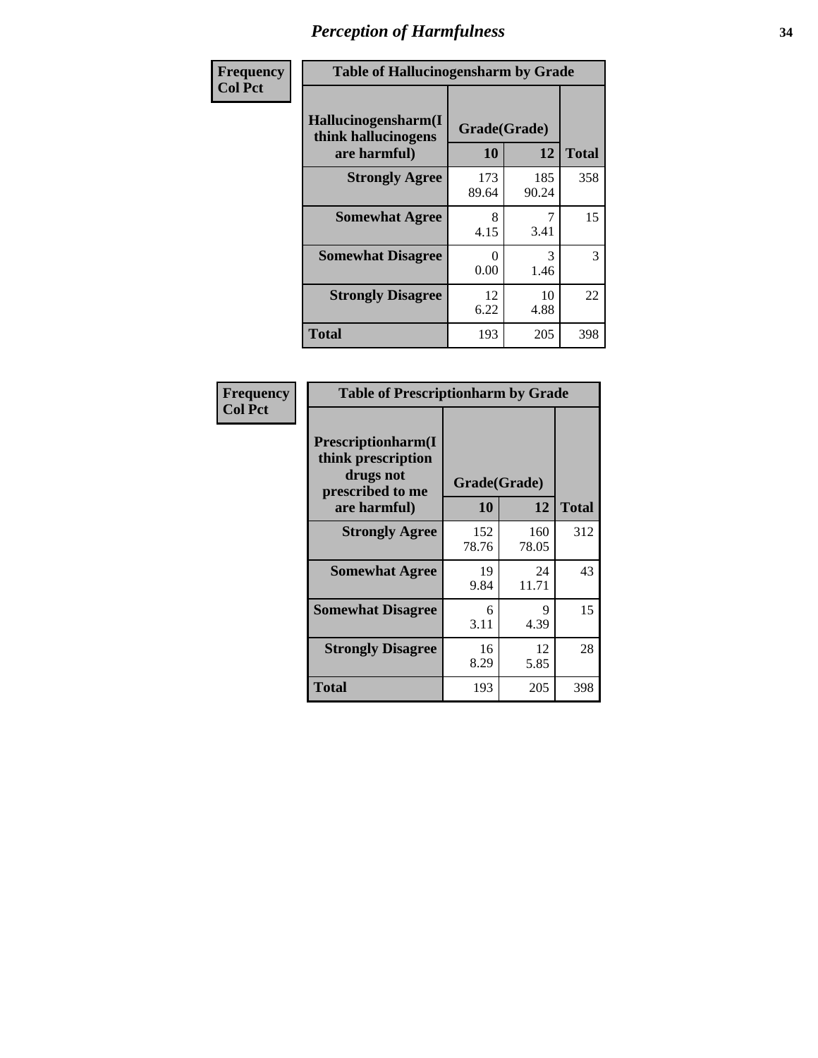## Perception of Harmfulness

| Frequency Col Pct | Table of Hallucinogensharm by Grade | | |
|---|---|---|---|
| Hallucinogensharm(I think hallucinogens are harmful) | Grade(Grade) | | |
| | 10 | 12 | Total |
| Strongly Agree | 173 89.64 | 185 90.24 | 358 |
| Somewhat Agree | 8 4.15 | 7 3.41 | 15 |
| Somewhat Disagree | 0 0.00 | 3 1.46 | 3 |
| Strongly Disagree | 12 6.22 | 10 4.88 | 22 |
| Total | 193 | 205 | 398 |

| Frequency Col Pct | Table of Prescriptionharm by Grade | | |
|---|---|---|---|
| Prescriptionharm(I think prescription drugs not prescribed to me are harmful) | Grade(Grade) | | |
| | 10 | 12 | Total |
| Strongly Agree | 152 78.76 | 160 78.05 | 312 |
| Somewhat Agree | 19 9.84 | 24 11.71 | 43 |
| Somewhat Disagree | 6 3.11 | 9 4.39 | 15 |
| Strongly Disagree | 16 8.29 | 12 5.85 | 28 |
| Total | 193 | 205 | 398 |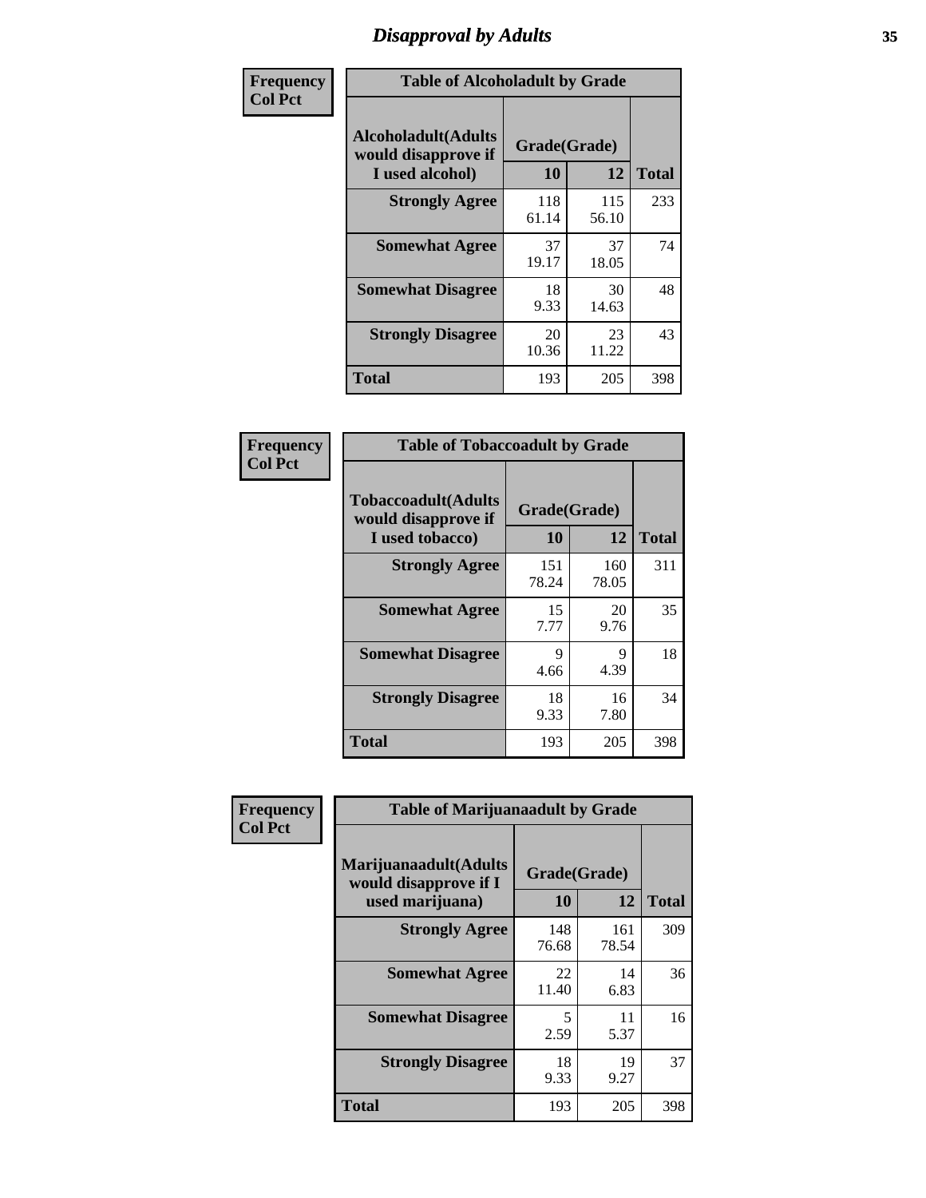# Disapproval by Adults

**Frequency**
**Col Pct**

| Table of Alcoholadult by Grade | | | |
|---|---|---|---|
| Alcoholadult(Adults would disapprove if I used alcohol) | Grade(Grade) | | Total |
| | 10 | 12 | |
| **Strongly Agree** | 118<br>61.14 | 115<br>56.10 | 233 |
| **Somewhat Agree** | 37<br>19.17 | 37<br>18.05 | 74 |
| **Somewhat Disagree** | 18<br>9.33 | 30<br>14.63 | 48 |
| **Strongly Disagree** | 20<br>10.36 | 23<br>11.22 | 43 |
| **Total** | 193 | 205 | 398 |

**Frequency**
**Col Pct**

| Table of Tobaccoadult by Grade | | | |
|---|---|---|---|
| Tobaccoadult(Adults would disapprove if I used tobacco) | Grade(Grade) | | Total |
| | 10 | 12 | |
| **Strongly Agree** | 151<br>78.24 | 160<br>78.05 | 311 |
| **Somewhat Agree** | 15<br>7.77 | 20<br>9.76 | 35 |
| **Somewhat Disagree** | 9<br>4.66 | 9<br>4.39 | 18 |
| **Strongly Disagree** | 18<br>9.33 | 16<br>7.80 | 34 |
| **Total** | 193 | 205 | 398 |

**Frequency**
**Col Pct**

| Table of Marijuanaadult by Grade | | | |
|---|---|---|---|
| Marijuanaadult(Adults would disapprove if I used marijuana) | Grade(Grade) | | Total |
| | 10 | 12 | |
| **Strongly Agree** | 148<br>76.68 | 161<br>78.54 | 309 |
| **Somewhat Agree** | 22<br>11.40 | 14<br>6.83 | 36 |
| **Somewhat Disagree** | 5<br>2.59 | 11<br>5.37 | 16 |
| **Strongly Disagree** | 18<br>9.33 | 19<br>9.27 | 37 |
| **Total** | 193 | 205 | 398 |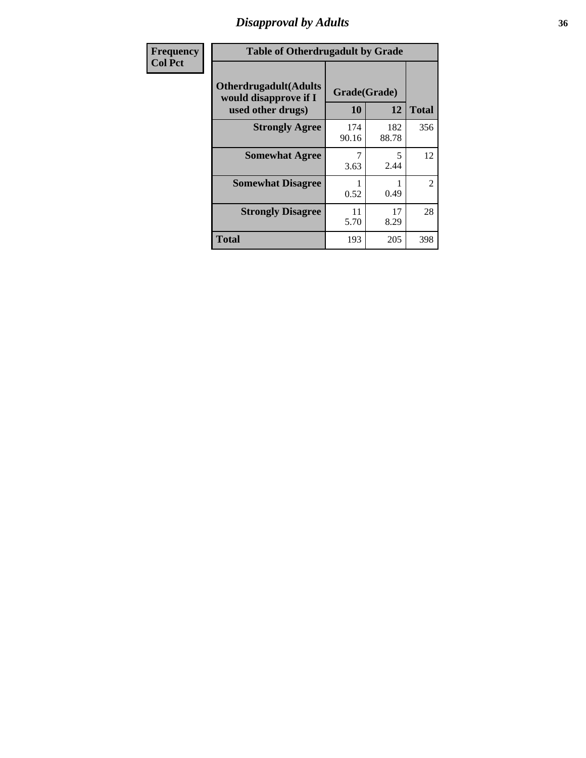# Disapproval by Adults

| Frequency Col Pct | Table of Otherdrugadult by Grade | | |
|---|---|---|---|
| Otherdrugadult(Adults would disapprove if I used other drugs) | Grade(Grade) | | |
| | 10 | 12 | Total |
| Strongly Agree | 174<br>90.16 | 182<br>88.78 | 356 |
| Somewhat Agree | 7<br>3.63 | 5<br>2.44 | 12 |
| Somewhat Disagree | 1<br>0.52 | 1<br>0.49 | 2 |
| Strongly Disagree | 11<br>5.70 | 17<br>8.29 | 28 |
| Total | 193 | 205 | 398 |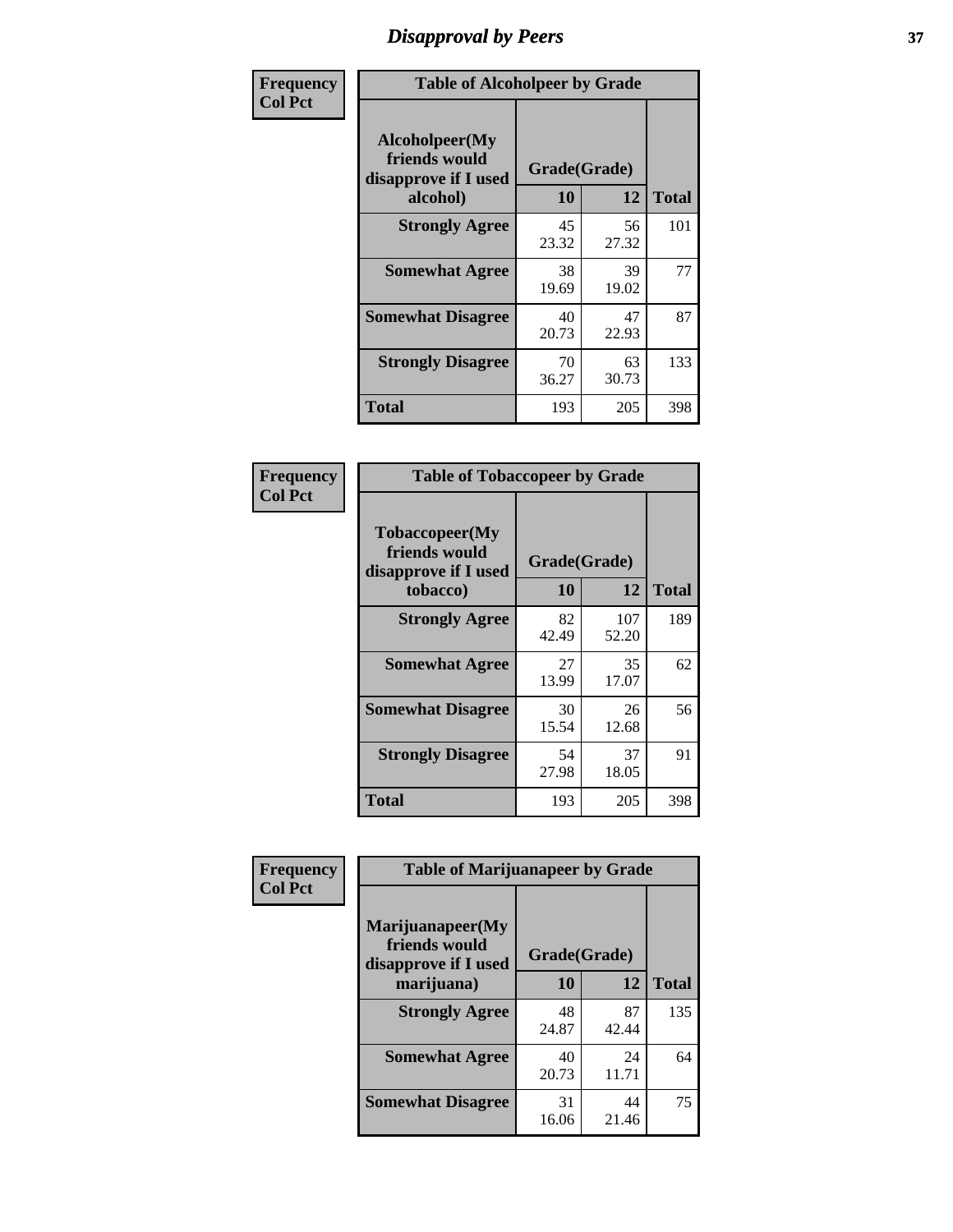# Disapproval by Peers

**Frequency**
**Col Pct**

| Table of Alcoholpeer by Grade | | | |
|---|---|---|---|
| Alcoholpeer(My friends would disapprove if I used alcohol) | Grade(Grade) | | |
| | 10 | 12 | Total |
| **Strongly Agree** | 45<br>23.32 | 56<br>27.32 | 101 |
| **Somewhat Agree** | 38<br>19.69 | 39<br>19.02 | 77 |
| **Somewhat Disagree** | 40<br>20.73 | 47<br>22.93 | 87 |
| **Strongly Disagree** | 70<br>36.27 | 63<br>30.73 | 133 |
| **Total** | 193 | 205 | 398 |

**Frequency**
**Col Pct**

| Table of Tobaccopeer by Grade | | | |
|---|---|---|---|
| Tobaccopeer(My friends would disapprove if I used tobacco) | Grade(Grade) | | |
| | 10 | 12 | Total |
| **Strongly Agree** | 82<br>42.49 | 107<br>52.20 | 189 |
| **Somewhat Agree** | 27<br>13.99 | 35<br>17.07 | 62 |
| **Somewhat Disagree** | 30<br>15.54 | 26<br>12.68 | 56 |
| **Strongly Disagree** | 54<br>27.98 | 37<br>18.05 | 91 |
| **Total** | 193 | 205 | 398 |

**Frequency**
**Col Pct**

| Table of Marijuanapeer by Grade | | | |
|---|---|---|---|
| Marijuanapeer(My friends would disapprove if I used marijuana) | Grade(Grade) | | |
| | 10 | 12 | Total |
| **Strongly Agree** | 48<br>24.87 | 87<br>42.44 | 135 |
| **Somewhat Agree** | 40<br>20.73 | 24<br>11.71 | 64 |
| **Somewhat Disagree** | 31<br>16.06 | 44<br>21.46 | 75 |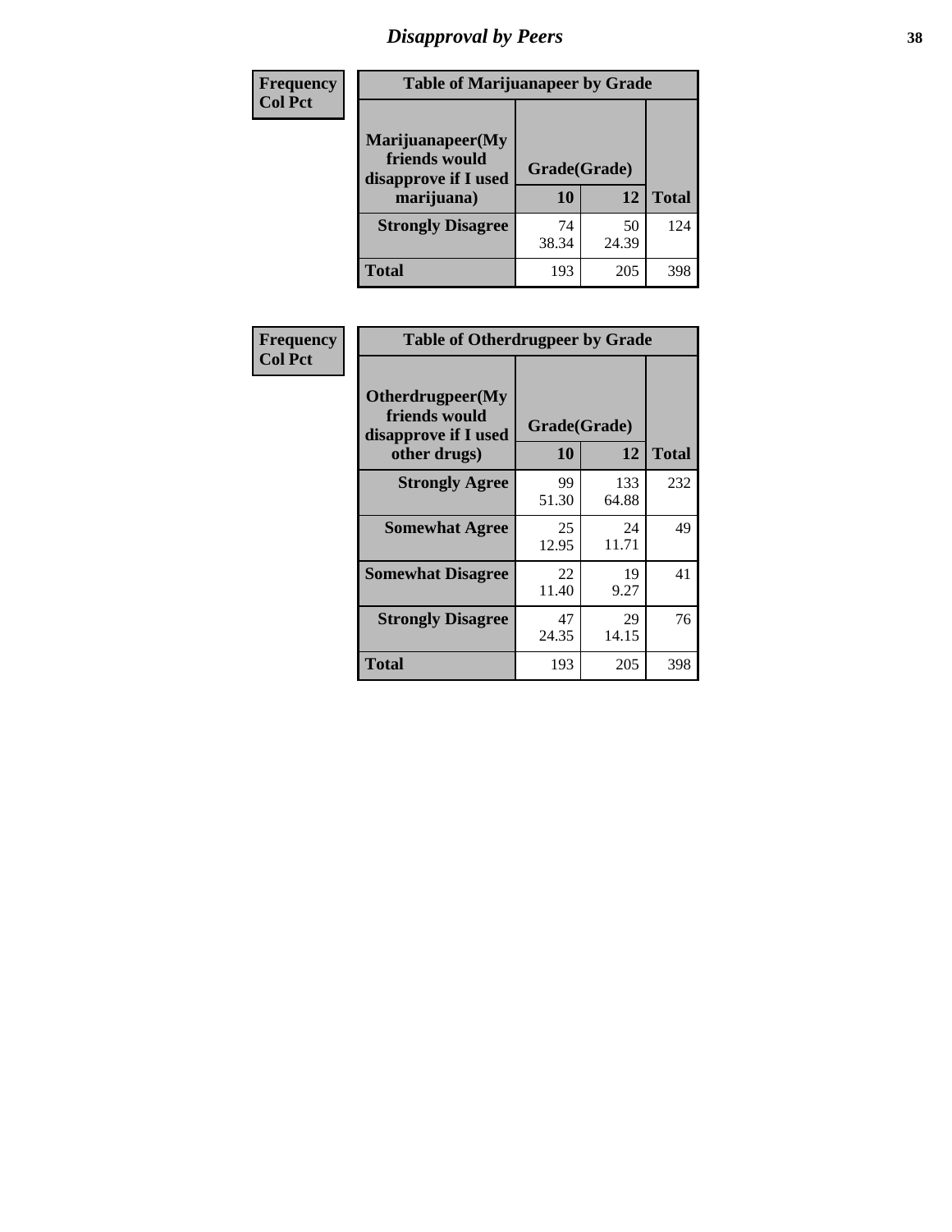# Disapproval by Peers

| Frequency<br>Col Pct | Table of Marijuanapeer by Grade | | |
|---|---|---|---|
| Marijuanapeer(My friends would disapprove if I used marijuana) | Grade(Grade) | | |
| | 10 | 12 | Total |
| Strongly Disagree | 74<br>38.34 | 50<br>24.39 | 124 |
| Total | 193 | 205 | 398 |

| Frequency<br>Col Pct | Table of Otherdrugpeer by Grade | | |
|---|---|---|---|
| Otherdrugpeer(My friends would disapprove if I used other drugs) | Grade(Grade) | | |
| | 10 | 12 | Total |
| Strongly Agree | 99<br>51.30 | 133<br>64.88 | 232 |
| Somewhat Agree | 25<br>12.95 | 24<br>11.71 | 49 |
| Somewhat Disagree | 22<br>11.40 | 19<br>9.27 | 41 |
| Strongly Disagree | 47<br>24.35 | 29<br>14.15 | 76 |
| Total | 193 | 205 | 398 |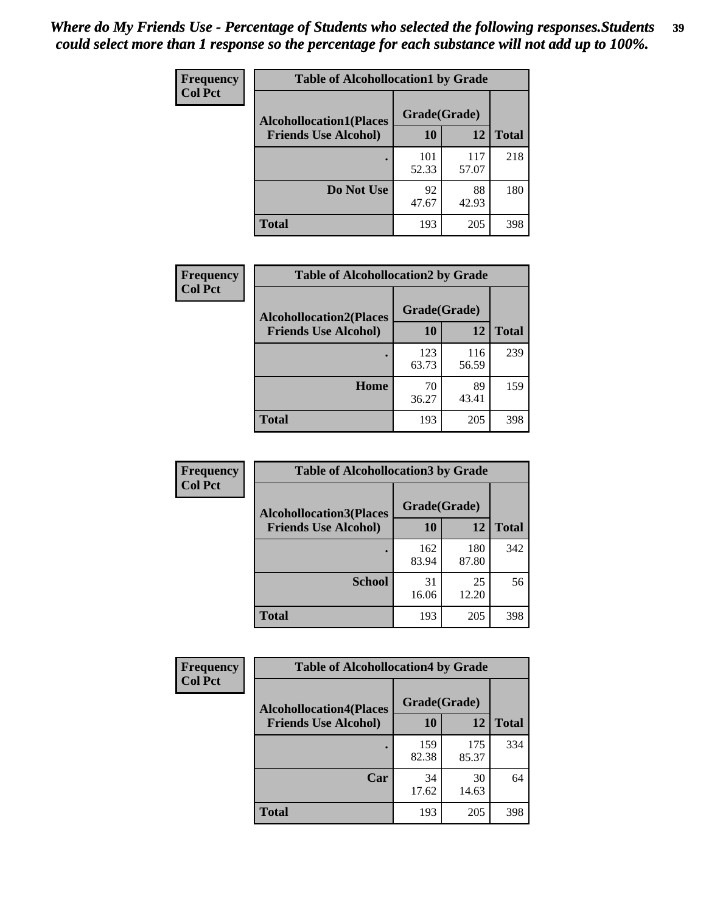*Where do My Friends Use - Percentage of Students who selected the following responses.Students could select more than 1 response so the percentage for each substance will not add up to 100%.*

**Frequency**
**Col Pct**

| Table of Alcohollocation1 by Grade | | | |
|---|---|---|---|
| **Alcohollocation1(Places Friends Use Alcohol)** | **Grade(Grade)** | | **Total** |
| | **10** | **12** | |
| **.** | 101<br>52.33 | 117<br>57.07 | 218 |
| **Do Not Use** | 92<br>47.67 | 88<br>42.93 | 180 |
| **Total** | 193 | 205 | 398 |

**Frequency**
**Col Pct**

| Table of Alcohollocation2 by Grade | | | |
|---|---|---|---|
| **Alcohollocation2(Places Friends Use Alcohol)** | **Grade(Grade)** | | **Total** |
| | **10** | **12** | |
| **.** | 123<br>63.73 | 116<br>56.59 | 239 |
| **Home** | 70<br>36.27 | 89<br>43.41 | 159 |
| **Total** | 193 | 205 | 398 |

**Frequency**
**Col Pct**

| Table of Alcohollocation3 by Grade | | | |
|---|---|---|---|
| **Alcohollocation3(Places Friends Use Alcohol)** | **Grade(Grade)** | | **Total** |
| | **10** | **12** | |
| **.** | 162<br>83.94 | 180<br>87.80 | 342 |
| **School** | 31<br>16.06 | 25<br>12.20 | 56 |
| **Total** | 193 | 205 | 398 |

**Frequency**
**Col Pct**

| Table of Alcohollocation4 by Grade | | | |
|---|---|---|---|
| **Alcohollocation4(Places Friends Use Alcohol)** | **Grade(Grade)** | | **Total** |
| | **10** | **12** | |
| **.** | 159<br>82.38 | 175<br>85.37 | 334 |
| **Car** | 34<br>17.62 | 30<br>14.63 | 64 |
| **Total** | 193 | 205 | 398 |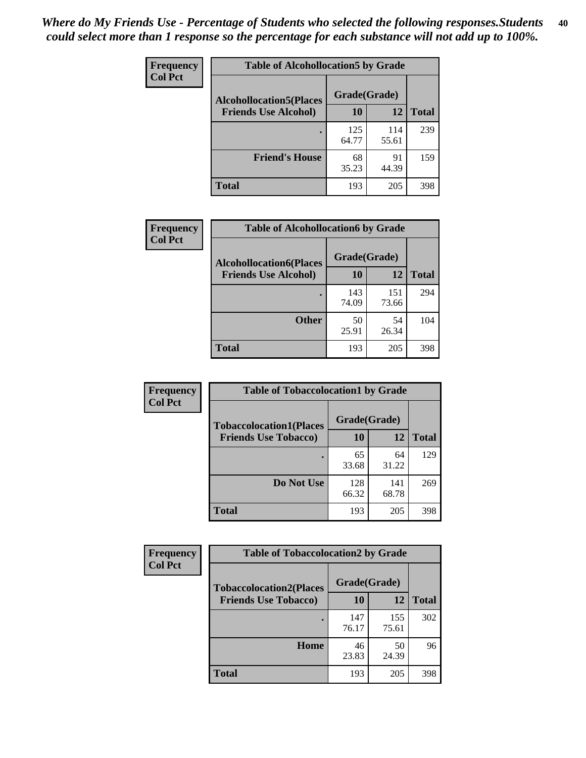*Where do My Friends Use - Percentage of Students who selected the following responses.Students could select more than 1 response so the percentage for each substance will not add up to 100%.*

**Frequency**
**Col Pct**

**Table of Alcohollocation5 by Grade**

| Alcohollocation5(Places Friends Use Alcohol) | Grade(Grade) 10 | 12 | Total |
|---|---|---|---|
| . | 125<br>64.77 | 114<br>55.61 | 239 |
| Friend's House | 68<br>35.23 | 91<br>44.39 | 159 |
| Total | 193 | 205 | 398 |

**Frequency**
**Col Pct**

**Table of Alcohollocation6 by Grade**

| Alcohollocation6(Places Friends Use Alcohol) | Grade(Grade) 10 | 12 | Total |
|---|---|---|---|
| . | 143<br>74.09 | 151<br>73.66 | 294 |
| Other | 50<br>25.91 | 54<br>26.34 | 104 |
| Total | 193 | 205 | 398 |

**Frequency**
**Col Pct**

**Table of Tobaccolocation1 by Grade**

| Tobaccolocation1(Places Friends Use Tobacco) | Grade(Grade) 10 | 12 | Total |
|---|---|---|---|
| . | 65<br>33.68 | 64<br>31.22 | 129 |
| Do Not Use | 128<br>66.32 | 141<br>68.78 | 269 |
| Total | 193 | 205 | 398 |

**Frequency**
**Col Pct**

**Table of Tobaccolocation2 by Grade**

| Tobaccolocation2(Places Friends Use Tobacco) | Grade(Grade) 10 | 12 | Total |
|---|---|---|---|
| . | 147<br>76.17 | 155<br>75.61 | 302 |
| Home | 46<br>23.83 | 50<br>24.39 | 96 |
| Total | 193 | 205 | 398 |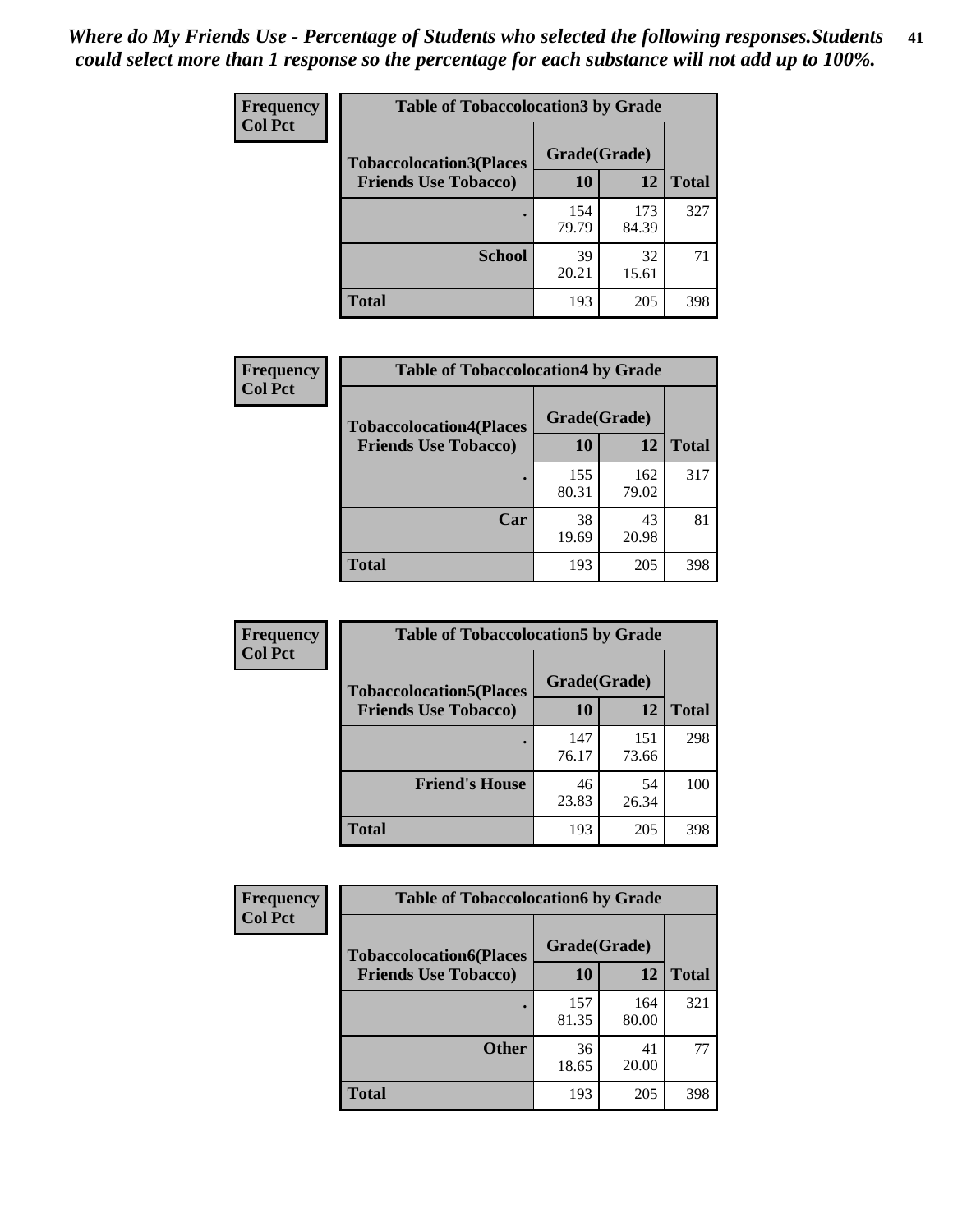*Where do My Friends Use - Percentage of Students who selected the following responses.Students could select more than 1 response so the percentage for each substance will not add up to 100%.*

**Frequency**
**Col Pct**

| Table of Tobaccolocation3 by Grade | | | |
|---|---|---|---|
| **Tobaccolocation3(Places Friends Use Tobacco)** | **Grade(Grade)** | | **Total** |
| | **10** | **12** | |
| **.** | 154<br>79.79 | 173<br>84.39 | 327 |
| **School** | 39<br>20.21 | 32<br>15.61 | 71 |
| **Total** | 193 | 205 | 398 |

**Frequency**
**Col Pct**

| Table of Tobaccolocation4 by Grade | | | |
|---|---|---|---|
| **Tobaccolocation4(Places Friends Use Tobacco)** | **Grade(Grade)** | | **Total** |
| | **10** | **12** | |
| **.** | 155<br>80.31 | 162<br>79.02 | 317 |
| **Car** | 38<br>19.69 | 43<br>20.98 | 81 |
| **Total** | 193 | 205 | 398 |

**Frequency**
**Col Pct**

| Table of Tobaccolocation5 by Grade | | | |
|---|---|---|---|
| **Tobaccolocation5(Places Friends Use Tobacco)** | **Grade(Grade)** | | **Total** |
| | **10** | **12** | |
| **.** | 147<br>76.17 | 151<br>73.66 | 298 |
| **Friend's House** | 46<br>23.83 | 54<br>26.34 | 100 |
| **Total** | 193 | 205 | 398 |

**Frequency**
**Col Pct**

| Table of Tobaccolocation6 by Grade | | | |
|---|---|---|---|
| **Tobaccolocation6(Places Friends Use Tobacco)** | **Grade(Grade)** | | **Total** |
| | **10** | **12** | |
| **.** | 157<br>81.35 | 164<br>80.00 | 321 |
| **Other** | 36<br>18.65 | 41<br>20.00 | 77 |
| **Total** | 193 | 205 | 398 |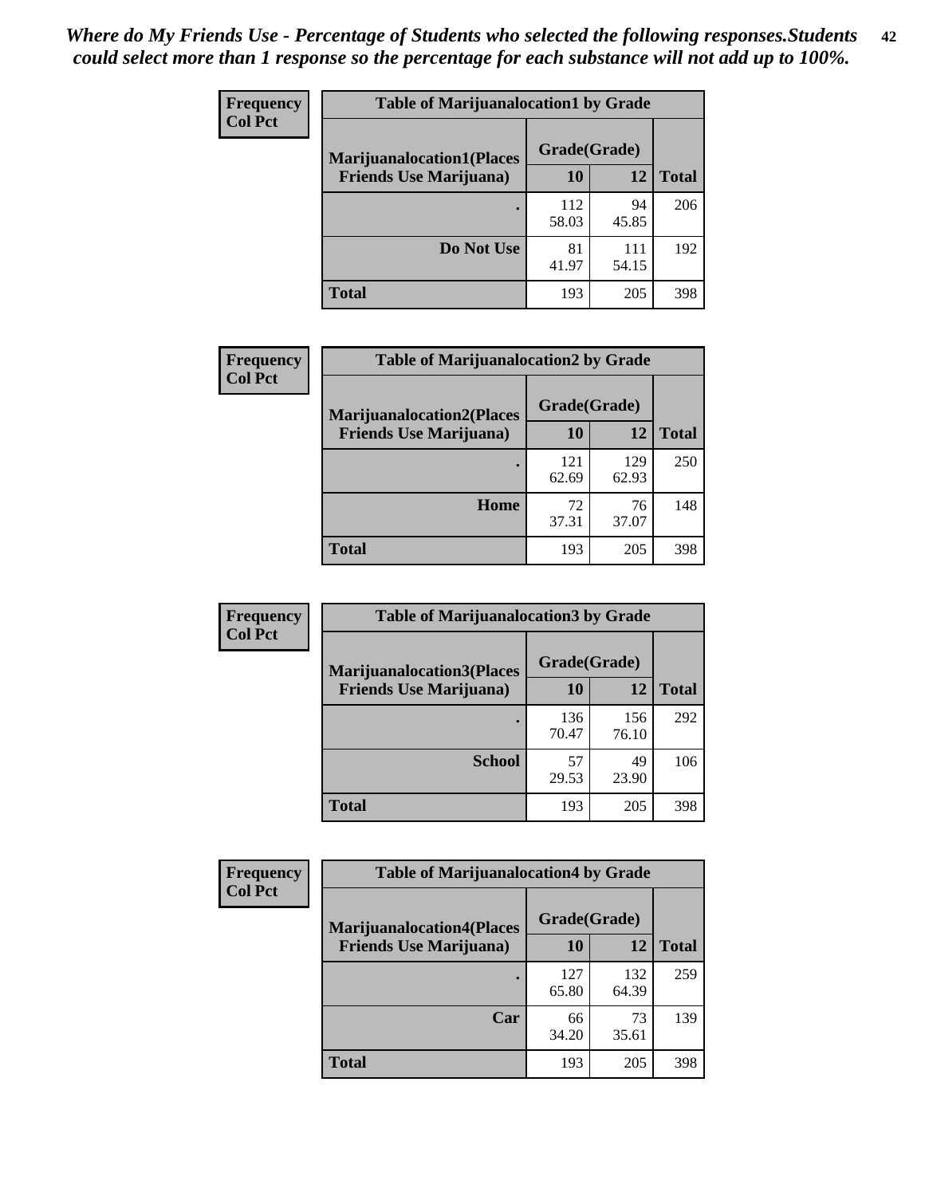*Where do My Friends Use - Percentage of Students who selected the following responses.Students could select more than 1 response so the percentage for each substance will not add up to 100%.*

| Frequency Col Pct | Table of Marijuanalocation1 by Grade | | |
|---|---|---|---|
| Marijuanalocation1(Places Friends Use Marijuana) | Grade(Grade) | | Total |
| | 10 | 12 | |
| . | 112<br>58.03 | 94<br>45.85 | 206 |
| Do Not Use | 81<br>41.97 | 111<br>54.15 | 192 |
| Total | 193 | 205 | 398 |

| Frequency Col Pct | Table of Marijuanalocation2 by Grade | | |
|---|---|---|---|
| Marijuanalocation2(Places Friends Use Marijuana) | Grade(Grade) | | Total |
| | 10 | 12 | |
| . | 121<br>62.69 | 129<br>62.93 | 250 |
| Home | 72<br>37.31 | 76<br>37.07 | 148 |
| Total | 193 | 205 | 398 |

| Frequency Col Pct | Table of Marijuanalocation3 by Grade | | |
|---|---|---|---|
| Marijuanalocation3(Places Friends Use Marijuana) | Grade(Grade) | | Total |
| | 10 | 12 | |
| . | 136<br>70.47 | 156<br>76.10 | 292 |
| School | 57<br>29.53 | 49<br>23.90 | 106 |
| Total | 193 | 205 | 398 |

| Frequency Col Pct | Table of Marijuanalocation4 by Grade | | |
|---|---|---|---|
| Marijuanalocation4(Places Friends Use Marijuana) | Grade(Grade) | | Total |
| | 10 | 12 | |
| . | 127<br>65.80 | 132<br>64.39 | 259 |
| Car | 66<br>34.20 | 73<br>35.61 | 139 |
| Total | 193 | 205 | 398 |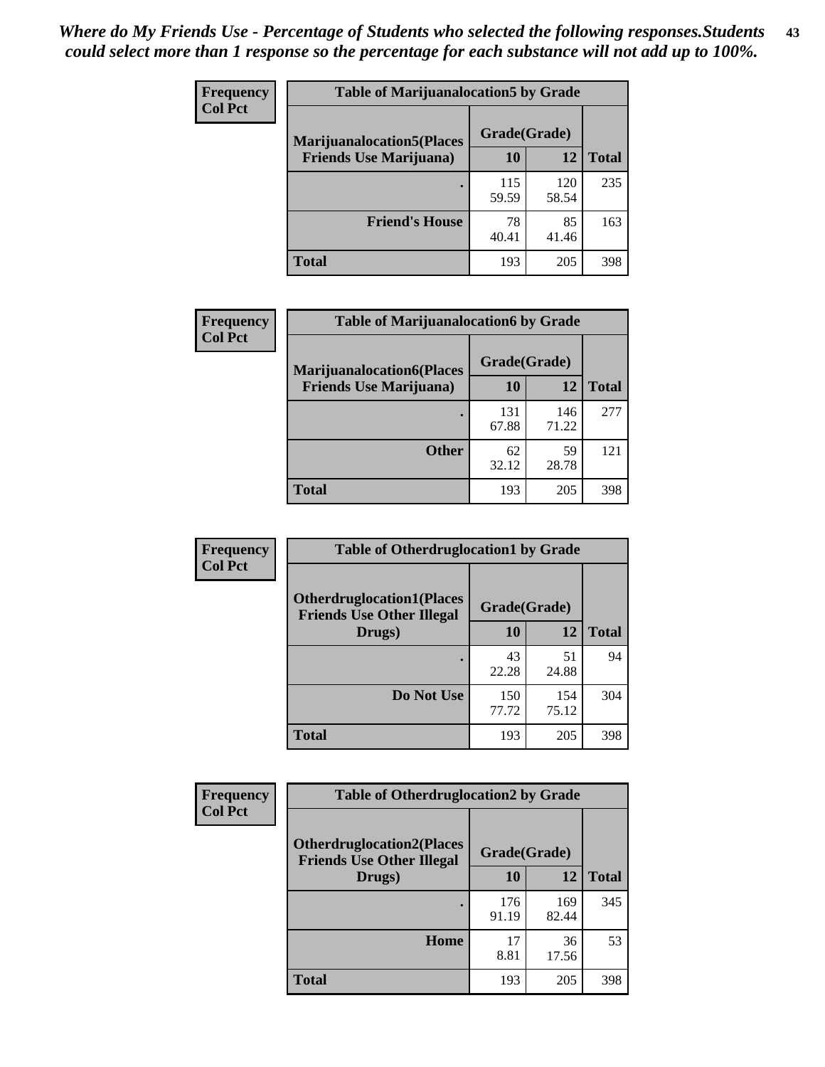*Where do My Friends Use - Percentage of Students who selected the following responses.Students could select more than 1 response so the percentage for each substance will not add up to 100%.*

| Frequency Col Pct | Table of Marijuanalocation5 by Grade | | |
|---|---|---|---|
| Marijuanalocation5(Places Friends Use Marijuana) | Grade(Grade) | | Total |
| | 10 | 12 | |
| . | 115<br>59.59 | 120<br>58.54 | 235 |
| Friend's House | 78<br>40.41 | 85<br>41.46 | 163 |
| Total | 193 | 205 | 398 |

| Frequency Col Pct | Table of Marijuanalocation6 by Grade | | |
|---|---|---|---|
| Marijuanalocation6(Places Friends Use Marijuana) | Grade(Grade) | | Total |
| | 10 | 12 | |
| . | 131<br>67.88 | 146<br>71.22 | 277 |
| Other | 62<br>32.12 | 59<br>28.78 | 121 |
| Total | 193 | 205 | 398 |

| Frequency Col Pct | Table of Otherdruglocation1 by Grade | | |
|---|---|---|---|
| Otherdruglocation1(Places Friends Use Other Illegal Drugs) | Grade(Grade) | | Total |
| | 10 | 12 | |
| . | 43<br>22.28 | 51<br>24.88 | 94 |
| Do Not Use | 150<br>77.72 | 154<br>75.12 | 304 |
| Total | 193 | 205 | 398 |

| Frequency Col Pct | Table of Otherdruglocation2 by Grade | | |
|---|---|---|---|
| Otherdruglocation2(Places Friends Use Other Illegal Drugs) | Grade(Grade) | | Total |
| | 10 | 12 | |
| . | 176<br>91.19 | 169<br>82.44 | 345 |
| Home | 17<br>8.81 | 36<br>17.56 | 53 |
| Total | 193 | 205 | 398 |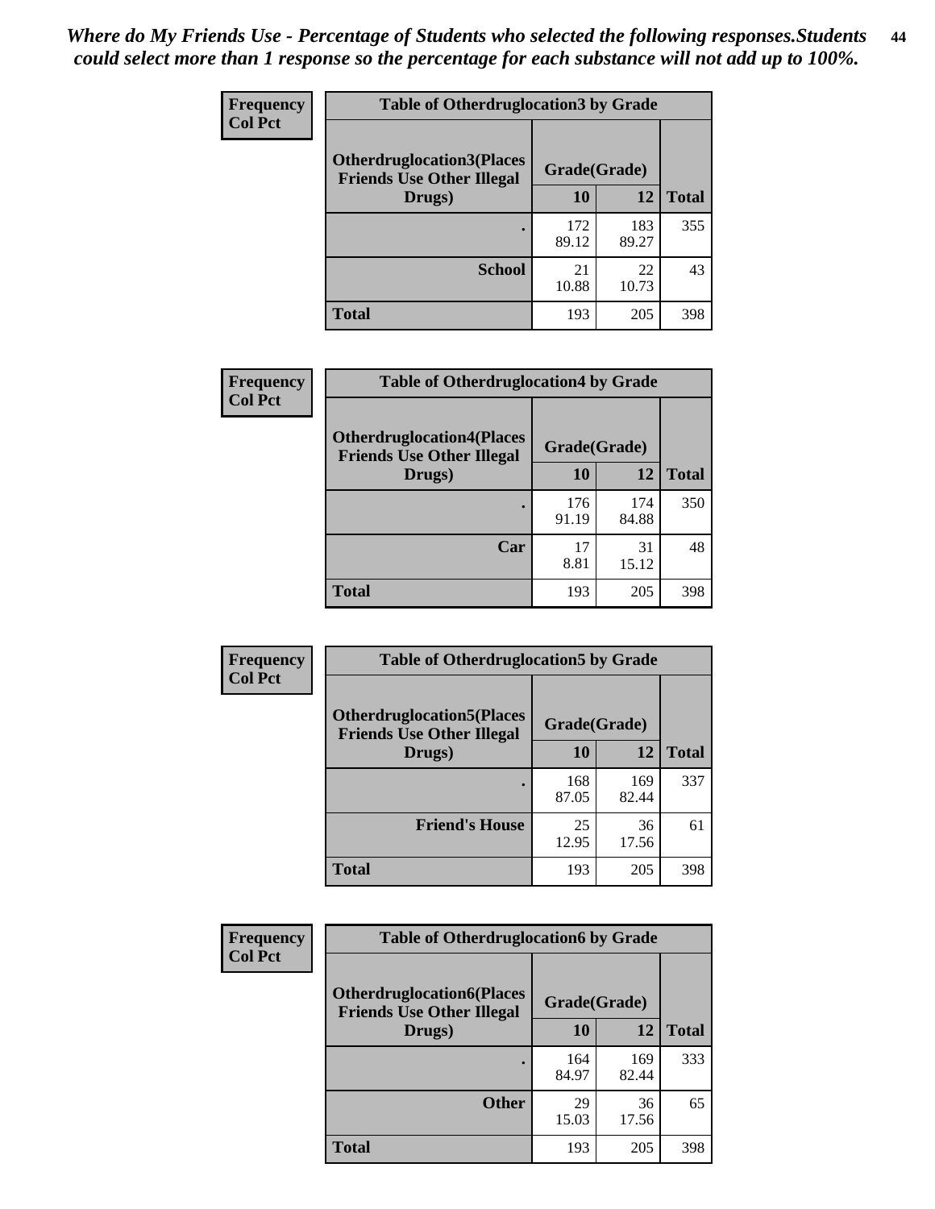*Where do My Friends Use - Percentage of Students who selected the following responses.Students could select more than 1 response so the percentage for each substance will not add up to 100%.*

**Frequency**
**Col Pct**

| Table of Otherdruglocation3 by Grade | | | |
|---|---|---|---|
| **Otherdruglocation3(Places Friends Use Other Illegal Drugs)** | **Grade(Grade)** | | |
| | **10** | **12** | **Total** |
| **.** | 172<br>89.12 | 183<br>89.27 | 355 |
| **School** | 21<br>10.88 | 22<br>10.73 | 43 |
| **Total** | 193 | 205 | 398 |

**Frequency**
**Col Pct**

| Table of Otherdruglocation4 by Grade | | | |
|---|---|---|---|
| **Otherdruglocation4(Places Friends Use Other Illegal Drugs)** | **Grade(Grade)** | | |
| | **10** | **12** | **Total** |
| **.** | 176<br>91.19 | 174<br>84.88 | 350 |
| **Car** | 17<br>8.81 | 31<br>15.12 | 48 |
| **Total** | 193 | 205 | 398 |

**Frequency**
**Col Pct**

| Table of Otherdruglocation5 by Grade | | | |
|---|---|---|---|
| **Otherdruglocation5(Places Friends Use Other Illegal Drugs)** | **Grade(Grade)** | | |
| | **10** | **12** | **Total** |
| **.** | 168<br>87.05 | 169<br>82.44 | 337 |
| **Friend's House** | 25<br>12.95 | 36<br>17.56 | 61 |
| **Total** | 193 | 205 | 398 |

**Frequency**
**Col Pct**

| Table of Otherdruglocation6 by Grade | | | |
|---|---|---|---|
| **Otherdruglocation6(Places Friends Use Other Illegal Drugs)** | **Grade(Grade)** | | |
| | **10** | **12** | **Total** |
| **.** | 164<br>84.97 | 169<br>82.44 | 333 |
| **Other** | 29<br>15.03 | 36<br>17.56 | 65 |
| **Total** | 193 | 205 | 398 |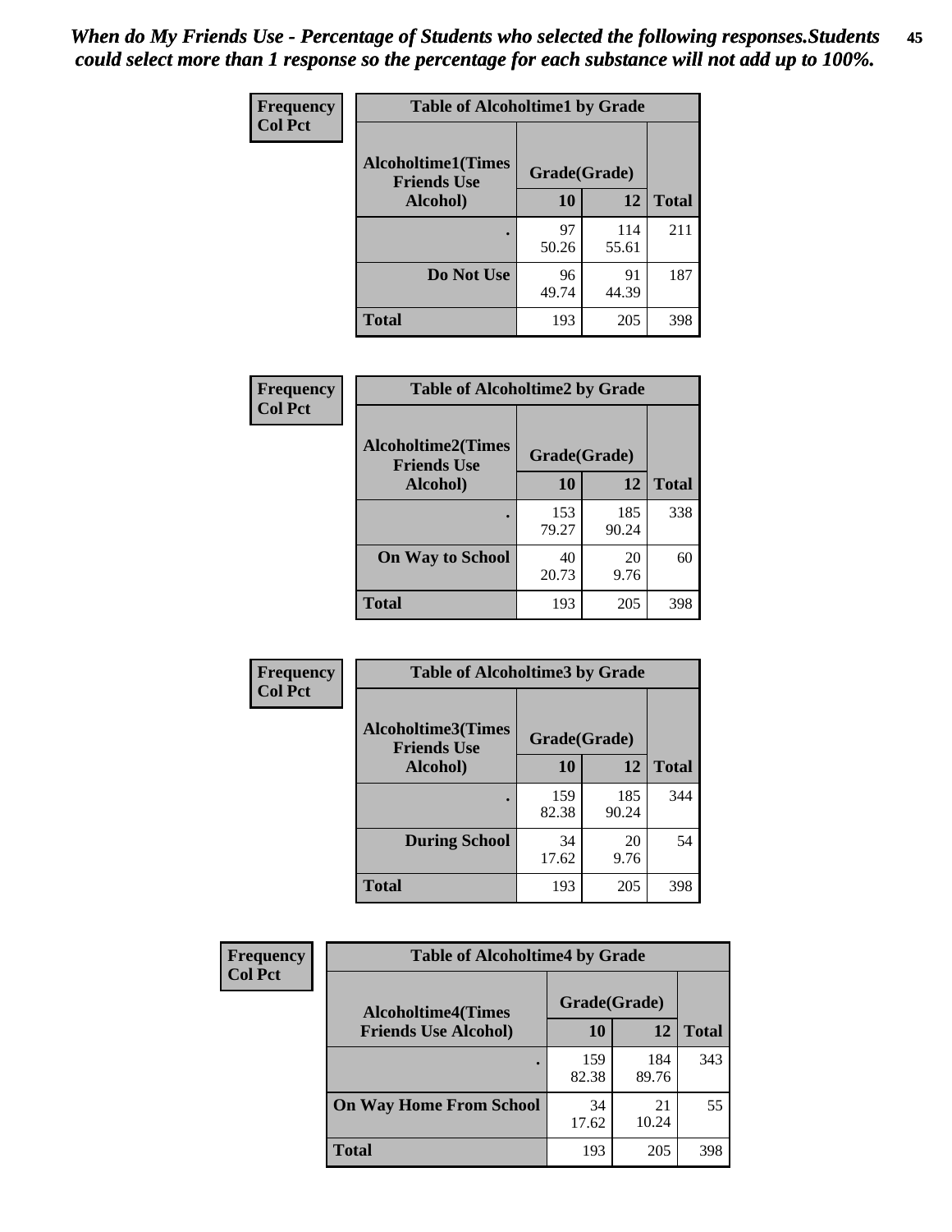*When do My Friends Use - Percentage of Students who selected the following responses.Students could select more than 1 response so the percentage for each substance will not add up to 100%.*

**Frequency**
**Col Pct**

| Table of Alcoholtime1 by Grade | | | |
|---|---|---|---|
| **Alcoholtime1(Times Friends Use Alcohol)** | **Grade(Grade)** | | |
| | **10** | **12** | **Total** |
| **.** | 97<br>50.26 | 114<br>55.61 | 211 |
| **Do Not Use** | 96<br>49.74 | 91<br>44.39 | 187 |
| **Total** | 193 | 205 | 398 |

**Frequency**
**Col Pct**

| Table of Alcoholtime2 by Grade | | | |
|---|---|---|---|
| **Alcoholtime2(Times Friends Use Alcohol)** | **Grade(Grade)** | | |
| | **10** | **12** | **Total** |
| **.** | 153<br>79.27 | 185<br>90.24 | 338 |
| **On Way to School** | 40<br>20.73 | 20<br>9.76 | 60 |
| **Total** | 193 | 205 | 398 |

**Frequency**
**Col Pct**

| Table of Alcoholtime3 by Grade | | | |
|---|---|---|---|
| **Alcoholtime3(Times Friends Use Alcohol)** | **Grade(Grade)** | | |
| | **10** | **12** | **Total** |
| **.** | 159<br>82.38 | 185<br>90.24 | 344 |
| **During School** | 34<br>17.62 | 20<br>9.76 | 54 |
| **Total** | 193 | 205 | 398 |

**Frequency**
**Col Pct**

| Table of Alcoholtime4 by Grade | | | |
|---|---|---|---|
| **Alcoholtime4(Times Friends Use Alcohol)** | **Grade(Grade)** | | |
| | **10** | **12** | **Total** |
| **.** | 159<br>82.38 | 184<br>89.76 | 343 |
| **On Way Home From School** | 34<br>17.62 | 21<br>10.24 | 55 |
| **Total** | 193 | 205 | 398 |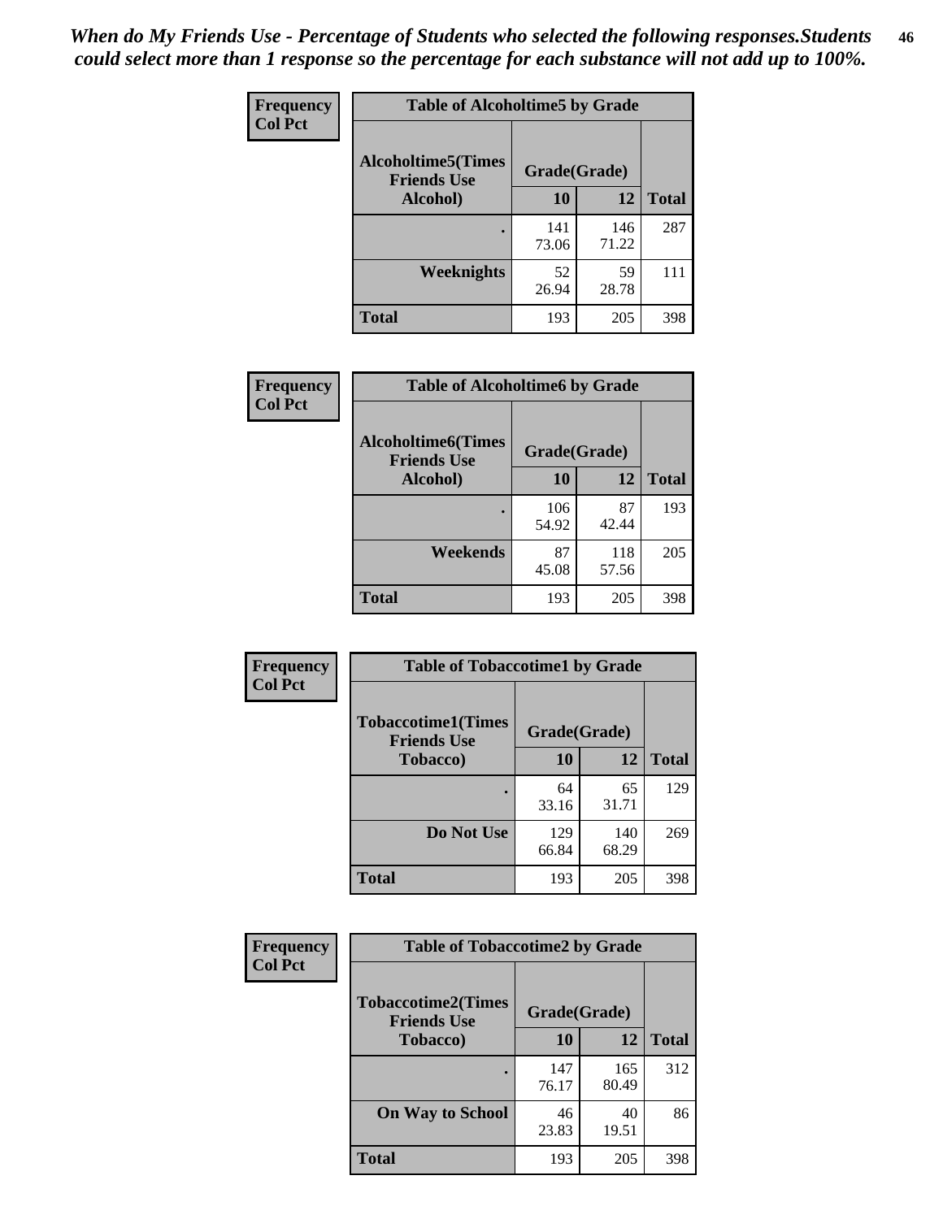*When do My Friends Use - Percentage of Students who selected the following responses.Students could select more than 1 response so the percentage for each substance will not add up to 100%.*

**Frequency**
**Col Pct**

| Table of Alcoholtime5 by Grade | | | |
|---|---|---|---|
| **Alcoholtime5(Times Friends Use Alcohol)** | **Grade(Grade)** | | **Total** |
| | **10** | **12** | |
| **.** | 141<br>73.06 | 146<br>71.22 | 287 |
| **Weeknights** | 52<br>26.94 | 59<br>28.78 | 111 |
| **Total** | 193 | 205 | 398 |

**Frequency**
**Col Pct**

| Table of Alcoholtime6 by Grade | | | |
|---|---|---|---|
| **Alcoholtime6(Times Friends Use Alcohol)** | **Grade(Grade)** | | **Total** |
| | **10** | **12** | |
| **.** | 106<br>54.92 | 87<br>42.44 | 193 |
| **Weekends** | 87<br>45.08 | 118<br>57.56 | 205 |
| **Total** | 193 | 205 | 398 |

**Frequency**
**Col Pct**

| Table of Tobaccotime1 by Grade | | | |
|---|---|---|---|
| **Tobaccotime1(Times Friends Use Tobacco)** | **Grade(Grade)** | | **Total** |
| | **10** | **12** | |
| **.** | 64<br>33.16 | 65<br>31.71 | 129 |
| **Do Not Use** | 129<br>66.84 | 140<br>68.29 | 269 |
| **Total** | 193 | 205 | 398 |

**Frequency**
**Col Pct**

| Table of Tobaccotime2 by Grade | | | |
|---|---|---|---|
| **Tobaccotime2(Times Friends Use Tobacco)** | **Grade(Grade)** | | **Total** |
| | **10** | **12** | |
| **.** | 147<br>76.17 | 165<br>80.49 | 312 |
| **On Way to School** | 46<br>23.83 | 40<br>19.51 | 86 |
| **Total** | 193 | 205 | 398 |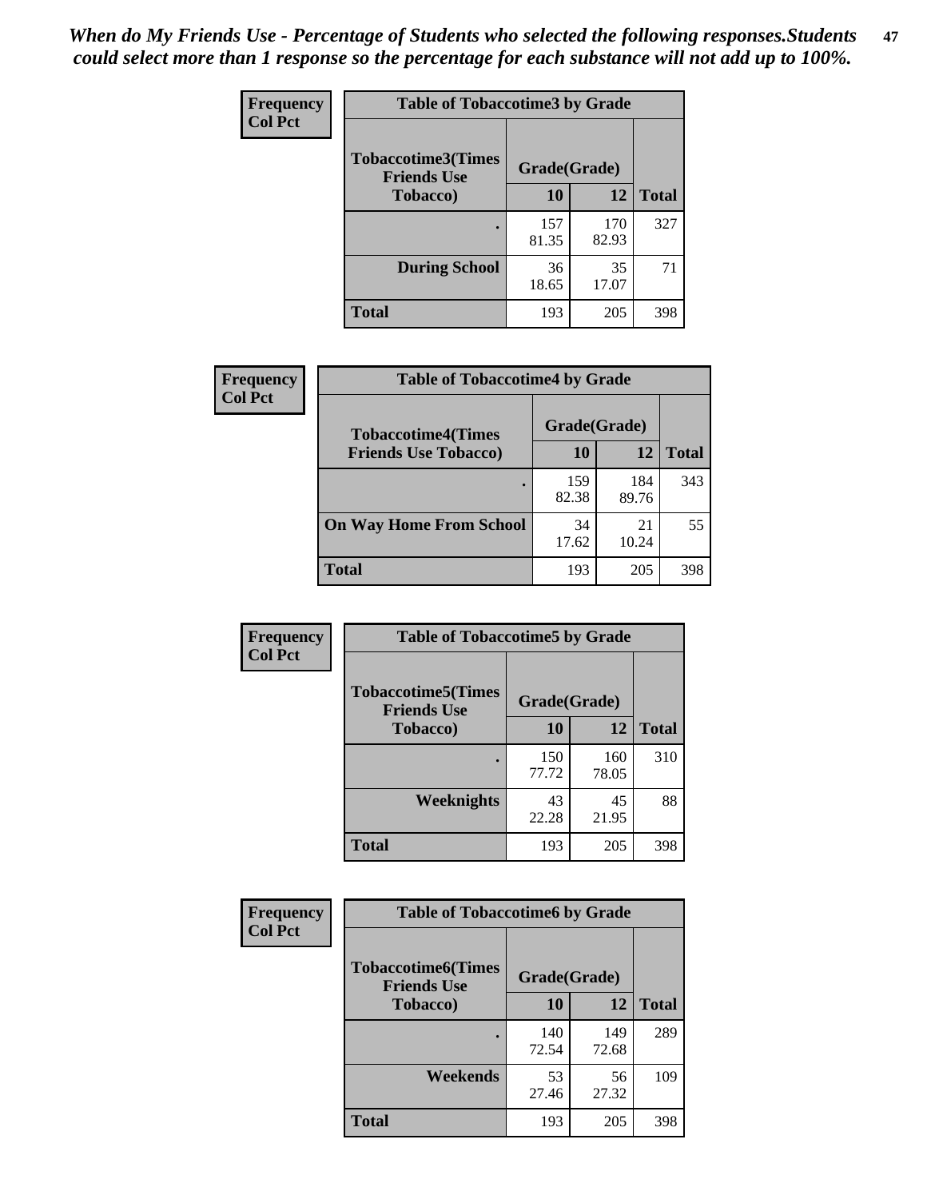*When do My Friends Use - Percentage of Students who selected the following responses.Students could select more than 1 response so the percentage for each substance will not add up to 100%.*

**Frequency**
**Col Pct**

| Table of Tobaccotime3 by Grade | | | |
|---|---|---|---|
| **Tobaccotime3(Times Friends Use Tobacco)** | **Grade(Grade)** | | **Total** |
| | **10** | **12** | |
| **.** | 157<br>81.35 | 170<br>82.93 | 327 |
| **During School** | 36<br>18.65 | 35<br>17.07 | 71 |
| **Total** | 193 | 205 | 398 |

**Frequency**
**Col Pct**

| Table of Tobaccotime4 by Grade | | | |
|---|---|---|---|
| **Tobaccotime4(Times Friends Use Tobacco)** | **Grade(Grade)** | | **Total** |
| | **10** | **12** | |
| **.** | 159<br>82.38 | 184<br>89.76 | 343 |
| **On Way Home From School** | 34<br>17.62 | 21<br>10.24 | 55 |
| **Total** | 193 | 205 | 398 |

**Frequency**
**Col Pct**

| Table of Tobaccotime5 by Grade | | | |
|---|---|---|---|
| **Tobaccotime5(Times Friends Use Tobacco)** | **Grade(Grade)** | | **Total** |
| | **10** | **12** | |
| **.** | 150<br>77.72 | 160<br>78.05 | 310 |
| **Weeknights** | 43<br>22.28 | 45<br>21.95 | 88 |
| **Total** | 193 | 205 | 398 |

**Frequency**
**Col Pct**

| Table of Tobaccotime6 by Grade | | | |
|---|---|---|---|
| **Tobaccotime6(Times Friends Use Tobacco)** | **Grade(Grade)** | | **Total** |
| | **10** | **12** | |
| **.** | 140<br>72.54 | 149<br>72.68 | 289 |
| **Weekends** | 53<br>27.46 | 56<br>27.32 | 109 |
| **Total** | 193 | 205 | 398 |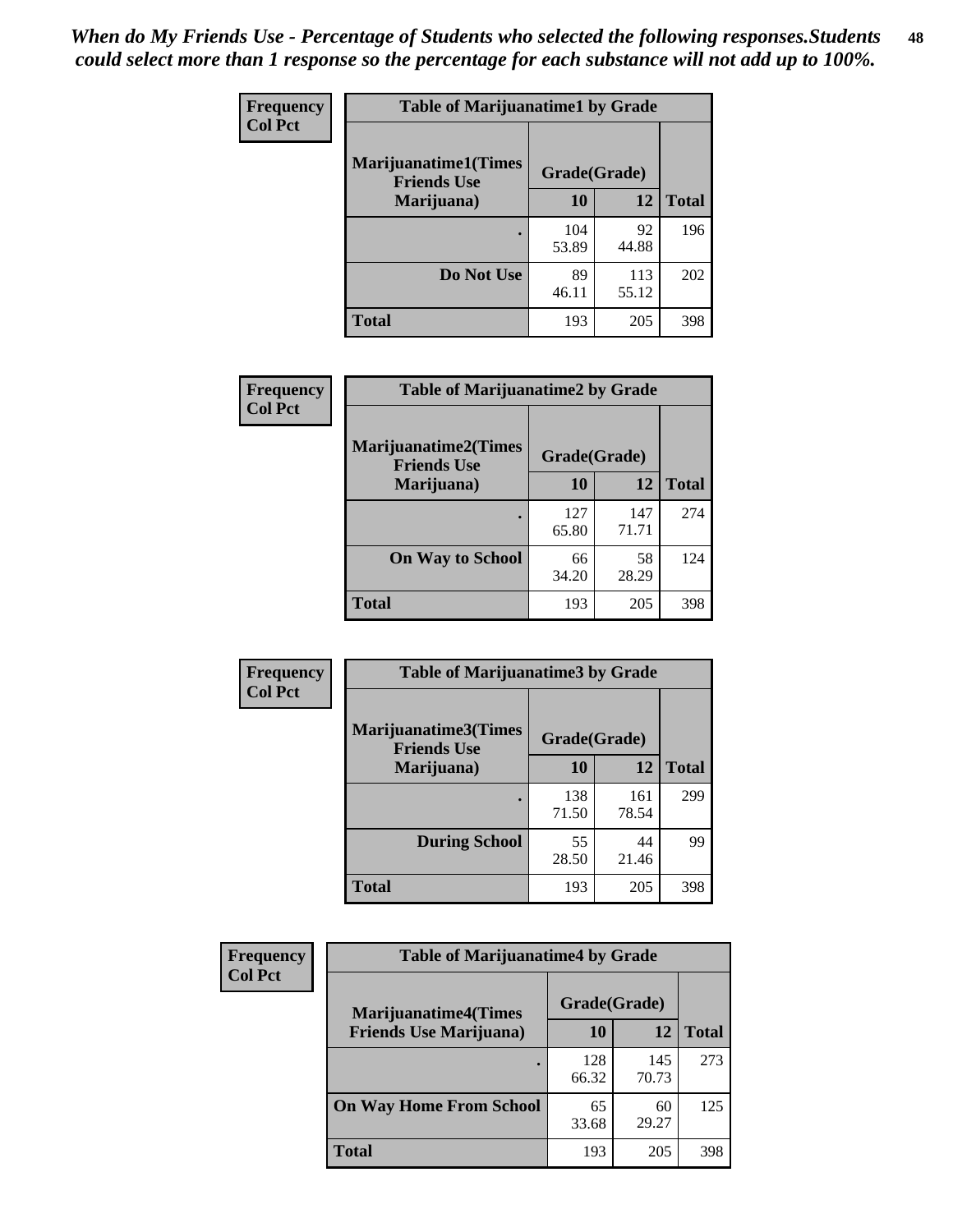*When do My Friends Use - Percentage of Students who selected the following responses.Students could select more than 1 response so the percentage for each substance will not add up to 100%.*

**Frequency**
**Col Pct**

| Table of Marijuanatime1 by Grade | | | |
|---|---|---|---|
| **Marijuanatime1(Times Friends Use Marijuana)** | **Grade(Grade)** | | |
| | **10** | **12** | **Total** |
| **.** | 104<br>53.89 | 92<br>44.88 | 196 |
| **Do Not Use** | 89<br>46.11 | 113<br>55.12 | 202 |
| **Total** | 193 | 205 | 398 |

**Frequency**
**Col Pct**

| Table of Marijuanatime2 by Grade | | | |
|---|---|---|---|
| **Marijuanatime2(Times Friends Use Marijuana)** | **Grade(Grade)** | | |
| | **10** | **12** | **Total** |
| **.** | 127<br>65.80 | 147<br>71.71 | 274 |
| **On Way to School** | 66<br>34.20 | 58<br>28.29 | 124 |
| **Total** | 193 | 205 | 398 |

**Frequency**
**Col Pct**

| Table of Marijuanatime3 by Grade | | | |
|---|---|---|---|
| **Marijuanatime3(Times Friends Use Marijuana)** | **Grade(Grade)** | | |
| | **10** | **12** | **Total** |
| **.** | 138<br>71.50 | 161<br>78.54 | 299 |
| **During School** | 55<br>28.50 | 44<br>21.46 | 99 |
| **Total** | 193 | 205 | 398 |

**Frequency**
**Col Pct**

| Table of Marijuanatime4 by Grade | | | |
|---|---|---|---|
| **Marijuanatime4(Times Friends Use Marijuana)** | **Grade(Grade)** | | |
| | **10** | **12** | **Total** |
| **.** | 128<br>66.32 | 145<br>70.73 | 273 |
| **On Way Home From School** | 65<br>33.68 | 60<br>29.27 | 125 |
| **Total** | 193 | 205 | 398 |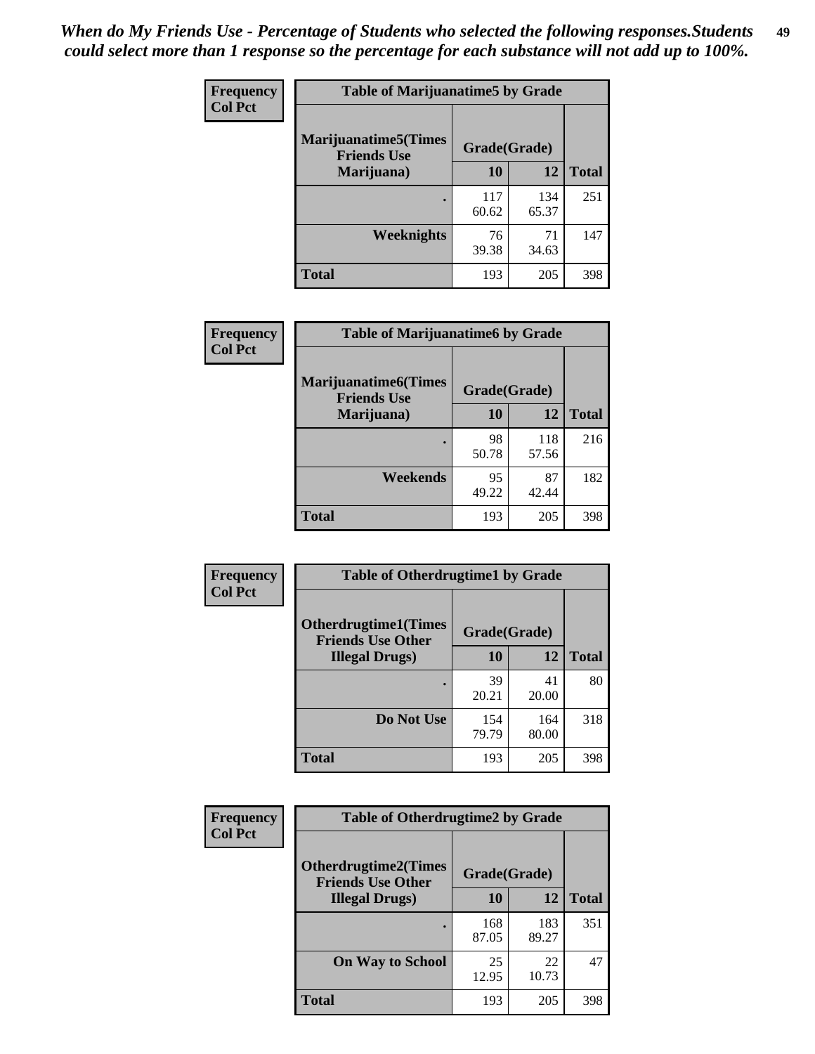*When do My Friends Use - Percentage of Students who selected the following responses.Students could select more than 1 response so the percentage for each substance will not add up to 100%.*

**Frequency**
**Col Pct**

**Table of Marijuanatime5 by Grade**

| Marijuanatime5(Times Friends Use Marijuana) | Grade(Grade) | | Total |
|---|---|---|---|
| | 10 | 12 | |
| . | 117<br>60.62 | 134<br>65.37 | 251 |
| Weeknights | 76<br>39.38 | 71<br>34.63 | 147 |
| Total | 193 | 205 | 398 |

**Frequency**
**Col Pct**

**Table of Marijuanatime6 by Grade**

| Marijuanatime6(Times Friends Use Marijuana) | Grade(Grade) | | Total |
|---|---|---|---|
| | 10 | 12 | |
| . | 98<br>50.78 | 118<br>57.56 | 216 |
| Weekends | 95<br>49.22 | 87<br>42.44 | 182 |
| Total | 193 | 205 | 398 |

**Frequency**
**Col Pct**

**Table of Otherdrugtime1 by Grade**

| Otherdrugtime1(Times Friends Use Other Illegal Drugs) | Grade(Grade) | | Total |
|---|---|---|---|
| | 10 | 12 | |
| . | 39<br>20.21 | 41<br>20.00 | 80 |
| Do Not Use | 154<br>79.79 | 164<br>80.00 | 318 |
| Total | 193 | 205 | 398 |

**Frequency**
**Col Pct**

**Table of Otherdrugtime2 by Grade**

| Otherdrugtime2(Times Friends Use Other Illegal Drugs) | Grade(Grade) | | Total |
|---|---|---|---|
| | 10 | 12 | |
| . | 168<br>87.05 | 183<br>89.27 | 351 |
| On Way to School | 25<br>12.95 | 22<br>10.73 | 47 |
| Total | 193 | 205 | 398 |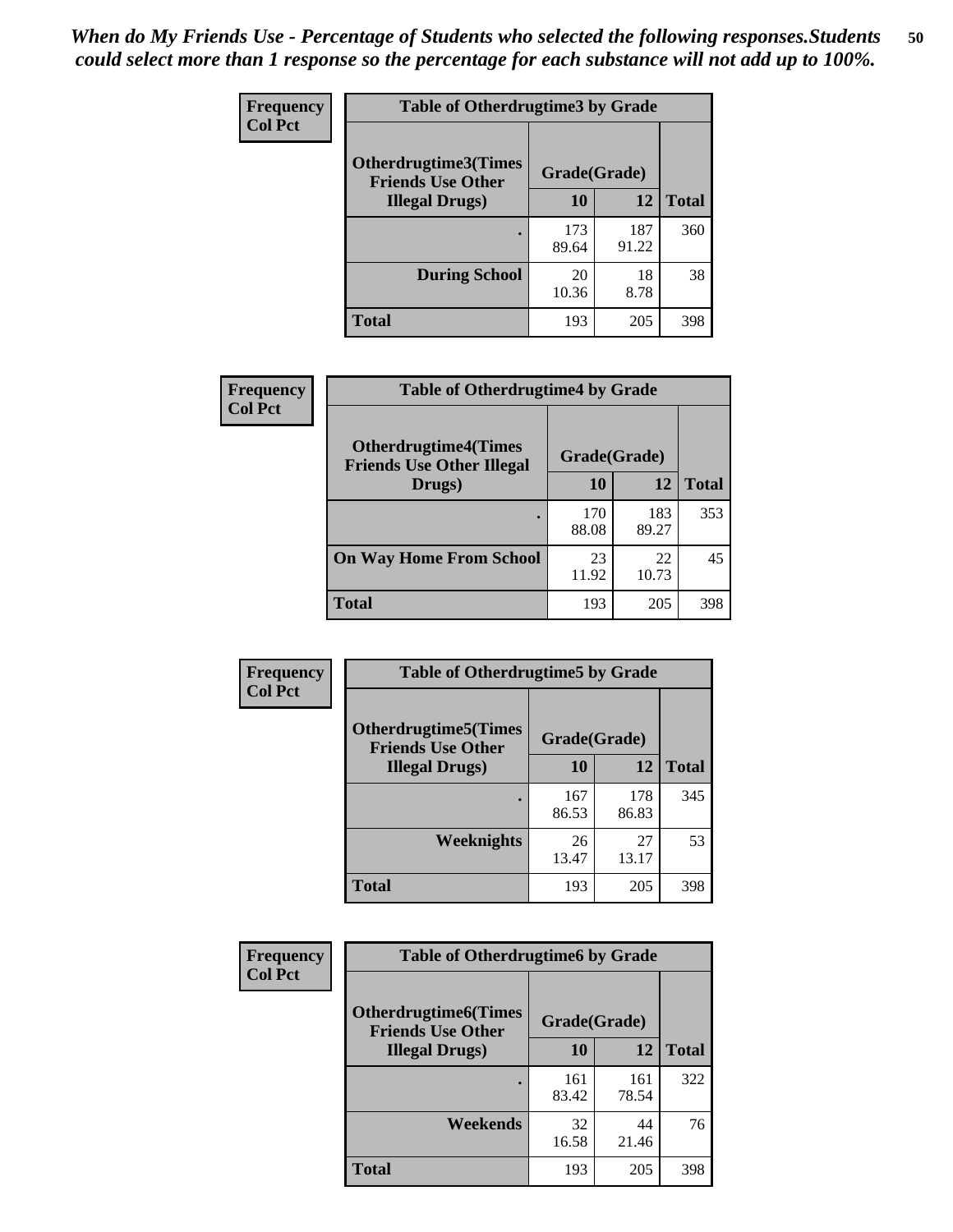*When do My Friends Use - Percentage of Students who selected the following responses.Students could select more than 1 response so the percentage for each substance will not add up to 100%.*

**Frequency**
**Col Pct**

| Table of Otherdrugtime3 by Grade | | | |
|---|---|---|---|
| Otherdrugtime3(Times Friends Use Other Illegal Drugs) | Grade(Grade) | | |
| | 10 | 12 | Total |
| . | 173<br>89.64 | 187<br>91.22 | 360 |
| During School | 20<br>10.36 | 18<br>8.78 | 38 |
| Total | 193 | 205 | 398 |

**Frequency**
**Col Pct**

| Table of Otherdrugtime4 by Grade | | | |
|---|---|---|---|
| Otherdrugtime4(Times Friends Use Other Illegal Drugs) | Grade(Grade) | | |
| | 10 | 12 | Total |
| . | 170<br>88.08 | 183<br>89.27 | 353 |
| On Way Home From School | 23<br>11.92 | 22<br>10.73 | 45 |
| Total | 193 | 205 | 398 |

**Frequency**
**Col Pct**

| Table of Otherdrugtime5 by Grade | | | |
|---|---|---|---|
| Otherdrugtime5(Times Friends Use Other Illegal Drugs) | Grade(Grade) | | |
| | 10 | 12 | Total |
| . | 167<br>86.53 | 178<br>86.83 | 345 |
| Weeknights | 26<br>13.47 | 27<br>13.17 | 53 |
| Total | 193 | 205 | 398 |

**Frequency**
**Col Pct**

| Table of Otherdrugtime6 by Grade | | | |
|---|---|---|---|
| Otherdrugtime6(Times Friends Use Other Illegal Drugs) | Grade(Grade) | | |
| | 10 | 12 | Total |
| . | 161<br>83.42 | 161<br>78.54 | 322 |
| Weekends | 32<br>16.58 | 44<br>21.46 | 76 |
| Total | 193 | 205 | 398 |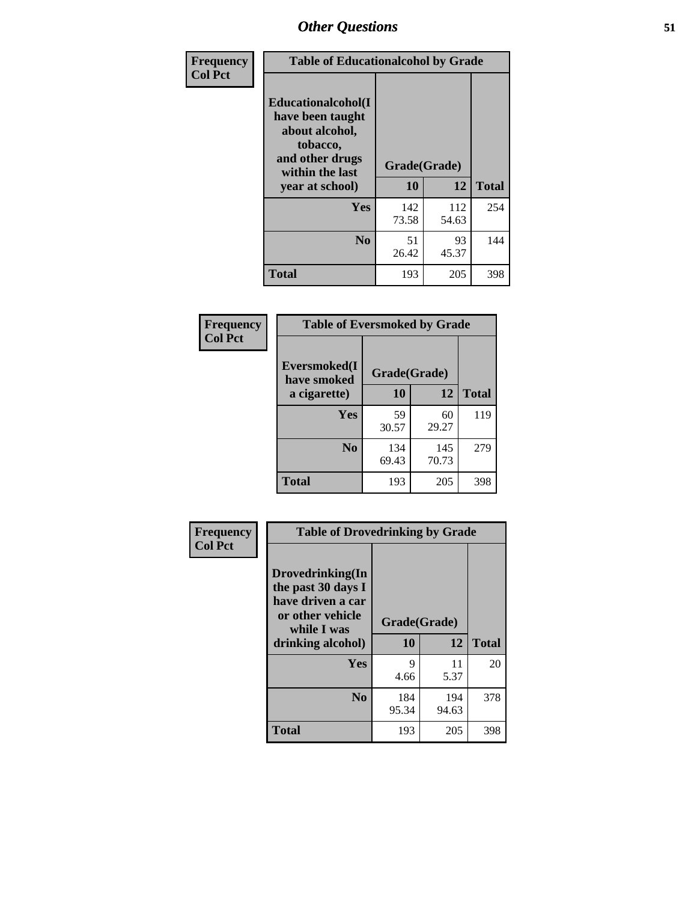## Other Questions

**Frequency / Col Pct**

| Table of Educationalalcohol by Grade | | | |
|---|---|---|---|
| Educationalalcohol(I have been taught about alcohol, tobacco, and other drugs within the last year at school) | Grade(Grade) | | |
| | 10 | 12 | Total |
| Yes | 142<br>73.58 | 112<br>54.63 | 254 |
| No | 51<br>26.42 | 93<br>45.37 | 144 |
| Total | 193 | 205 | 398 |

**Frequency / Col Pct**

| Table of Eversmoked by Grade | | | |
|---|---|---|---|
| Eversmoked(I have smoked a cigarette) | Grade(Grade) | | |
| | 10 | 12 | Total |
| Yes | 59<br>30.57 | 60<br>29.27 | 119 |
| No | 134<br>69.43 | 145<br>70.73 | 279 |
| Total | 193 | 205 | 398 |

**Frequency / Col Pct**

| Table of Drovedrinking by Grade | | | |
|---|---|---|---|
| Drovedrinking(In the past 30 days I have driven a car or other vehicle while I was drinking alcohol) | Grade(Grade) | | |
| | 10 | 12 | Total |
| Yes | 9<br>4.66 | 11<br>5.37 | 20 |
| No | 184<br>95.34 | 194<br>94.63 | 378 |
| Total | 193 | 205 | 398 |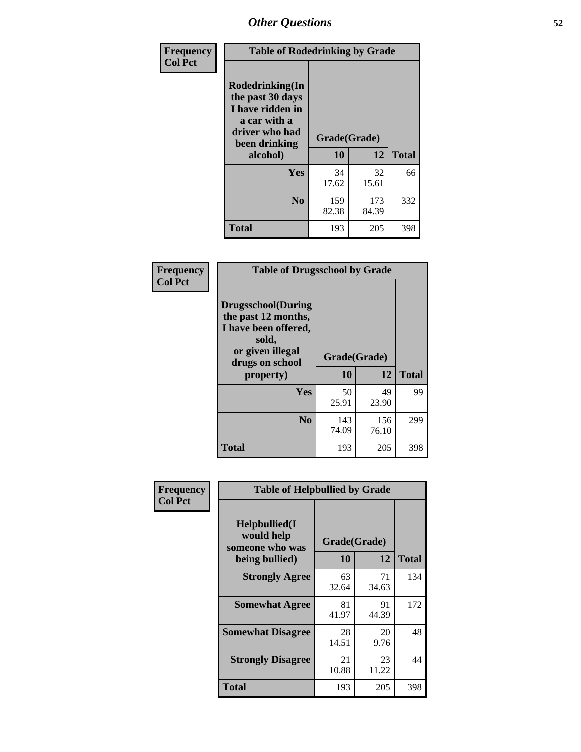# Other Questions

**Frequency**
**Col Pct**

| Table of Rodedrinking by Grade | | | |
|---|---|---|---|
| **Rodedrinking(In the past 30 days I have ridden in a car with a driver who had been drinking alcohol)** | **Grade(Grade)** | | |
| | **10** | **12** | **Total** |
| **Yes** | 34<br>17.62 | 32<br>15.61 | 66 |
| **No** | 159<br>82.38 | 173<br>84.39 | 332 |
| **Total** | 193 | 205 | 398 |

**Frequency**
**Col Pct**

| Table of Drugsschool by Grade | | | |
|---|---|---|---|
| **Drugsschool(During the past 12 months, I have been offered, sold, or given illegal drugs on school property)** | **Grade(Grade)** | | |
| | **10** | **12** | **Total** |
| **Yes** | 50<br>25.91 | 49<br>23.90 | 99 |
| **No** | 143<br>74.09 | 156<br>76.10 | 299 |
| **Total** | 193 | 205 | 398 |

**Frequency**
**Col Pct**

| Table of Helpbullied by Grade | | | |
|---|---|---|---|
| **Helpbullied(I would help someone who was being bullied)** | **Grade(Grade)** | | |
| | **10** | **12** | **Total** |
| **Strongly Agree** | 63<br>32.64 | 71<br>34.63 | 134 |
| **Somewhat Agree** | 81<br>41.97 | 91<br>44.39 | 172 |
| **Somewhat Disagree** | 28<br>14.51 | 20<br>9.76 | 48 |
| **Strongly Disagree** | 21<br>10.88 | 23<br>11.22 | 44 |
| **Total** | 193 | 205 | 398 |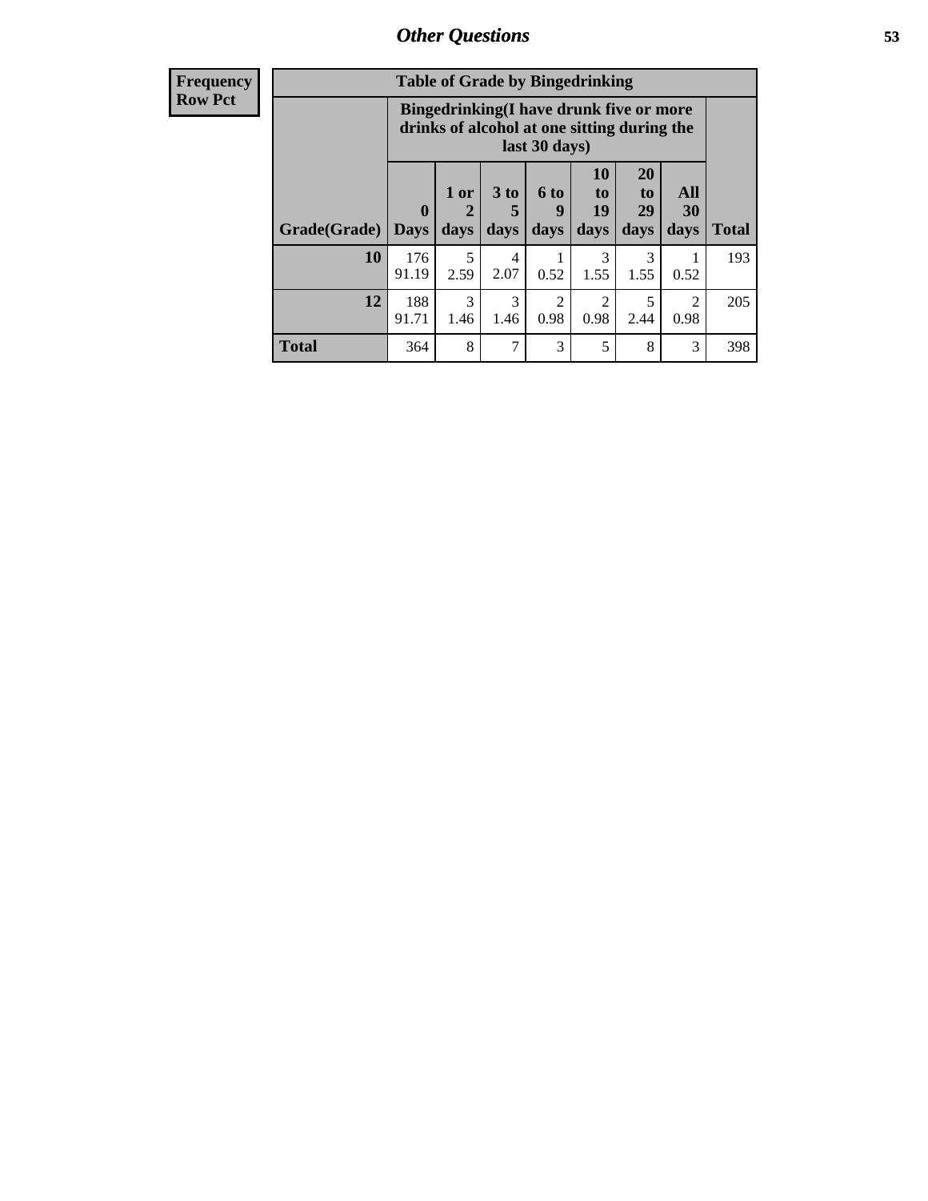| Frequency<br>Row Pct |
|---|

| Table of Grade by Bingedrinking | | | | | | | | |
|---|---|---|---|---|---|---|---|---|
| | Bingedrinking(I have drunk five or more drinks of alcohol at one sitting during the last 30 days) | | | | | | | |
| Grade(Grade) | 0 Days | 1 or 2 days | 3 to 5 days | 6 to 9 days | 10 to 19 days | 20 to 29 days | All 30 days | Total |
| 10 | 176<br>91.19 | 5<br>2.59 | 4<br>2.07 | 1<br>0.52 | 3<br>1.55 | 3<br>1.55 | 1<br>0.52 | 193 |
| 12 | 188<br>91.71 | 3<br>1.46 | 3<br>1.46 | 2<br>0.98 | 2<br>0.98 | 5<br>2.44 | 2<br>0.98 | 205 |
| Total | 364 | 8 | 7 | 3 | 5 | 8 | 3 | 398 |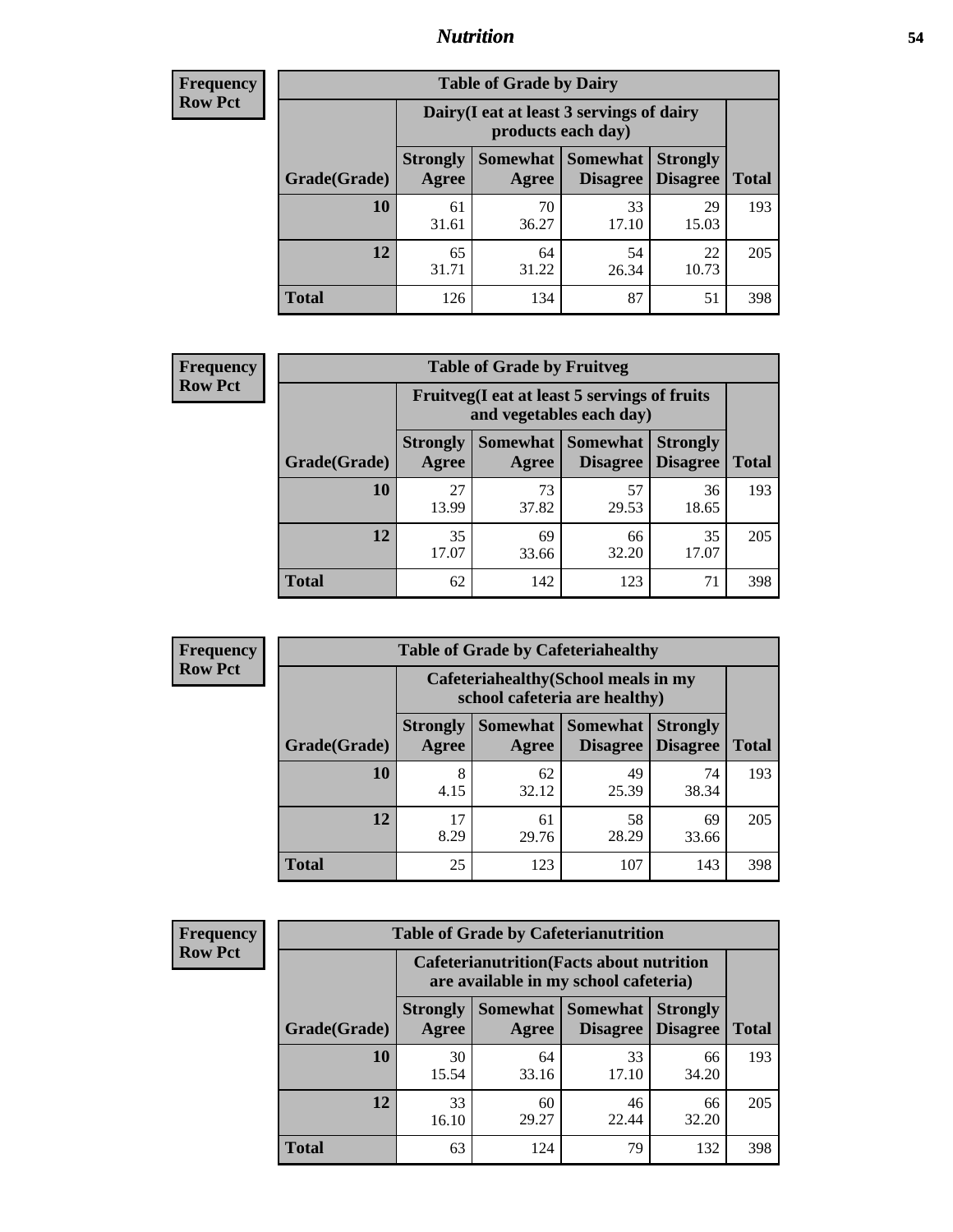**Frequency**
**Row Pct**

| Table of Grade by Dairy | | | | | |
|---|---|---|---|---|---|
| | Dairy(I eat at least 3 servings of dairy products each day) | | | | |
| Grade(Grade) | Strongly Agree | Somewhat Agree | Somewhat Disagree | Strongly Disagree | Total |
| 10 | 61<br>31.61 | 70<br>36.27 | 33<br>17.10 | 29<br>15.03 | 193 |
| 12 | 65<br>31.71 | 64<br>31.22 | 54<br>26.34 | 22<br>10.73 | 205 |
| Total | 126 | 134 | 87 | 51 | 398 |

**Frequency**
**Row Pct**

| Table of Grade by Fruitveg | | | | | |
|---|---|---|---|---|---|
| | Fruitveg(I eat at least 5 servings of fruits and vegetables each day) | | | | |
| Grade(Grade) | Strongly Agree | Somewhat Agree | Somewhat Disagree | Strongly Disagree | Total |
| 10 | 27<br>13.99 | 73<br>37.82 | 57<br>29.53 | 36<br>18.65 | 193 |
| 12 | 35<br>17.07 | 69<br>33.66 | 66<br>32.20 | 35<br>17.07 | 205 |
| Total | 62 | 142 | 123 | 71 | 398 |

**Frequency**
**Row Pct**

| Table of Grade by Cafeteriahealthy | | | | | |
|---|---|---|---|---|---|
| | Cafeteriahealthy(School meals in my school cafeteria are healthy) | | | | |
| Grade(Grade) | Strongly Agree | Somewhat Agree | Somewhat Disagree | Strongly Disagree | Total |
| 10 | 8<br>4.15 | 62<br>32.12 | 49<br>25.39 | 74<br>38.34 | 193 |
| 12 | 17<br>8.29 | 61<br>29.76 | 58<br>28.29 | 69<br>33.66 | 205 |
| Total | 25 | 123 | 107 | 143 | 398 |

**Frequency**
**Row Pct**

| Table of Grade by Cafeterianutrition | | | | | |
|---|---|---|---|---|---|
| | Cafeterianutrition(Facts about nutrition are available in my school cafeteria) | | | | |
| Grade(Grade) | Strongly Agree | Somewhat Agree | Somewhat Disagree | Strongly Disagree | Total |
| 10 | 30<br>15.54 | 64<br>33.16 | 33<br>17.10 | 66<br>34.20 | 193 |
| 12 | 33<br>16.10 | 60<br>29.27 | 46<br>22.44 | 66<br>32.20 | 205 |
| Total | 63 | 124 | 79 | 132 | 398 |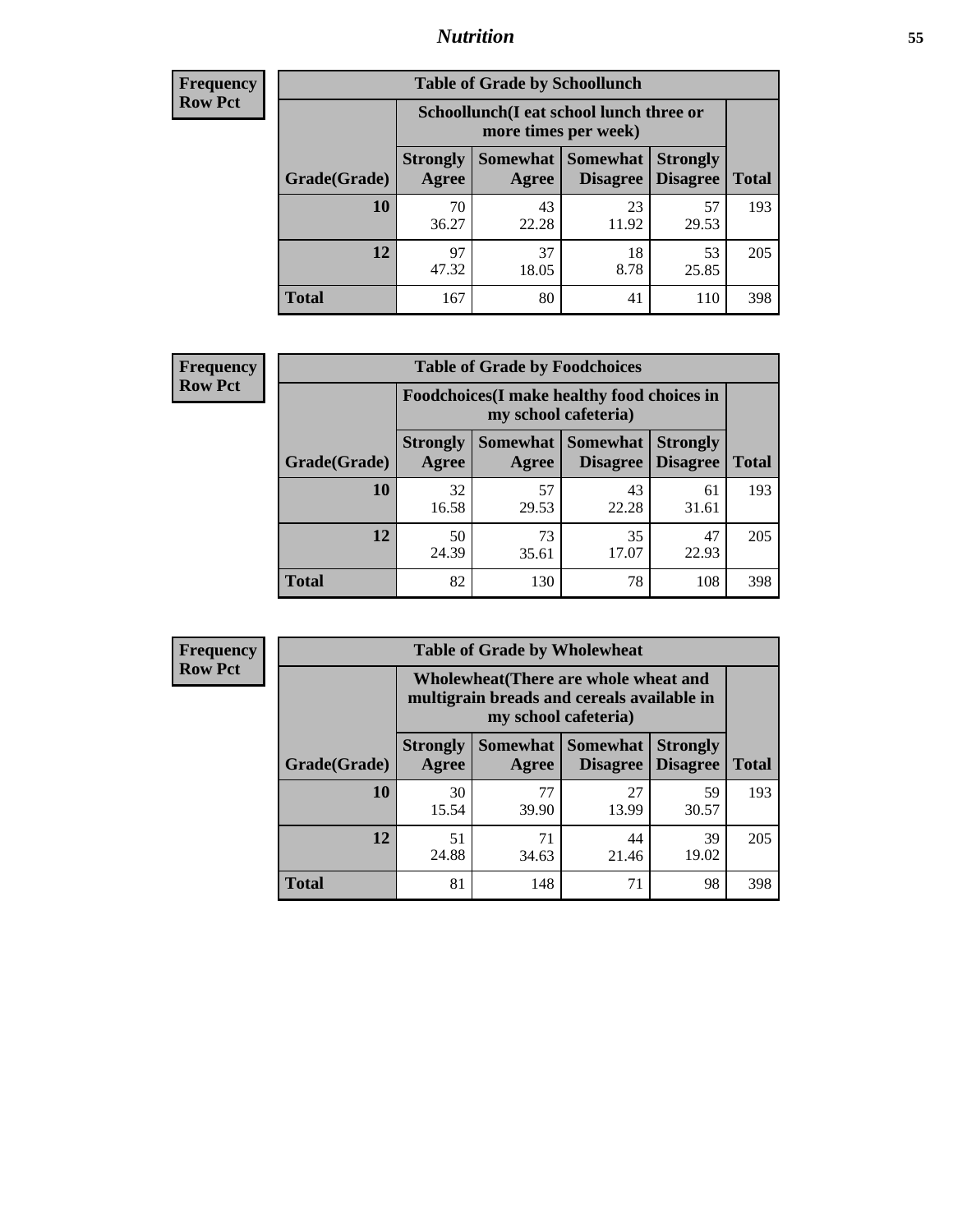| Frequency |
|---|
| Row Pct |

| Table of Grade by Schoollunch | | | | | |
|---|---|---|---|---|---|
| | Schoollunch(I eat school lunch three or more times per week) | | | | |
| Grade(Grade) | Strongly Agree | Somewhat Agree | Somewhat Disagree | Strongly Disagree | Total |
| 10 | 70<br>36.27 | 43<br>22.28 | 23<br>11.92 | 57<br>29.53 | 193 |
| 12 | 97<br>47.32 | 37<br>18.05 | 18<br>8.78 | 53<br>25.85 | 205 |
| Total | 167 | 80 | 41 | 110 | 398 |

| Frequency |
|---|
| Row Pct |

| Table of Grade by Foodchoices | | | | | |
|---|---|---|---|---|---|
| | Foodchoices(I make healthy food choices in my school cafeteria) | | | | |
| Grade(Grade) | Strongly Agree | Somewhat Agree | Somewhat Disagree | Strongly Disagree | Total |
| 10 | 32<br>16.58 | 57<br>29.53 | 43<br>22.28 | 61<br>31.61 | 193 |
| 12 | 50<br>24.39 | 73<br>35.61 | 35<br>17.07 | 47<br>22.93 | 205 |
| Total | 82 | 130 | 78 | 108 | 398 |

| Frequency |
|---|
| Row Pct |

| Table of Grade by Wholewheat | | | | | |
|---|---|---|---|---|---|
| | Wholewheat(There are whole wheat and multigrain breads and cereals available in my school cafeteria) | | | | |
| Grade(Grade) | Strongly Agree | Somewhat Agree | Somewhat Disagree | Strongly Disagree | Total |
| 10 | 30<br>15.54 | 77<br>39.90 | 27<br>13.99 | 59<br>30.57 | 193 |
| 12 | 51<br>24.88 | 71<br>34.63 | 44<br>21.46 | 39<br>19.02 | 205 |
| Total | 81 | 148 | 71 | 98 | 398 |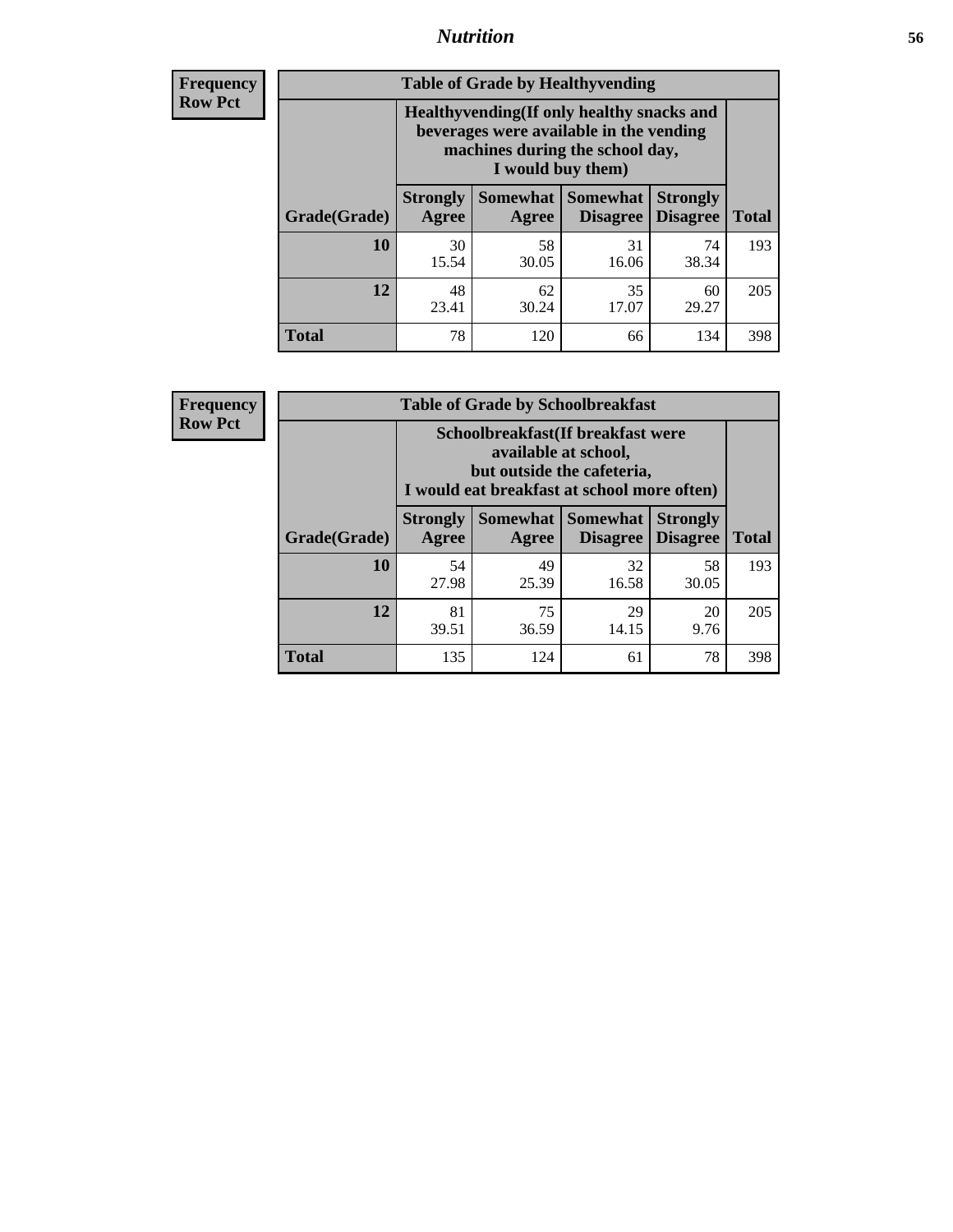**Frequency**
**Row Pct**

| Table of Grade by Healthyvending | | | | | |
|---|---|---|---|---|---|
| | Healthyvending(If only healthy snacks and beverages were available in the vending machines during the school day, I would buy them) | | | | |
| Grade(Grade) | Strongly Agree | Somewhat Agree | Somewhat Disagree | Strongly Disagree | Total |
| **10** | 30<br>15.54 | 58<br>30.05 | 31<br>16.06 | 74<br>38.34 | 193 |
| **12** | 48<br>23.41 | 62<br>30.24 | 35<br>17.07 | 60<br>29.27 | 205 |
| **Total** | 78 | 120 | 66 | 134 | 398 |

**Frequency**
**Row Pct**

| Table of Grade by Schoolbreakfast | | | | | |
|---|---|---|---|---|---|
| | Schoolbreakfast(If breakfast were available at school, but outside the cafeteria, I would eat breakfast at school more often) | | | | |
| Grade(Grade) | Strongly Agree | Somewhat Agree | Somewhat Disagree | Strongly Disagree | Total |
| **10** | 54<br>27.98 | 49<br>25.39 | 32<br>16.58 | 58<br>30.05 | 193 |
| **12** | 81<br>39.51 | 75<br>36.59 | 29<br>14.15 | 20<br>9.76 | 205 |
| **Total** | 135 | 124 | 61 | 78 | 398 |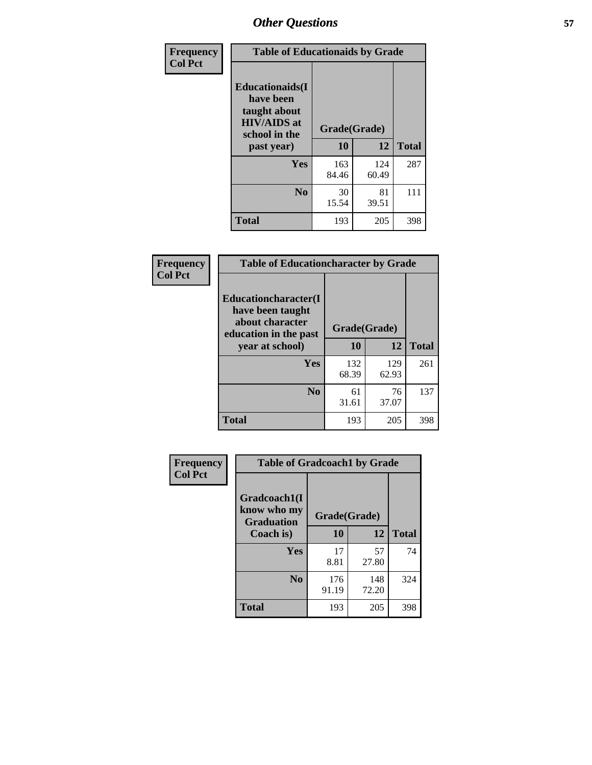## Other Questions

**Frequency / Col Pct**

| Table of Educationaids by Grade | | | |
|---|---|---|---|
| Educationaids(I have been taught about HIV/AIDS at school in the past year) | Grade(Grade) | | |
| | 10 | 12 | Total |
| Yes | 163<br>84.46 | 124<br>60.49 | 287 |
| No | 30<br>15.54 | 81<br>39.51 | 111 |
| Total | 193 | 205 | 398 |

**Frequency / Col Pct**

| Table of Educationcharacter by Grade | | | |
|---|---|---|---|
| Educationcharacter(I have been taught about character education in the past year at school) | Grade(Grade) | | |
| | 10 | 12 | Total |
| Yes | 132<br>68.39 | 129<br>62.93 | 261 |
| No | 61<br>31.61 | 76<br>37.07 | 137 |
| Total | 193 | 205 | 398 |

**Frequency / Col Pct**

| Table of Gradcoach1 by Grade | | | |
|---|---|---|---|
| Gradcoach1(I know who my Graduation Coach is) | Grade(Grade) | | |
| | 10 | 12 | Total |
| Yes | 17<br>8.81 | 57<br>27.80 | 74 |
| No | 176<br>91.19 | 148<br>72.20 | 324 |
| Total | 193 | 205 | 398 |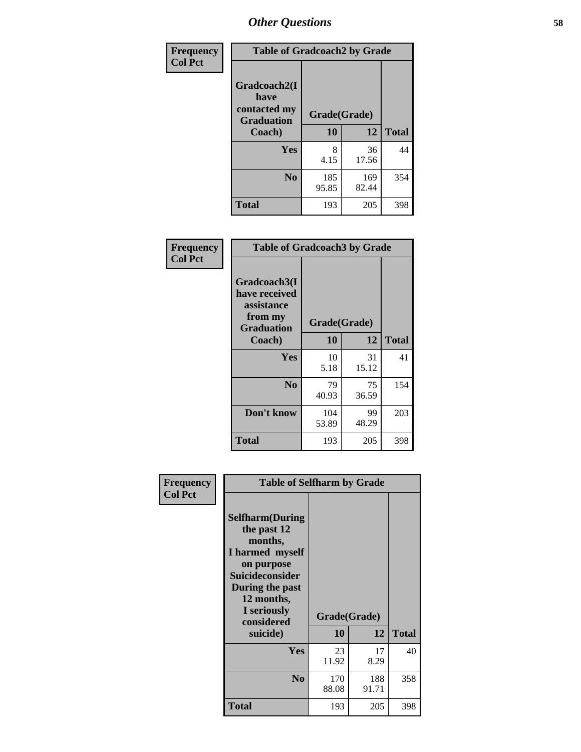# Other Questions

**Frequency**
**Col Pct**

| Table of Gradcoach2 by Grade | | | |
|---|---|---|---|
| Gradcoach2(I have contacted my Graduation Coach) | Grade(Grade) | | |
| | 10 | 12 | Total |
| **Yes** | 8<br>4.15 | 36<br>17.56 | 44 |
| **No** | 185<br>95.85 | 169<br>82.44 | 354 |
| **Total** | 193 | 205 | 398 |

**Frequency**
**Col Pct**

| Table of Gradcoach3 by Grade | | | |
|---|---|---|---|
| Gradcoach3(I have received assistance from my Graduation Coach) | Grade(Grade) | | |
| | 10 | 12 | Total |
| **Yes** | 10<br>5.18 | 31<br>15.12 | 41 |
| **No** | 79<br>40.93 | 75<br>36.59 | 154 |
| **Don't know** | 104<br>53.89 | 99<br>48.29 | 203 |
| **Total** | 193 | 205 | 398 |

**Frequency**
**Col Pct**

| Table of Selfharm by Grade | | | |
|---|---|---|---|
| Selfharm(During the past 12 months, I harmed myself on purpose Suicideconsider During the past 12 months, I seriously considered suicide) | Grade(Grade) | | |
| | 10 | 12 | Total |
| **Yes** | 23<br>11.92 | 17<br>8.29 | 40 |
| **No** | 170<br>88.08 | 188<br>91.71 | 358 |
| **Total** | 193 | 205 | 398 |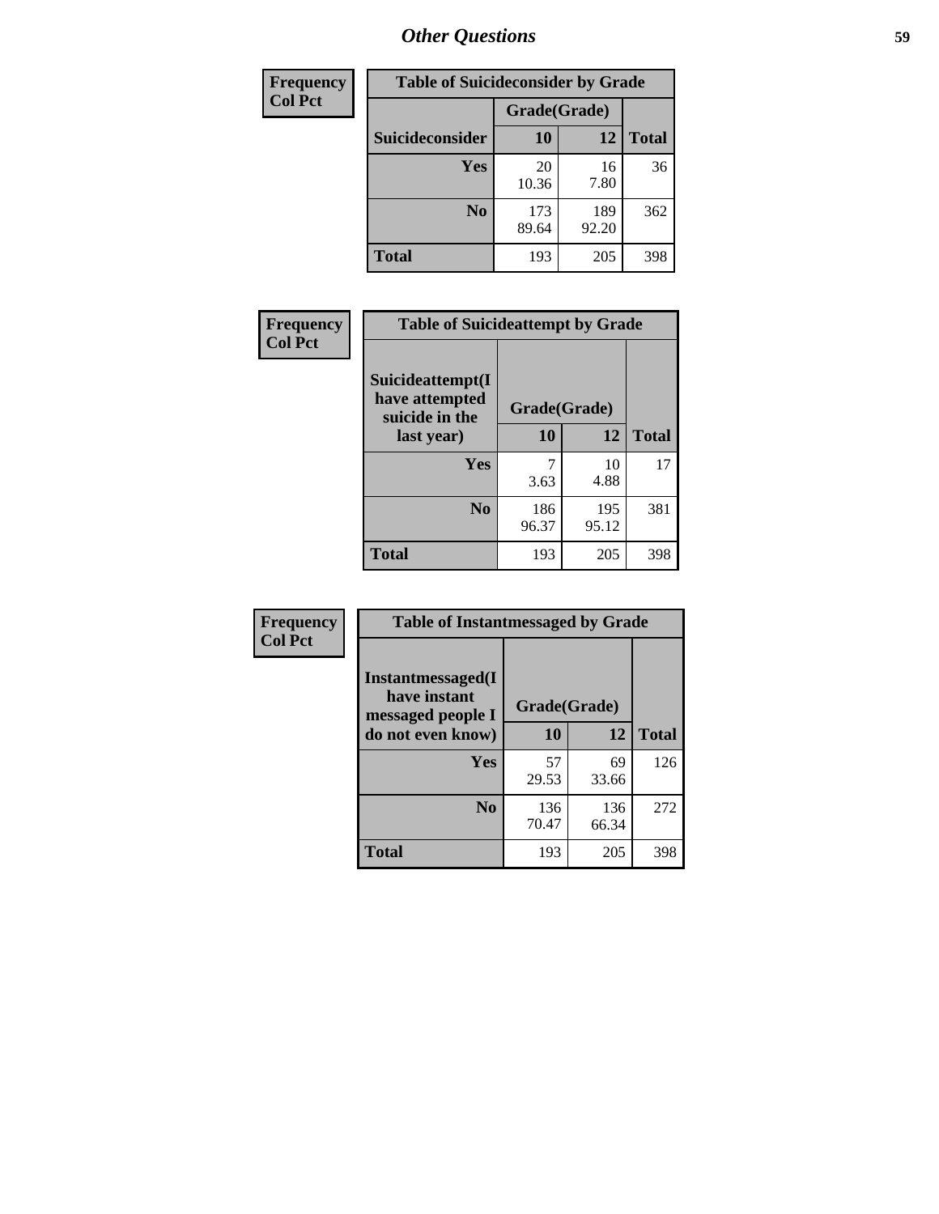| Frequency Col Pct |
|---|

| Table of Suicideconsider by Grade | | | |
|---|---|---|---|
| | Grade(Grade) | | |
| Suicideconsider | 10 | 12 | Total |
| Yes | 20<br>10.36 | 16<br>7.80 | 36 |
| No | 173<br>89.64 | 189<br>92.20 | 362 |
| Total | 193 | 205 | 398 |

| Frequency Col Pct |
|---|

| Table of Suicideattempt by Grade | | | |
|---|---|---|---|
| Suicideattempt(I have attempted suicide in the last year) | Grade(Grade) | | |
| | 10 | 12 | Total |
| Yes | 7<br>3.63 | 10<br>4.88 | 17 |
| No | 186<br>96.37 | 195<br>95.12 | 381 |
| Total | 193 | 205 | 398 |

| Frequency Col Pct |
|---|

| Table of Instantmessaged by Grade | | | |
|---|---|---|---|
| Instantmessaged(I have instant messaged people I do not even know) | Grade(Grade) | | |
| | 10 | 12 | Total |
| Yes | 57<br>29.53 | 69<br>33.66 | 126 |
| No | 136<br>70.47 | 136<br>66.34 | 272 |
| Total | 193 | 205 | 398 |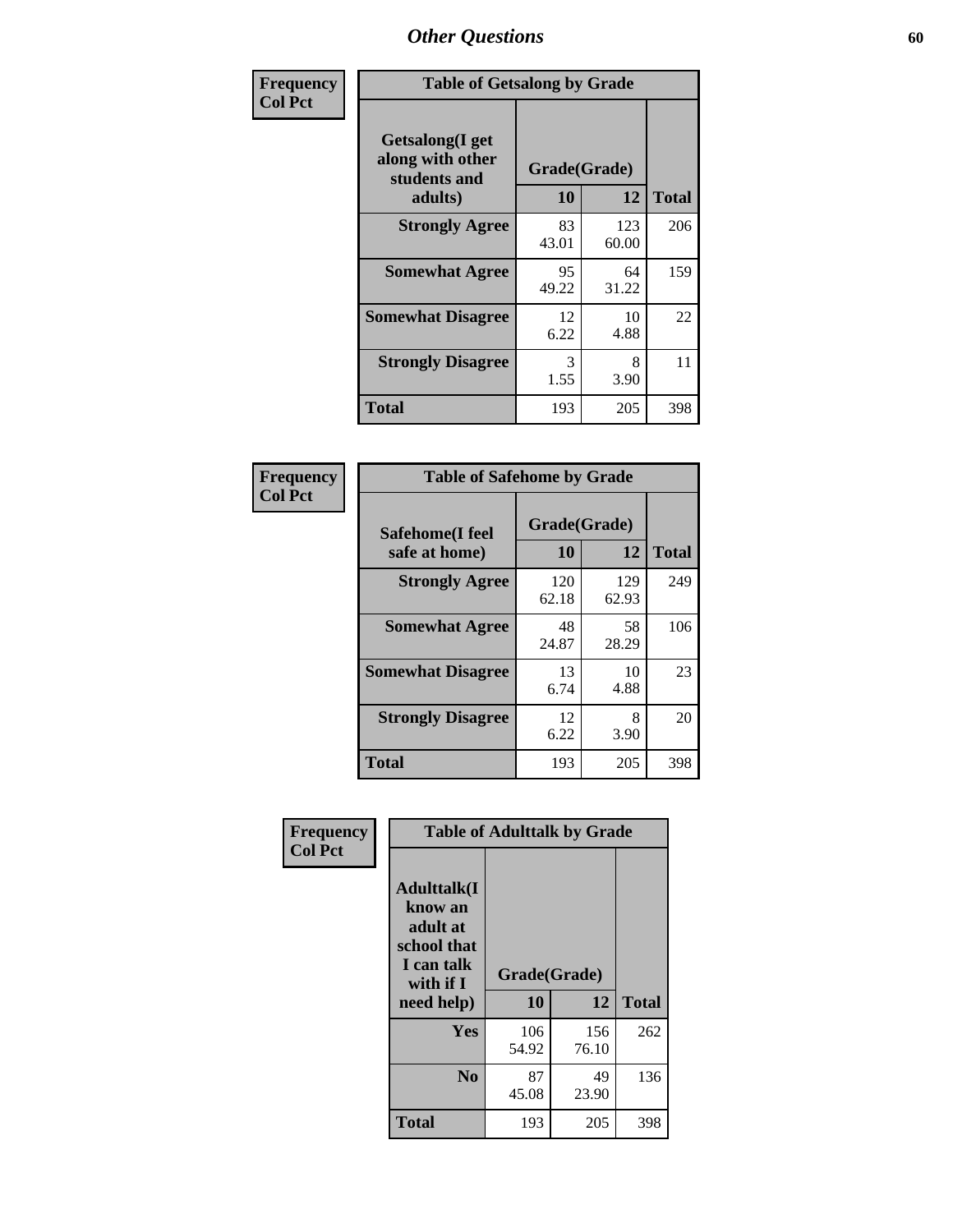| Frequency<br>Col Pct |
|---|

**Table of Getsalong by Grade**

| Getsalong(I get along with other students and adults) | Grade(Grade) 10 | 12 | Total |
|---|---|---|---|
| **Strongly Agree** | 83<br>43.01 | 123<br>60.00 | 206 |
| **Somewhat Agree** | 95<br>49.22 | 64<br>31.22 | 159 |
| **Somewhat Disagree** | 12<br>6.22 | 10<br>4.88 | 22 |
| **Strongly Disagree** | 3<br>1.55 | 8<br>3.90 | 11 |
| **Total** | 193 | 205 | 398 |

| Frequency<br>Col Pct |
|---|

**Table of Safehome by Grade**

| Safehome(I feel safe at home) | Grade(Grade) 10 | 12 | Total |
|---|---|---|---|
| **Strongly Agree** | 120<br>62.18 | 129<br>62.93 | 249 |
| **Somewhat Agree** | 48<br>24.87 | 58<br>28.29 | 106 |
| **Somewhat Disagree** | 13<br>6.74 | 10<br>4.88 | 23 |
| **Strongly Disagree** | 12<br>6.22 | 8<br>3.90 | 20 |
| **Total** | 193 | 205 | 398 |

| Frequency<br>Col Pct |
|---|

**Table of Adulttalk by Grade**

| Adulttalk(I know an adult at school that I can talk with if I need help) | Grade(Grade) 10 | 12 | Total |
|---|---|---|---|
| **Yes** | 106<br>54.92 | 156<br>76.10 | 262 |
| **No** | 87<br>45.08 | 49<br>23.90 | 136 |
| **Total** | 193 | 205 | 398 |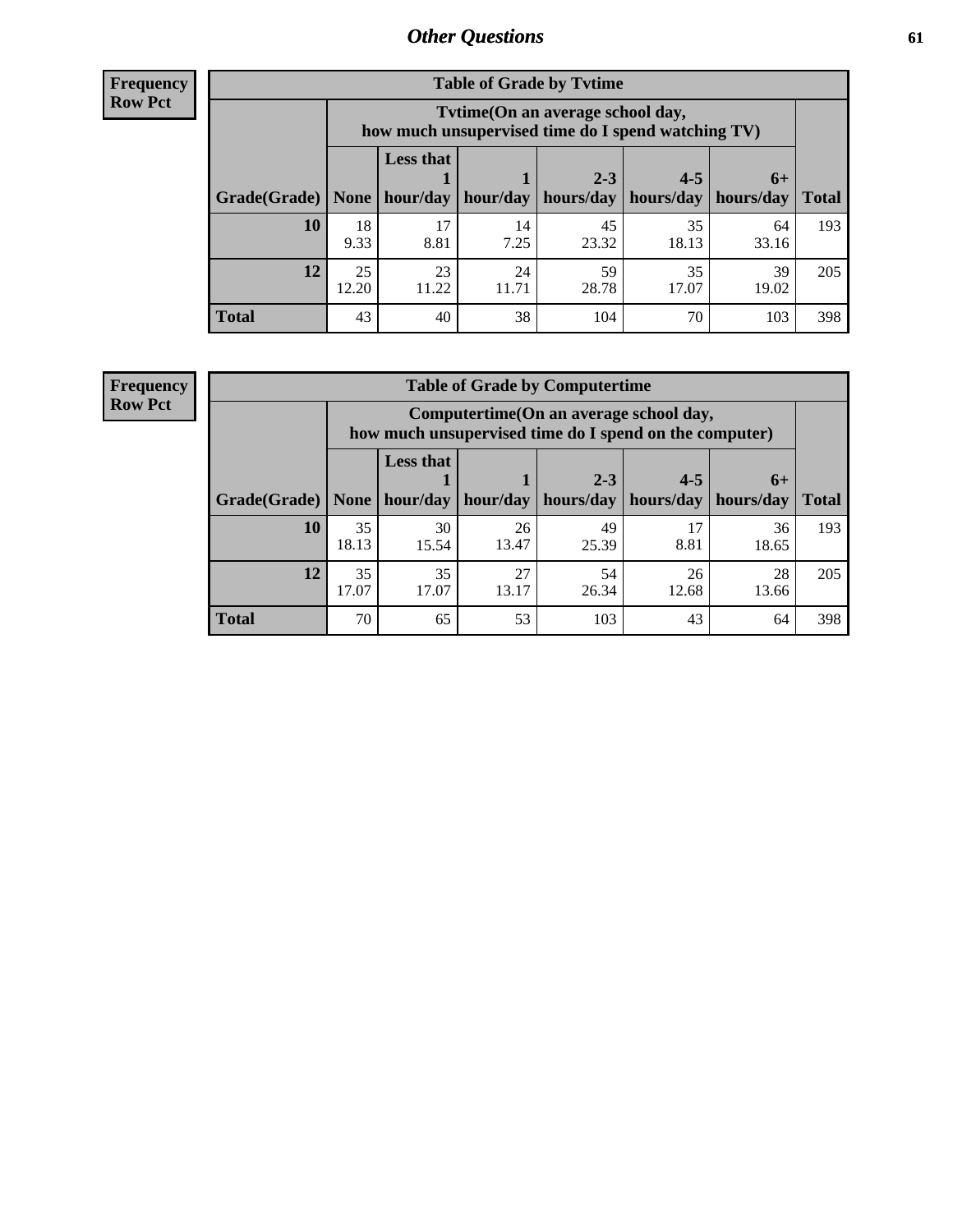## Other Questions

**Frequency**
**Row Pct**

**Table of Grade by Tvtime**

| Grade(Grade) | Tvtime(On an average school day, how much unsupervised time do I spend watching TV) None | Less that 1 hour/day | 1 hour/day | 2-3 hours/day | 4-5 hours/day | 6+ hours/day | Total |
|---|---|---|---|---|---|---|---|
| **10** | 18<br>9.33 | 17<br>8.81 | 14<br>7.25 | 45<br>23.32 | 35<br>18.13 | 64<br>33.16 | 193 |
| **12** | 25<br>12.20 | 23<br>11.22 | 24<br>11.71 | 59<br>28.78 | 35<br>17.07 | 39<br>19.02 | 205 |
| **Total** | 43 | 40 | 38 | 104 | 70 | 103 | 398 |

**Frequency**
**Row Pct**

**Table of Grade by Computertime**

| Grade(Grade) | Computertime(On an average school day, how much unsupervised time do I spend on the computer) None | Less that 1 hour/day | 1 hour/day | 2-3 hours/day | 4-5 hours/day | 6+ hours/day | Total |
|---|---|---|---|---|---|---|---|
| **10** | 35<br>18.13 | 30<br>15.54 | 26<br>13.47 | 49<br>25.39 | 17<br>8.81 | 36<br>18.65 | 193 |
| **12** | 35<br>17.07 | 35<br>17.07 | 27<br>13.17 | 54<br>26.34 | 26<br>12.68 | 28<br>13.66 | 205 |
| **Total** | 70 | 65 | 53 | 103 | 43 | 64 | 398 |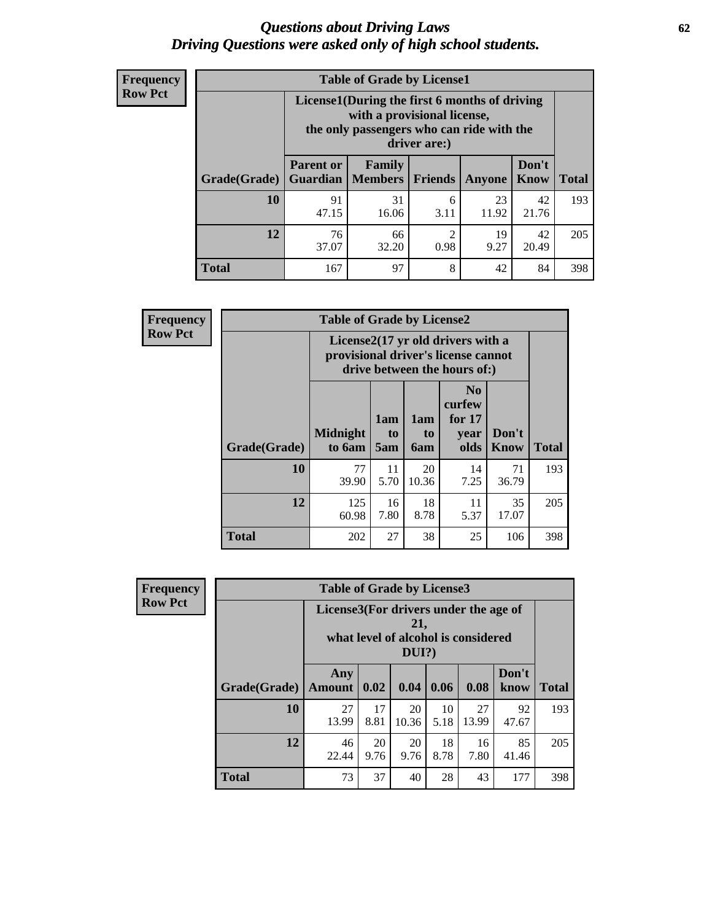# Questions about Driving Laws
## Driving Questions were asked only of high school students.

**Frequency Row Pct**

**Table of Grade by License1**

| Grade(Grade) | License1(During the first 6 months of driving with a provisional license, the only passengers who can ride with the driver are:) | | | | | Total |
|---|---|---|---|---|---|---|
| | Parent or Guardian | Family Members | Friends | Anyone | Don't Know | |
| 10 | 91<br>47.15 | 31<br>16.06 | 6<br>3.11 | 23<br>11.92 | 42<br>21.76 | 193 |
| 12 | 76<br>37.07 | 66<br>32.20 | 2<br>0.98 | 19<br>9.27 | 42<br>20.49 | 205 |
| Total | 167 | 97 | 8 | 42 | 84 | 398 |

**Frequency Row Pct**

**Table of Grade by License2**

| Grade(Grade) | License2(17 yr old drivers with a provisional driver's license cannot drive between the hours of:) | | | | | Total |
|---|---|---|---|---|---|---|
| | Midnight to 6am | 1am to 5am | 1am to 6am | No curfew for 17 year olds | Don't Know | |
| 10 | 77<br>39.90 | 11<br>5.70 | 20<br>10.36 | 14<br>7.25 | 71<br>36.79 | 193 |
| 12 | 125<br>60.98 | 16<br>7.80 | 18<br>8.78 | 11<br>5.37 | 35<br>17.07 | 205 |
| Total | 202 | 27 | 38 | 25 | 106 | 398 |

**Frequency Row Pct**

**Table of Grade by License3**

| Grade(Grade) | License3(For drivers under the age of 21, what level of alcohol is considered DUI?) | | | | | | Total |
|---|---|---|---|---|---|---|---|
| | Any Amount | 0.02 | 0.04 | 0.06 | 0.08 | Don't know | |
| 10 | 27<br>13.99 | 17<br>8.81 | 20<br>10.36 | 10<br>5.18 | 27<br>13.99 | 92<br>47.67 | 193 |
| 12 | 46<br>22.44 | 20<br>9.76 | 20<br>9.76 | 18<br>8.78 | 16<br>7.80 | 85<br>41.46 | 205 |
| Total | 73 | 37 | 40 | 28 | 43 | 177 | 398 |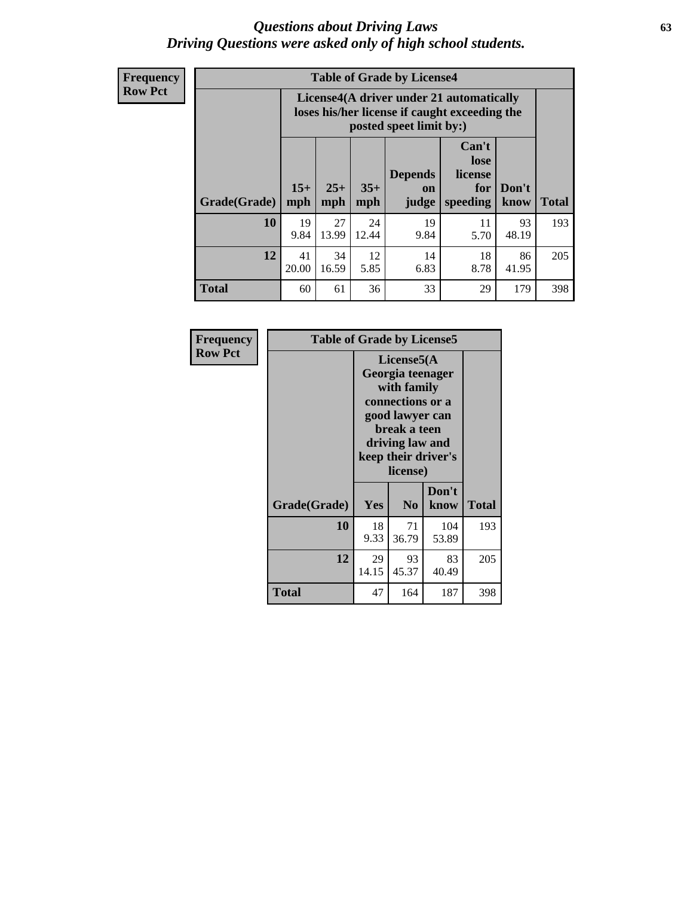# *Questions about Driving Laws*
## *Driving Questions were asked only of high school students.*

**Frequency**
**Row Pct**

**Table of Grade by License4**

| | License4(A driver under 21 automatically loses his/her license if caught exceeding the posted speet limit by:) | | | | | | |
|---|---|---|---|---|---|---|---|
| **Grade(Grade)** | **15+ mph** | **25+ mph** | **35+ mph** | **Depends on judge** | **Can't lose license for speeding** | **Don't know** | **Total** |
| **10** | 19<br>9.84 | 27<br>13.99 | 24<br>12.44 | 19<br>9.84 | 11<br>5.70 | 93<br>48.19 | 193 |
| **12** | 41<br>20.00 | 34<br>16.59 | 12<br>5.85 | 14<br>6.83 | 18<br>8.78 | 86<br>41.95 | 205 |
| **Total** | 60 | 61 | 36 | 33 | 29 | 179 | 398 |

**Frequency**
**Row Pct**

**Table of Grade by License5**

| | License5(A Georgia teenager with family connections or a good lawyer can break a teen driving law and keep their driver's license) | | | |
|---|---|---|---|---|
| **Grade(Grade)** | **Yes** | **No** | **Don't know** | **Total** |
| **10** | 18<br>9.33 | 71<br>36.79 | 104<br>53.89 | 193 |
| **12** | 29<br>14.15 | 93<br>45.37 | 83<br>40.49 | 205 |
| **Total** | 47 | 164 | 187 | 398 |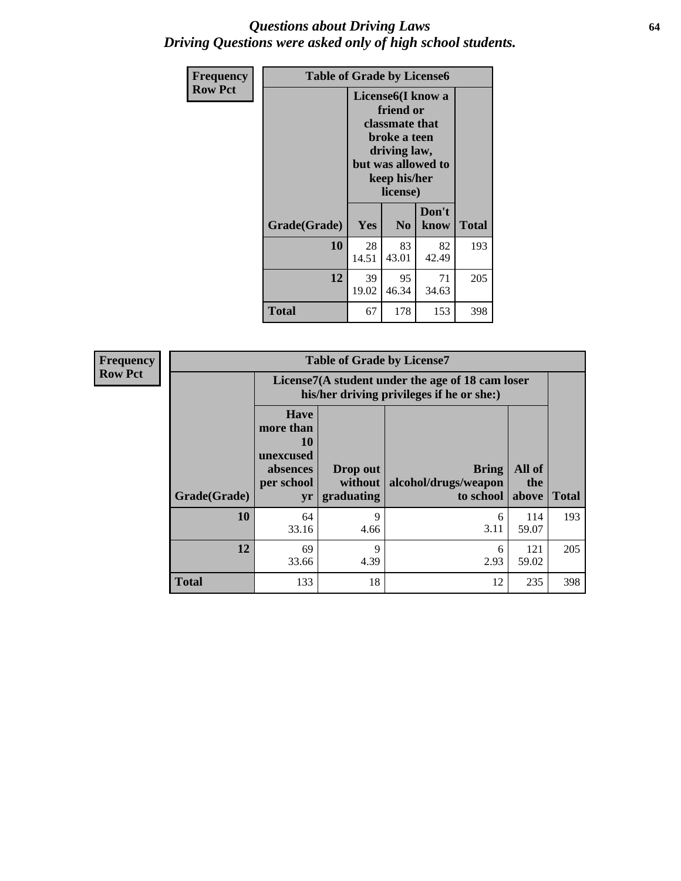# *Questions about Driving Laws*
# *Driving Questions were asked only of high school students.*

**Frequency**
**Row Pct**

**Table of Grade by License6**

| Grade(Grade) | License6(I know a friend or classmate that broke a teen driving law, but was allowed to keep his/her license) | | | Total |
|---|---|---|---|---|
| | Yes | No | Don't know | |
| **10** | 28<br>14.51 | 83<br>43.01 | 82<br>42.49 | 193 |
| **12** | 39<br>19.02 | 95<br>46.34 | 71<br>34.63 | 205 |
| **Total** | 67 | 178 | 153 | 398 |

**Frequency**
**Row Pct**

**Table of Grade by License7**

| Grade(Grade) | License7(A student under the age of 18 cam loser his/her driving privileges if he or she:) | | | | Total |
|---|---|---|---|---|---|
| | Have more than 10 unexcused absences per school yr | Drop out without graduating | Bring alcohol/drugs/weapon to school | All of the above | |
| **10** | 64<br>33.16 | 9<br>4.66 | 6<br>3.11 | 114<br>59.07 | 193 |
| **12** | 69<br>33.66 | 9<br>4.39 | 6<br>2.93 | 121<br>59.02 | 205 |
| **Total** | 133 | 18 | 12 | 235 | 398 |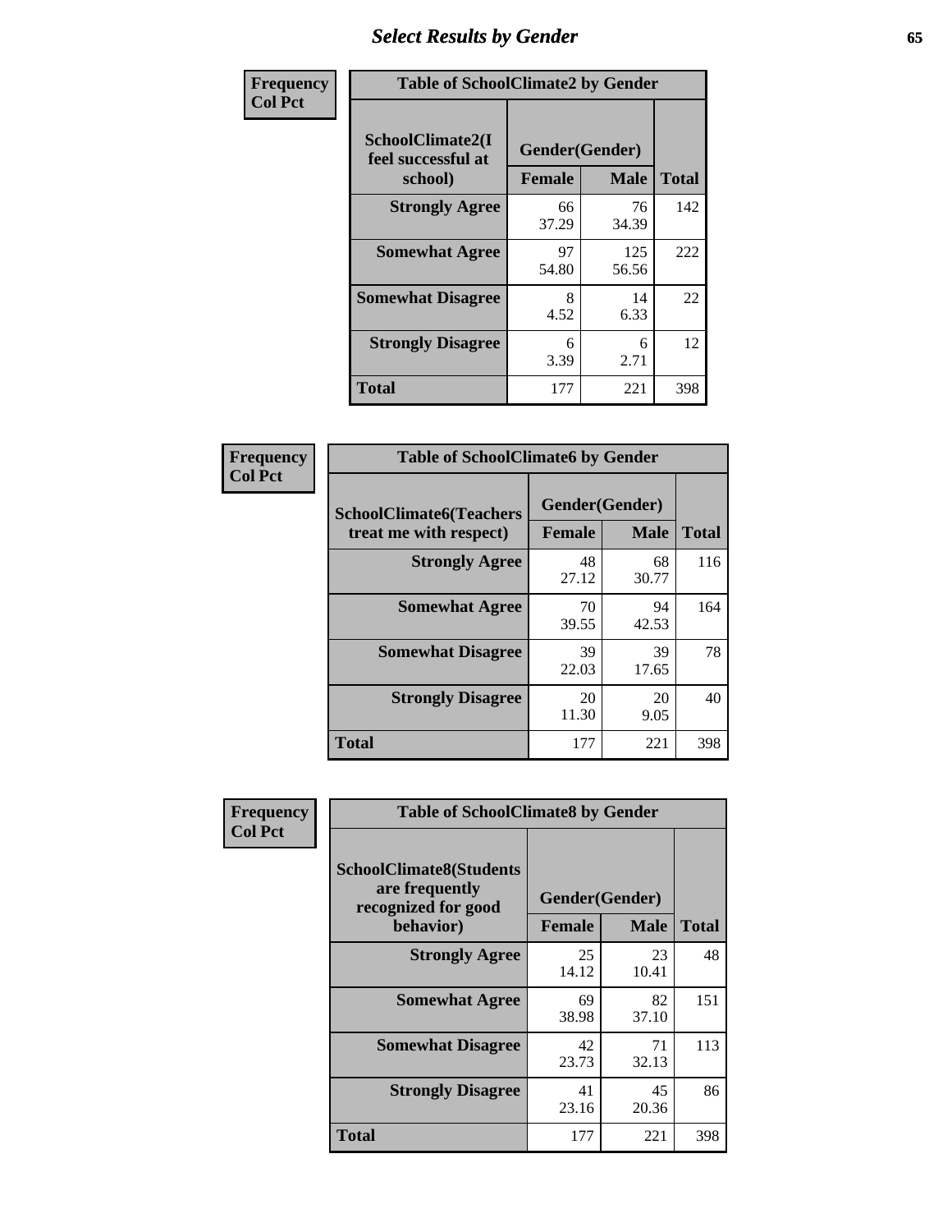# Select Results by Gender

| Frequency<br>Col Pct | Table of SchoolClimate2 by Gender | | |
|---|---|---|---|
| SchoolClimate2(I feel successful at school) | Gender(Gender) | | |
| | Female | Male | Total |
| Strongly Agree | 66<br>37.29 | 76<br>34.39 | 142 |
| Somewhat Agree | 97<br>54.80 | 125<br>56.56 | 222 |
| Somewhat Disagree | 8<br>4.52 | 14<br>6.33 | 22 |
| Strongly Disagree | 6<br>3.39 | 6<br>2.71 | 12 |
| Total | 177 | 221 | 398 |

| Frequency<br>Col Pct | Table of SchoolClimate6 by Gender | | |
|---|---|---|---|
| SchoolClimate6(Teachers treat me with respect) | Gender(Gender) | | |
| | Female | Male | Total |
| Strongly Agree | 48<br>27.12 | 68<br>30.77 | 116 |
| Somewhat Agree | 70<br>39.55 | 94<br>42.53 | 164 |
| Somewhat Disagree | 39<br>22.03 | 39<br>17.65 | 78 |
| Strongly Disagree | 20<br>11.30 | 20<br>9.05 | 40 |
| Total | 177 | 221 | 398 |

| Frequency<br>Col Pct | Table of SchoolClimate8 by Gender | | |
|---|---|---|---|
| SchoolClimate8(Students are frequently recognized for good behavior) | Gender(Gender) | | |
| | Female | Male | Total |
| Strongly Agree | 25<br>14.12 | 23<br>10.41 | 48 |
| Somewhat Agree | 69<br>38.98 | 82<br>37.10 | 151 |
| Somewhat Disagree | 42<br>23.73 | 71<br>32.13 | 113 |
| Strongly Disagree | 41<br>23.16 | 45<br>20.36 | 86 |
| Total | 177 | 221 | 398 |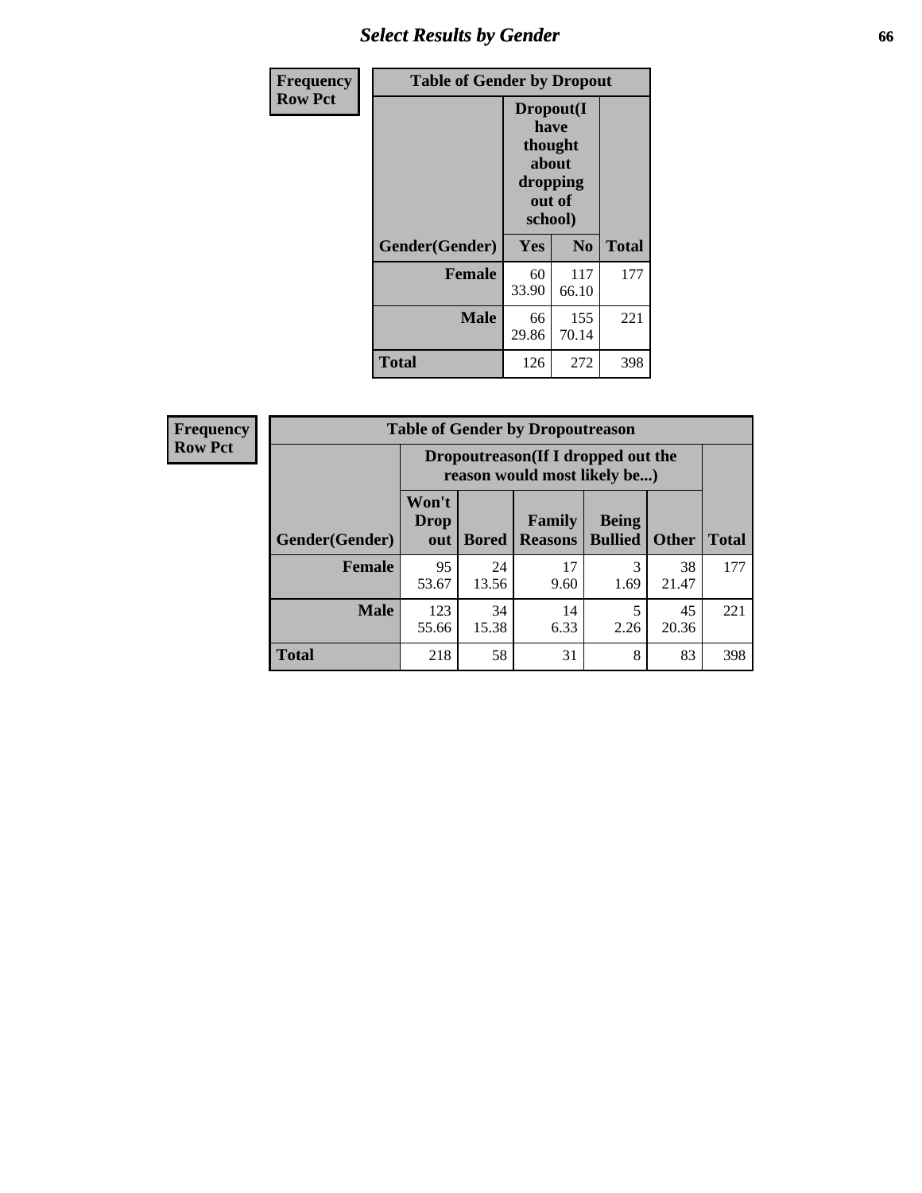## Select Results by Gender

**Frequency / Row Pct**

| Table of Gender by Dropout | | | |
|---|---|---|---|
| | Dropout(I have thought about dropping out of school) | | |
| Gender(Gender) | Yes | No | Total |
| Female | 60<br>33.90 | 117<br>66.10 | 177 |
| Male | 66<br>29.86 | 155<br>70.14 | 221 |
| Total | 126 | 272 | 398 |

**Frequency / Row Pct**

| Table of Gender by Dropoutreason | | | | | | |
|---|---|---|---|---|---|---|
| | Dropoutreason(If I dropped out the reason would most likely be...) | | | | | |
| Gender(Gender) | Won't Drop out | Bored | Family Reasons | Being Bullied | Other | Total |
| Female | 95<br>53.67 | 24<br>13.56 | 17<br>9.60 | 3<br>1.69 | 38<br>21.47 | 177 |
| Male | 123<br>55.66 | 34<br>15.38 | 14<br>6.33 | 5<br>2.26 | 45<br>20.36 | 221 |
| Total | 218 | 58 | 31 | 8 | 83 | 398 |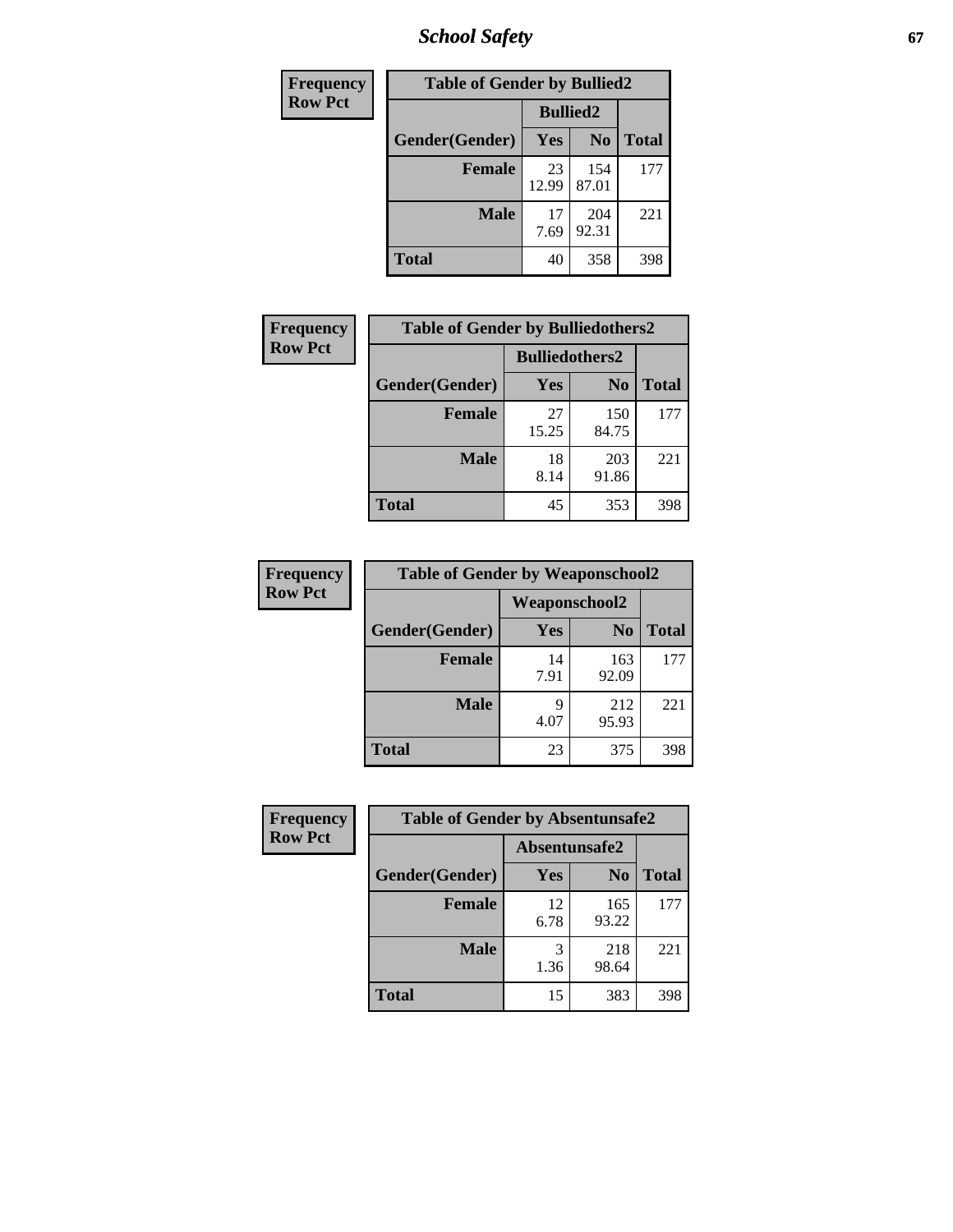| Frequency<br>Row Pct | Table of Gender by Bullied2 | | |
|---|---|---|---|
| | Bullied2 | | |
| Gender(Gender) | Yes | No | Total |
| Female | 23<br>12.99 | 154<br>87.01 | 177 |
| Male | 17<br>7.69 | 204<br>92.31 | 221 |
| Total | 40 | 358 | 398 |

| Frequency<br>Row Pct | Table of Gender by Bulliedothers2 | | |
|---|---|---|---|
| | Bulliedothers2 | | |
| Gender(Gender) | Yes | No | Total |
| Female | 27<br>15.25 | 150<br>84.75 | 177 |
| Male | 18<br>8.14 | 203<br>91.86 | 221 |
| Total | 45 | 353 | 398 |

| Frequency<br>Row Pct | Table of Gender by Weaponschool2 | | |
|---|---|---|---|
| | Weaponschool2 | | |
| Gender(Gender) | Yes | No | Total |
| Female | 14<br>7.91 | 163<br>92.09 | 177 |
| Male | 9<br>4.07 | 212<br>95.93 | 221 |
| Total | 23 | 375 | 398 |

| Frequency<br>Row Pct | Table of Gender by Absentunsafe2 | | |
|---|---|---|---|
| | Absentunsafe2 | | |
| Gender(Gender) | Yes | No | Total |
| Female | 12<br>6.78 | 165<br>93.22 | 177 |
| Male | 3<br>1.36 | 218<br>98.64 | 221 |
| Total | 15 | 383 | 398 |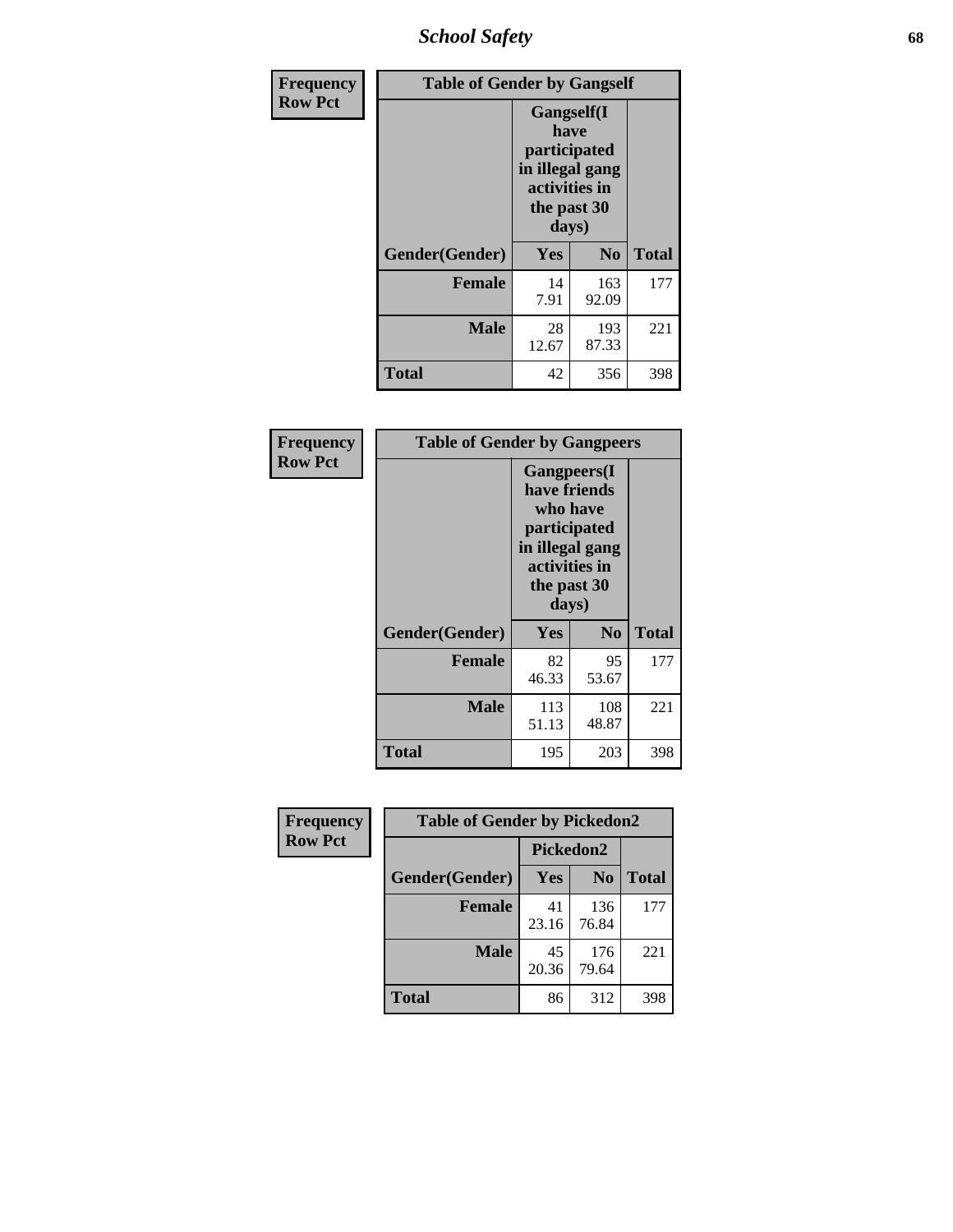| Frequency<br>Row Pct | Table of Gender by Gangself | | |
|---|---|---|---|
| | Gangself(I have participated in illegal gang activities in the past 30 days) | | |
| Gender(Gender) | Yes | No | Total |
| Female | 14<br>7.91 | 163<br>92.09 | 177 |
| Male | 28<br>12.67 | 193<br>87.33 | 221 |
| Total | 42 | 356 | 398 |

| Frequency<br>Row Pct | Table of Gender by Gangpeers | | |
|---|---|---|---|
| | Gangpeers(I have friends who have participated in illegal gang activities in the past 30 days) | | |
| Gender(Gender) | Yes | No | Total |
| Female | 82<br>46.33 | 95<br>53.67 | 177 |
| Male | 113<br>51.13 | 108<br>48.87 | 221 |
| Total | 195 | 203 | 398 |

| Frequency<br>Row Pct | Table of Gender by Pickedon2 | | |
|---|---|---|---|
| | Pickedon2 | | |
| Gender(Gender) | Yes | No | Total |
| Female | 41<br>23.16 | 136<br>76.84 | 177 |
| Male | 45<br>20.36 | 176<br>79.64 | 221 |
| Total | 86 | 312 | 398 |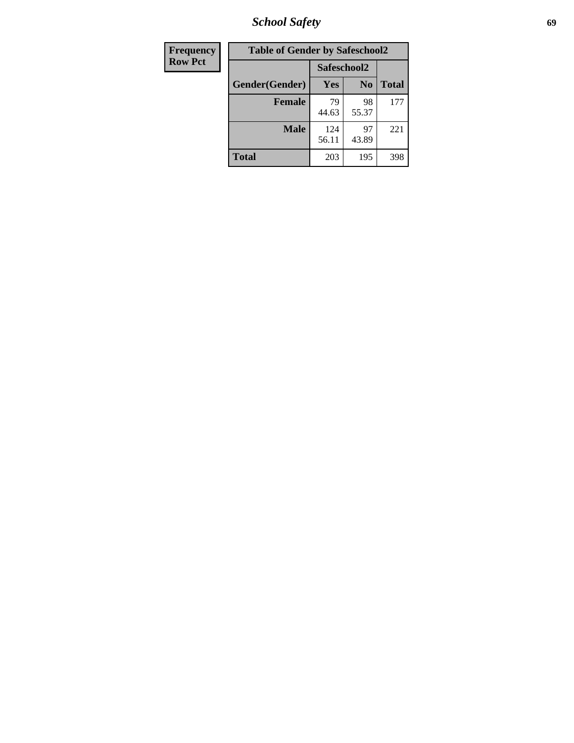| Frequency<br>Row Pct | Table of Gender by Safeschool2 | | | |
|---|---|---|---|---|
| | | Safeschool2 | | |
| | Gender(Gender) | Yes | No | Total |
| | **Female** | 79<br>44.63 | 98<br>55.37 | 177 |
| | **Male** | 124<br>56.11 | 97<br>43.89 | 221 |
| | **Total** | 203 | 195 | 398 |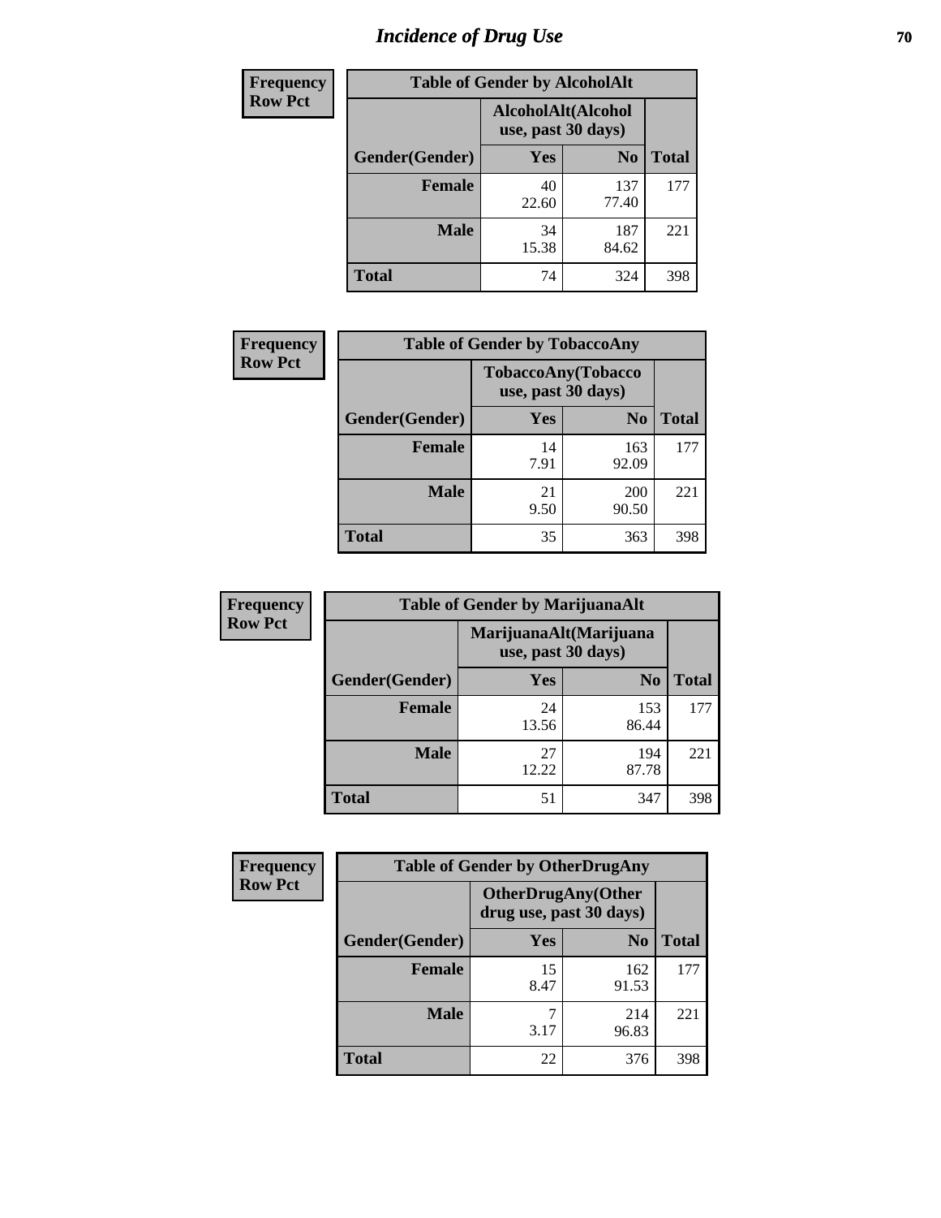# Incidence of Drug Use

**Frequency**
**Row Pct**

| Table of Gender by AlcoholAlt | | | |
|---|---|---|---|
| | AlcoholAlt(Alcohol use, past 30 days) | | |
| Gender(Gender) | Yes | No | Total |
| Female | 40<br>22.60 | 137<br>77.40 | 177 |
| Male | 34<br>15.38 | 187<br>84.62 | 221 |
| Total | 74 | 324 | 398 |

**Frequency**
**Row Pct**

| Table of Gender by TobaccoAny | | | |
|---|---|---|---|
| | TobaccoAny(Tobacco use, past 30 days) | | |
| Gender(Gender) | Yes | No | Total |
| Female | 14<br>7.91 | 163<br>92.09 | 177 |
| Male | 21<br>9.50 | 200<br>90.50 | 221 |
| Total | 35 | 363 | 398 |

**Frequency**
**Row Pct**

| Table of Gender by MarijuanaAlt | | | |
|---|---|---|---|
| | MarijuanaAlt(Marijuana use, past 30 days) | | |
| Gender(Gender) | Yes | No | Total |
| Female | 24<br>13.56 | 153<br>86.44 | 177 |
| Male | 27<br>12.22 | 194<br>87.78 | 221 |
| Total | 51 | 347 | 398 |

**Frequency**
**Row Pct**

| Table of Gender by OtherDrugAny | | | |
|---|---|---|---|
| | OtherDrugAny(Other drug use, past 30 days) | | |
| Gender(Gender) | Yes | No | Total |
| Female | 15<br>8.47 | 162<br>91.53 | 177 |
| Male | 7<br>3.17 | 214<br>96.83 | 221 |
| Total | 22 | 376 | 398 |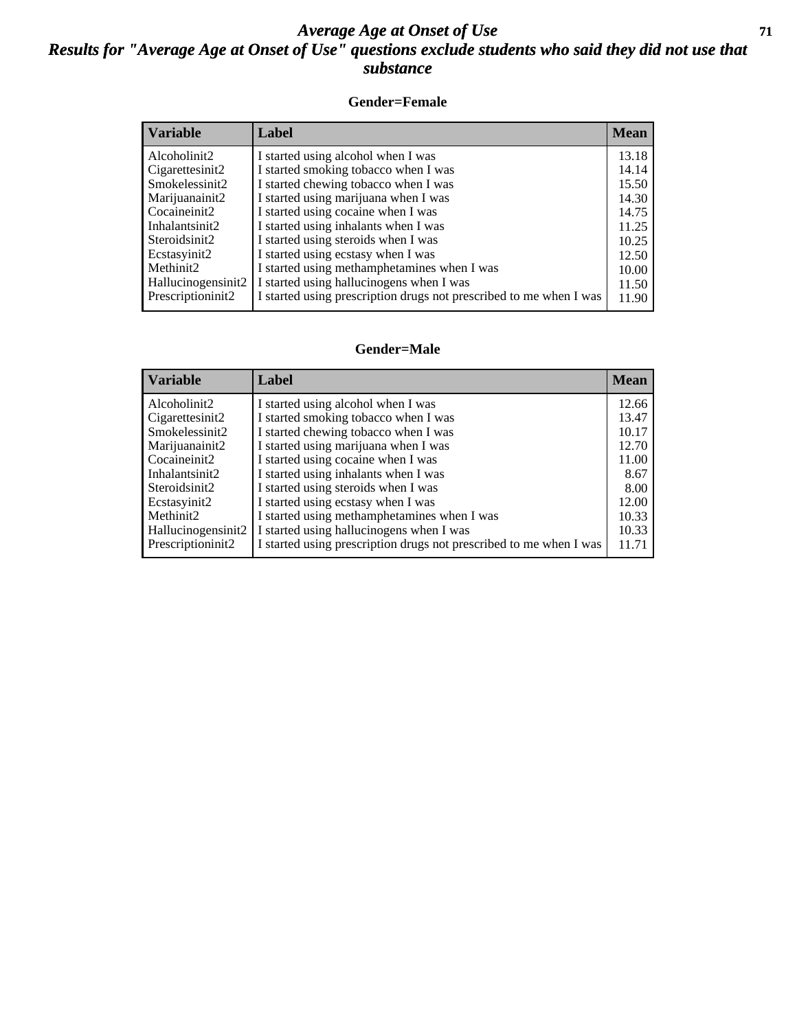# Average Age at Onset of Use

## Results for "Average Age at Onset of Use" questions exclude students who said they did not use that substance

### Gender=Female

| Variable | Label | Mean |
|---|---|---|
| Alcoholinit2 | I started using alcohol when I was | 13.18 |
| Cigarettesinit2 | I started smoking tobacco when I was | 14.14 |
| Smokelessinit2 | I started chewing tobacco when I was | 15.50 |
| Marijuanainit2 | I started using marijuana when I was | 14.30 |
| Cocaineinit2 | I started using cocaine when I was | 14.75 |
| Inhalantsinit2 | I started using inhalants when I was | 11.25 |
| Steroidsinit2 | I started using steroids when I was | 10.25 |
| Ecstasyinit2 | I started using ecstasy when I was | 12.50 |
| Methinit2 | I started using methamphetamines when I was | 10.00 |
| Hallucinogensinit2 | I started using hallucinogens when I was | 11.50 |
| Prescriptioninit2 | I started using prescription drugs not prescribed to me when I was | 11.90 |

### Gender=Male

| Variable | Label | Mean |
|---|---|---|
| Alcoholinit2 | I started using alcohol when I was | 12.66 |
| Cigarettesinit2 | I started smoking tobacco when I was | 13.47 |
| Smokelessinit2 | I started chewing tobacco when I was | 10.17 |
| Marijuanainit2 | I started using marijuana when I was | 12.70 |
| Cocaineinit2 | I started using cocaine when I was | 11.00 |
| Inhalantsinit2 | I started using inhalants when I was | 8.67 |
| Steroidsinit2 | I started using steroids when I was | 8.00 |
| Ecstasyinit2 | I started using ecstasy when I was | 12.00 |
| Methinit2 | I started using methamphetamines when I was | 10.33 |
| Hallucinogensinit2 | I started using hallucinogens when I was | 10.33 |
| Prescriptioninit2 | I started using prescription drugs not prescribed to me when I was | 11.71 |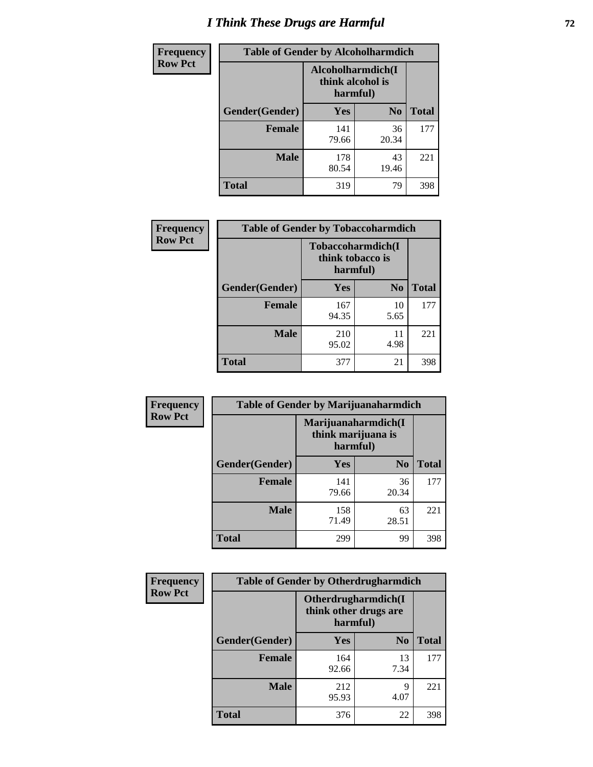# I Think These Drugs are Harmful

| Frequency Row Pct | Table of Gender by Alcoholharmdich | | |
|---|---|---|---|
| | Alcoholharmdich(I think alcohol is harmful) | | |
| Gender(Gender) | Yes | No | Total |
| Female | 141<br>79.66 | 36<br>20.34 | 177 |
| Male | 178<br>80.54 | 43<br>19.46 | 221 |
| Total | 319 | 79 | 398 |

| Frequency Row Pct | Table of Gender by Tobaccoharmdich | | |
|---|---|---|---|
| | Tobaccoharmdich(I think tobacco is harmful) | | |
| Gender(Gender) | Yes | No | Total |
| Female | 167<br>94.35 | 10<br>5.65 | 177 |
| Male | 210<br>95.02 | 11<br>4.98 | 221 |
| Total | 377 | 21 | 398 |

| Frequency Row Pct | Table of Gender by Marijuanaharmdich | | |
|---|---|---|---|
| | Marijuanaharmdich(I think marijuana is harmful) | | |
| Gender(Gender) | Yes | No | Total |
| Female | 141<br>79.66 | 36<br>20.34 | 177 |
| Male | 158<br>71.49 | 63<br>28.51 | 221 |
| Total | 299 | 99 | 398 |

| Frequency Row Pct | Table of Gender by Otherdrugharmdich | | |
|---|---|---|---|
| | Otherdrugharmdich(I think other drugs are harmful) | | |
| Gender(Gender) | Yes | No | Total |
| Female | 164<br>92.66 | 13<br>7.34 | 177 |
| Male | 212<br>95.93 | 9<br>4.07 | 221 |
| Total | 376 | 22 | 398 |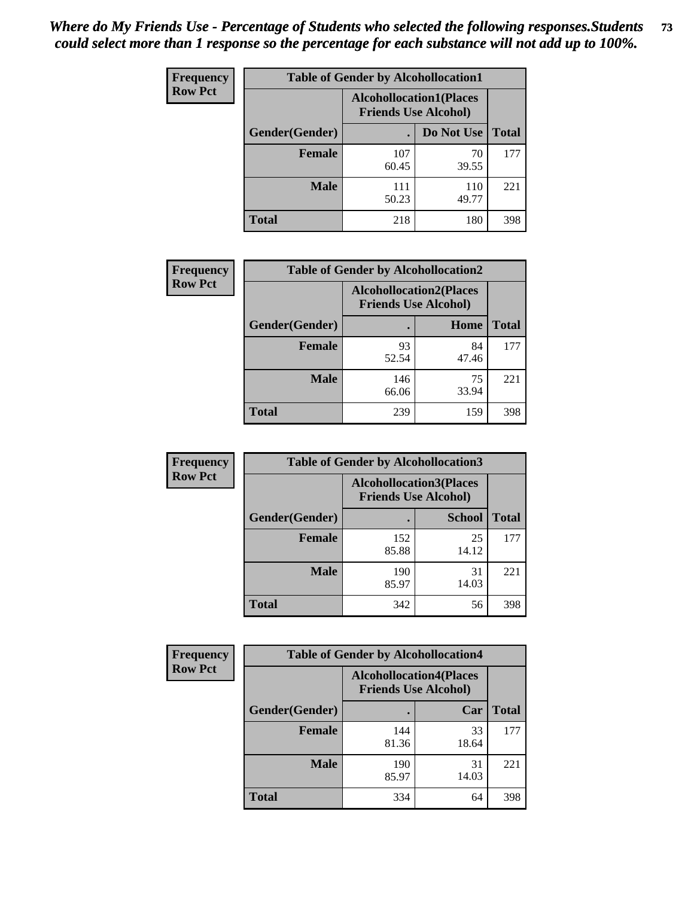*Where do My Friends Use - Percentage of Students who selected the following responses.Students could select more than 1 response so the percentage for each substance will not add up to 100%.*

**Frequency Row Pct**

| Table of Gender by Alcohollocation1 | | | |
|---|---|---|---|
| | Alcohollocation1(Places Friends Use Alcohol) | | |
| Gender(Gender) | . | Do Not Use | Total |
| Female | 107<br>60.45 | 70<br>39.55 | 177 |
| Male | 111<br>50.23 | 110<br>49.77 | 221 |
| Total | 218 | 180 | 398 |

**Frequency Row Pct**

| Table of Gender by Alcohollocation2 | | | |
|---|---|---|---|
| | Alcohollocation2(Places Friends Use Alcohol) | | |
| Gender(Gender) | . | Home | Total |
| Female | 93<br>52.54 | 84<br>47.46 | 177 |
| Male | 146<br>66.06 | 75<br>33.94 | 221 |
| Total | 239 | 159 | 398 |

**Frequency Row Pct**

| Table of Gender by Alcohollocation3 | | | |
|---|---|---|---|
| | Alcohollocation3(Places Friends Use Alcohol) | | |
| Gender(Gender) | . | School | Total |
| Female | 152<br>85.88 | 25<br>14.12 | 177 |
| Male | 190<br>85.97 | 31<br>14.03 | 221 |
| Total | 342 | 56 | 398 |

**Frequency Row Pct**

| Table of Gender by Alcohollocation4 | | | |
|---|---|---|---|
| | Alcohollocation4(Places Friends Use Alcohol) | | |
| Gender(Gender) | . | Car | Total |
| Female | 144<br>81.36 | 33<br>18.64 | 177 |
| Male | 190<br>85.97 | 31<br>14.03 | 221 |
| Total | 334 | 64 | 398 |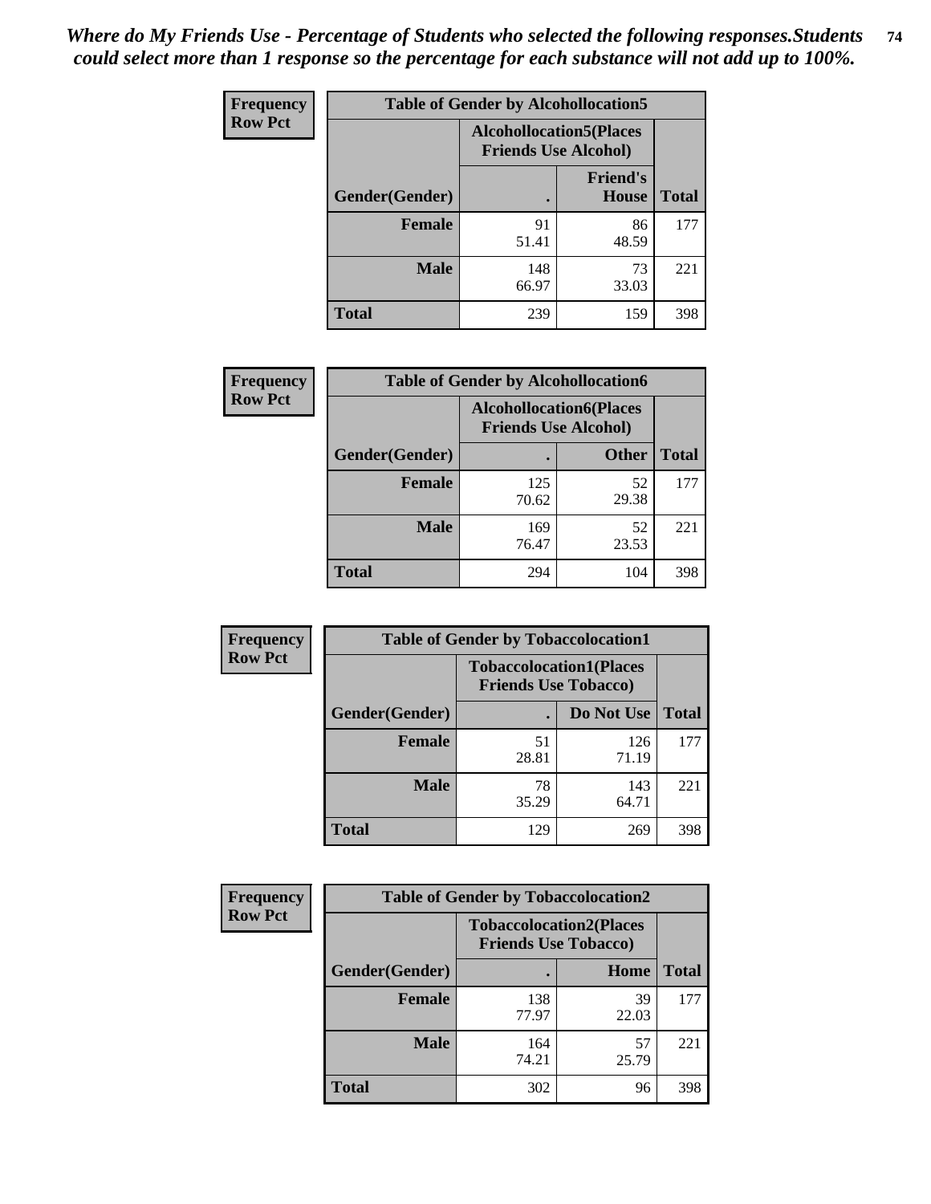*Where do My Friends Use - Percentage of Students who selected the following responses.Students could select more than 1 response so the percentage for each substance will not add up to 100%.*

**Frequency**
**Row Pct**

| Table of Gender by Alcohollocation5 | | | |
|---|---|---|---|
| | Alcohollocation5(Places Friends Use Alcohol) | | |
| Gender(Gender) | . | Friend's House | Total |
| **Female** | 91<br>51.41 | 86<br>48.59 | 177 |
| **Male** | 148<br>66.97 | 73<br>33.03 | 221 |
| **Total** | 239 | 159 | 398 |

**Frequency**
**Row Pct**

| Table of Gender by Alcohollocation6 | | | |
|---|---|---|---|
| | Alcohollocation6(Places Friends Use Alcohol) | | |
| Gender(Gender) | . | Other | Total |
| **Female** | 125<br>70.62 | 52<br>29.38 | 177 |
| **Male** | 169<br>76.47 | 52<br>23.53 | 221 |
| **Total** | 294 | 104 | 398 |

**Frequency**
**Row Pct**

| Table of Gender by Tobaccolocation1 | | | |
|---|---|---|---|
| | Tobaccolocation1(Places Friends Use Tobacco) | | |
| Gender(Gender) | . | Do Not Use | Total |
| **Female** | 51<br>28.81 | 126<br>71.19 | 177 |
| **Male** | 78<br>35.29 | 143<br>64.71 | 221 |
| **Total** | 129 | 269 | 398 |

**Frequency**
**Row Pct**

| Table of Gender by Tobaccolocation2 | | | |
|---|---|---|---|
| | Tobaccolocation2(Places Friends Use Tobacco) | | |
| Gender(Gender) | . | Home | Total |
| **Female** | 138<br>77.97 | 39<br>22.03 | 177 |
| **Male** | 164<br>74.21 | 57<br>25.79 | 221 |
| **Total** | 302 | 96 | 398 |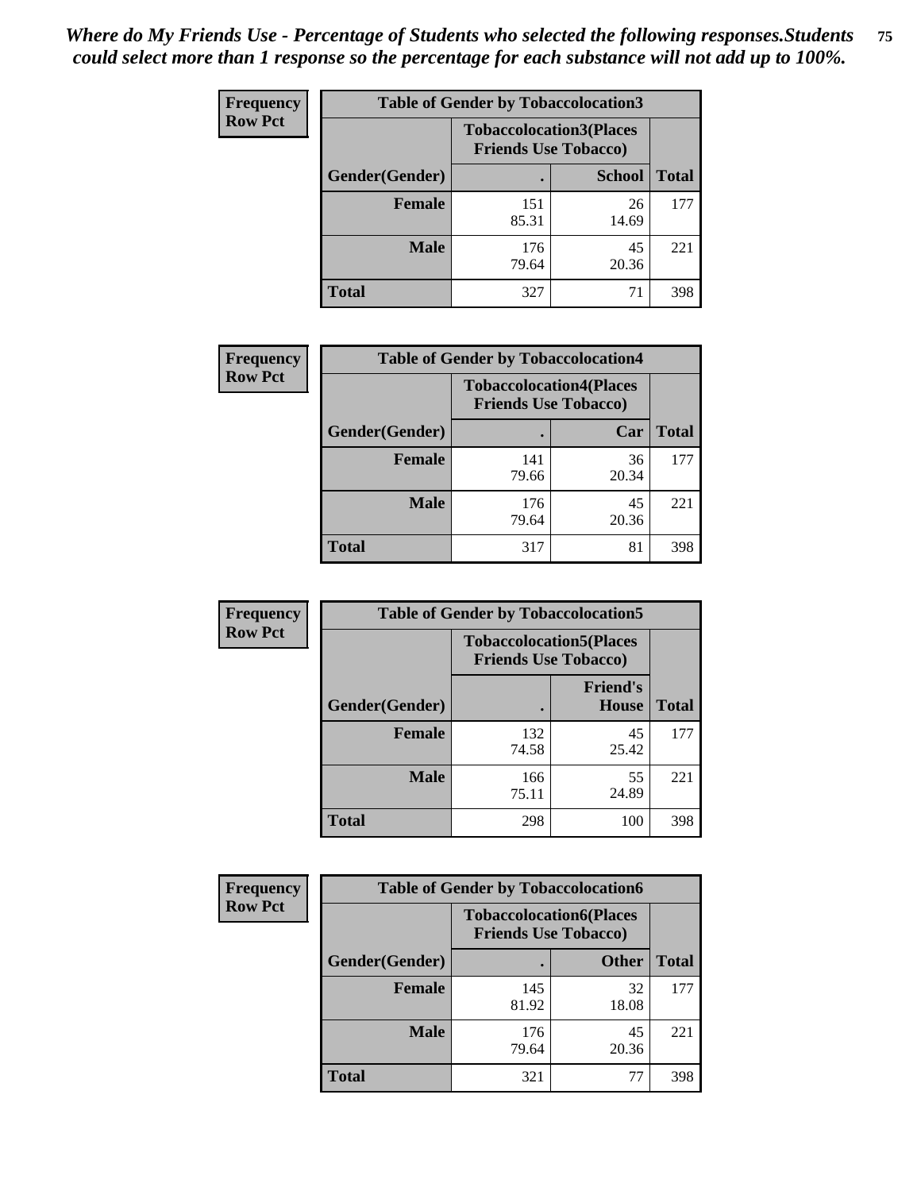*Where do My Friends Use - Percentage of Students who selected the following responses.Students could select more than 1 response so the percentage for each substance will not add up to 100%.*

**Frequency Row Pct**

**Table of Gender by Tobaccolocation3**

| Gender(Gender) | Tobaccolocation3(Places Friends Use Tobacco) . | School | Total |
|---|---|---|---|
| **Female** | 151<br>85.31 | 26<br>14.69 | 177 |
| **Male** | 176<br>79.64 | 45<br>20.36 | 221 |
| **Total** | 327 | 71 | 398 |

**Frequency Row Pct**

**Table of Gender by Tobaccolocation4**

| Gender(Gender) | Tobaccolocation4(Places Friends Use Tobacco) . | Car | Total |
|---|---|---|---|
| **Female** | 141<br>79.66 | 36<br>20.34 | 177 |
| **Male** | 176<br>79.64 | 45<br>20.36 | 221 |
| **Total** | 317 | 81 | 398 |

**Frequency Row Pct**

**Table of Gender by Tobaccolocation5**

| Gender(Gender) | Tobaccolocation5(Places Friends Use Tobacco) . | Friend's House | Total |
|---|---|---|---|
| **Female** | 132<br>74.58 | 45<br>25.42 | 177 |
| **Male** | 166<br>75.11 | 55<br>24.89 | 221 |
| **Total** | 298 | 100 | 398 |

**Frequency Row Pct**

**Table of Gender by Tobaccolocation6**

| Gender(Gender) | Tobaccolocation6(Places Friends Use Tobacco) . | Other | Total |
|---|---|---|---|
| **Female** | 145<br>81.92 | 32<br>18.08 | 177 |
| **Male** | 176<br>79.64 | 45<br>20.36 | 221 |
| **Total** | 321 | 77 | 398 |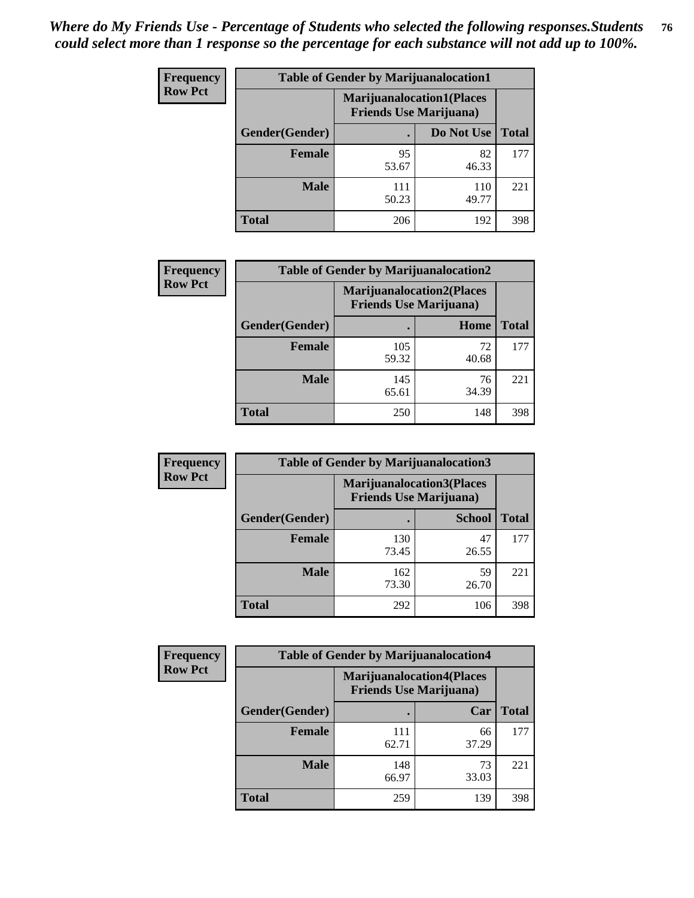*Where do My Friends Use - Percentage of Students who selected the following responses.Students could select more than 1 response so the percentage for each substance will not add up to 100%.*

**Frequency**
**Row Pct**

| Table of Gender by Marijuanalocation1 | | | |
|---|---|---|---|
| | Marijuanalocation1(Places Friends Use Marijuana) | | |
| Gender(Gender) | . | Do Not Use | Total |
| Female | 95<br>53.67 | 82<br>46.33 | 177 |
| Male | 111<br>50.23 | 110<br>49.77 | 221 |
| Total | 206 | 192 | 398 |

**Frequency**
**Row Pct**

| Table of Gender by Marijuanalocation2 | | | |
|---|---|---|---|
| | Marijuanalocation2(Places Friends Use Marijuana) | | |
| Gender(Gender) | . | Home | Total |
| Female | 105<br>59.32 | 72<br>40.68 | 177 |
| Male | 145<br>65.61 | 76<br>34.39 | 221 |
| Total | 250 | 148 | 398 |

**Frequency**
**Row Pct**

| Table of Gender by Marijuanalocation3 | | | |
|---|---|---|---|
| | Marijuanalocation3(Places Friends Use Marijuana) | | |
| Gender(Gender) | . | School | Total |
| Female | 130<br>73.45 | 47<br>26.55 | 177 |
| Male | 162<br>73.30 | 59<br>26.70 | 221 |
| Total | 292 | 106 | 398 |

**Frequency**
**Row Pct**

| Table of Gender by Marijuanalocation4 | | | |
|---|---|---|---|
| | Marijuanalocation4(Places Friends Use Marijuana) | | |
| Gender(Gender) | . | Car | Total |
| Female | 111<br>62.71 | 66<br>37.29 | 177 |
| Male | 148<br>66.97 | 73<br>33.03 | 221 |
| Total | 259 | 139 | 398 |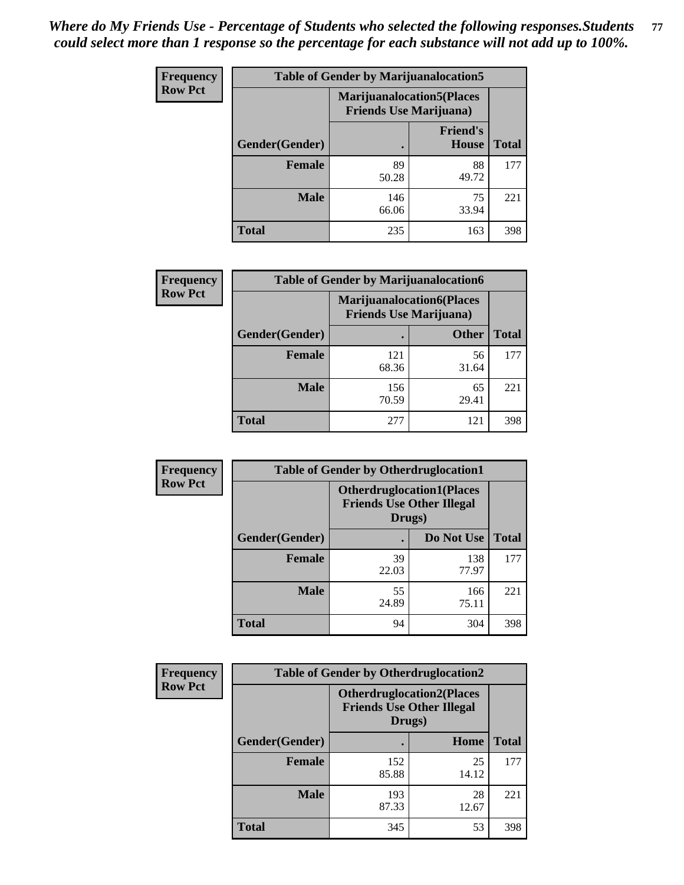*Where do My Friends Use - Percentage of Students who selected the following responses.Students could select more than 1 response so the percentage for each substance will not add up to 100%.*

**Frequency / Row Pct**

| Table of Gender by Marijuanalocation5 | | | |
|---|---|---|---|
| | Marijuanalocation5(Places Friends Use Marijuana) | | |
| Gender(Gender) | . | Friend's House | Total |
| Female | 89<br>50.28 | 88<br>49.72 | 177 |
| Male | 146<br>66.06 | 75<br>33.94 | 221 |
| Total | 235 | 163 | 398 |

**Frequency / Row Pct**

| Table of Gender by Marijuanalocation6 | | | |
|---|---|---|---|
| | Marijuanalocation6(Places Friends Use Marijuana) | | |
| Gender(Gender) | . | Other | Total |
| Female | 121<br>68.36 | 56<br>31.64 | 177 |
| Male | 156<br>70.59 | 65<br>29.41 | 221 |
| Total | 277 | 121 | 398 |

**Frequency / Row Pct**

| Table of Gender by Otherdruglocation1 | | | |
|---|---|---|---|
| | Otherdruglocation1(Places Friends Use Other Illegal Drugs) | | |
| Gender(Gender) | . | Do Not Use | Total |
| Female | 39<br>22.03 | 138<br>77.97 | 177 |
| Male | 55<br>24.89 | 166<br>75.11 | 221 |
| Total | 94 | 304 | 398 |

**Frequency / Row Pct**

| Table of Gender by Otherdruglocation2 | | | |
|---|---|---|---|
| | Otherdruglocation2(Places Friends Use Other Illegal Drugs) | | |
| Gender(Gender) | . | Home | Total |
| Female | 152<br>85.88 | 25<br>14.12 | 177 |
| Male | 193<br>87.33 | 28<br>12.67 | 221 |
| Total | 345 | 53 | 398 |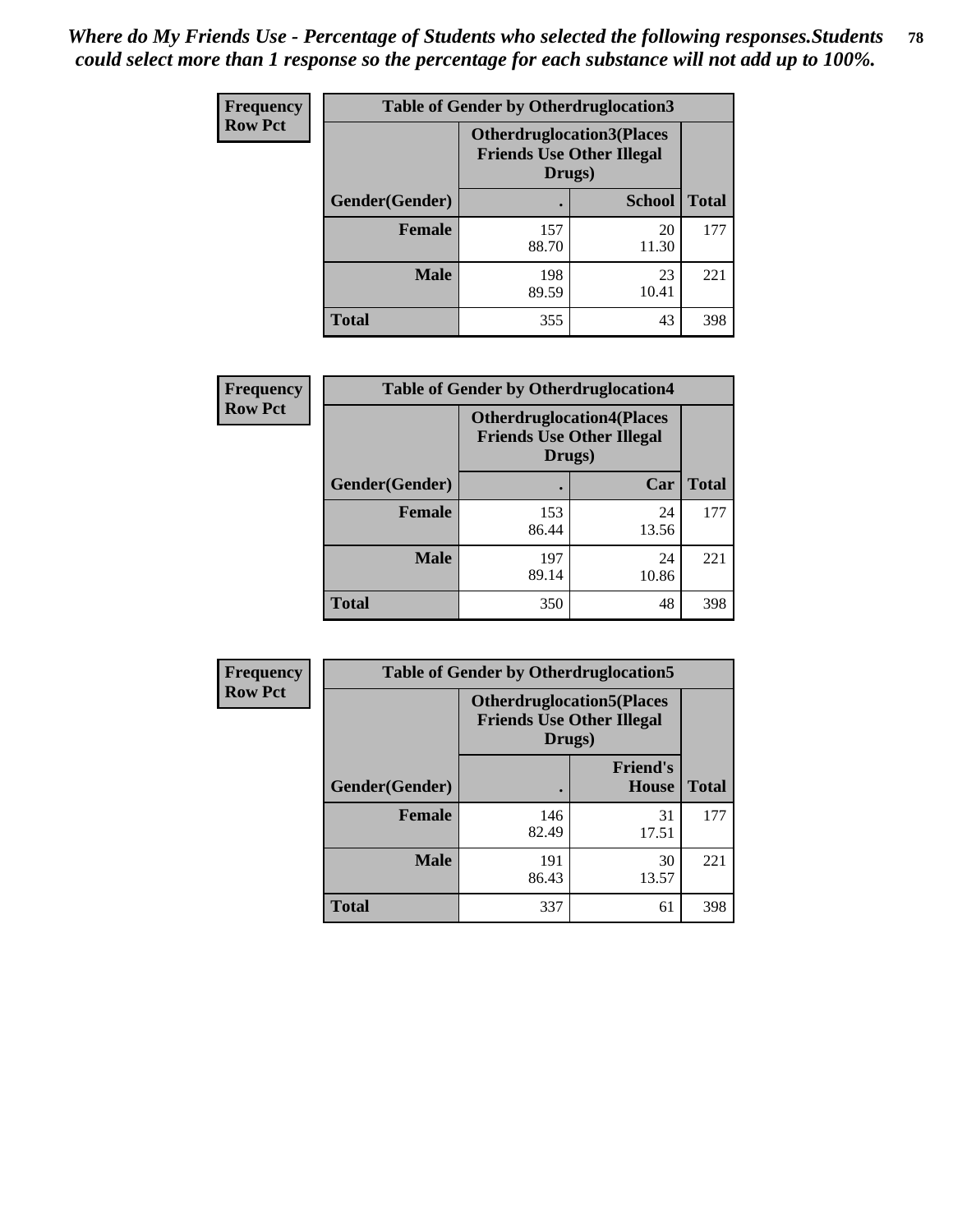*Where do My Friends Use - Percentage of Students who selected the following responses.Students could select more than 1 response so the percentage for each substance will not add up to 100%.*

**Frequency**
**Row Pct**

| Table of Gender by Otherdruglocation3 | | | |
|---|---|---|---|
| | **Otherdruglocation3(Places Friends Use Other Illegal Drugs)** | | |
| **Gender(Gender)** | **.** | **School** | **Total** |
| **Female** | 157<br>88.70 | 20<br>11.30 | 177 |
| **Male** | 198<br>89.59 | 23<br>10.41 | 221 |
| **Total** | 355 | 43 | 398 |

**Frequency**
**Row Pct**

| Table of Gender by Otherdruglocation4 | | | |
|---|---|---|---|
| | **Otherdruglocation4(Places Friends Use Other Illegal Drugs)** | | |
| **Gender(Gender)** | **.** | **Car** | **Total** |
| **Female** | 153<br>86.44 | 24<br>13.56 | 177 |
| **Male** | 197<br>89.14 | 24<br>10.86 | 221 |
| **Total** | 350 | 48 | 398 |

**Frequency**
**Row Pct**

| Table of Gender by Otherdruglocation5 | | | |
|---|---|---|---|
| | **Otherdruglocation5(Places Friends Use Other Illegal Drugs)** | | |
| **Gender(Gender)** | **.** | **Friend's House** | **Total** |
| **Female** | 146<br>82.49 | 31<br>17.51 | 177 |
| **Male** | 191<br>86.43 | 30<br>13.57 | 221 |
| **Total** | 337 | 61 | 398 |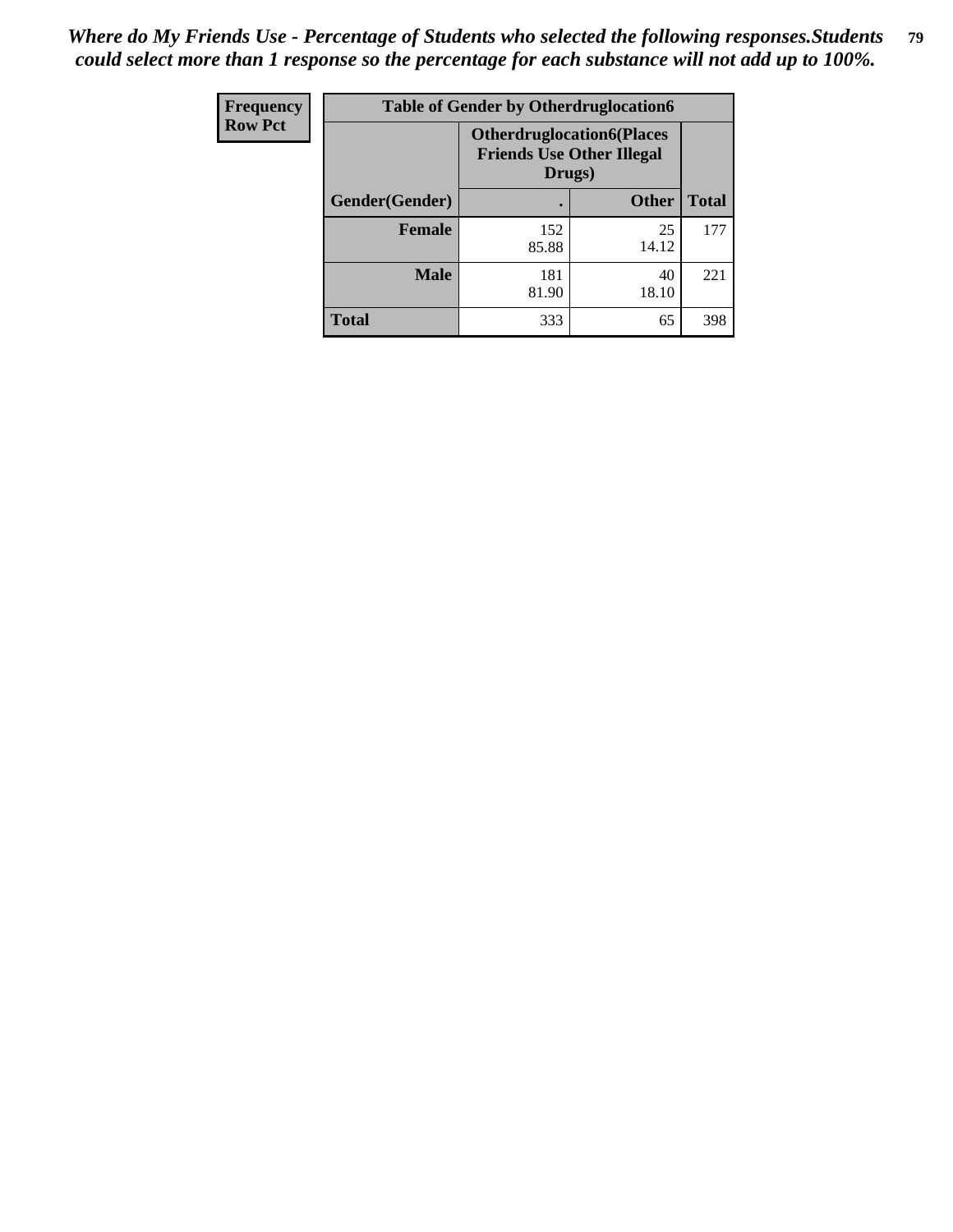*Where do My Friends Use - Percentage of Students who selected the following responses.Students could select more than 1 response so the percentage for each substance will not add up to 100%.*

| Frequency<br>Row Pct | Table of Gender by Otherdruglocation6 | | |
|---|---|---|---|
| | **Otherdruglocation6(Places Friends Use Other Illegal Drugs)** | | |
| **Gender(Gender)** | **.** | **Other** | **Total** |
| **Female** | 152<br>85.88 | 25<br>14.12 | 177 |
| **Male** | 181<br>81.90 | 40<br>18.10 | 221 |
| **Total** | 333 | 65 | 398 |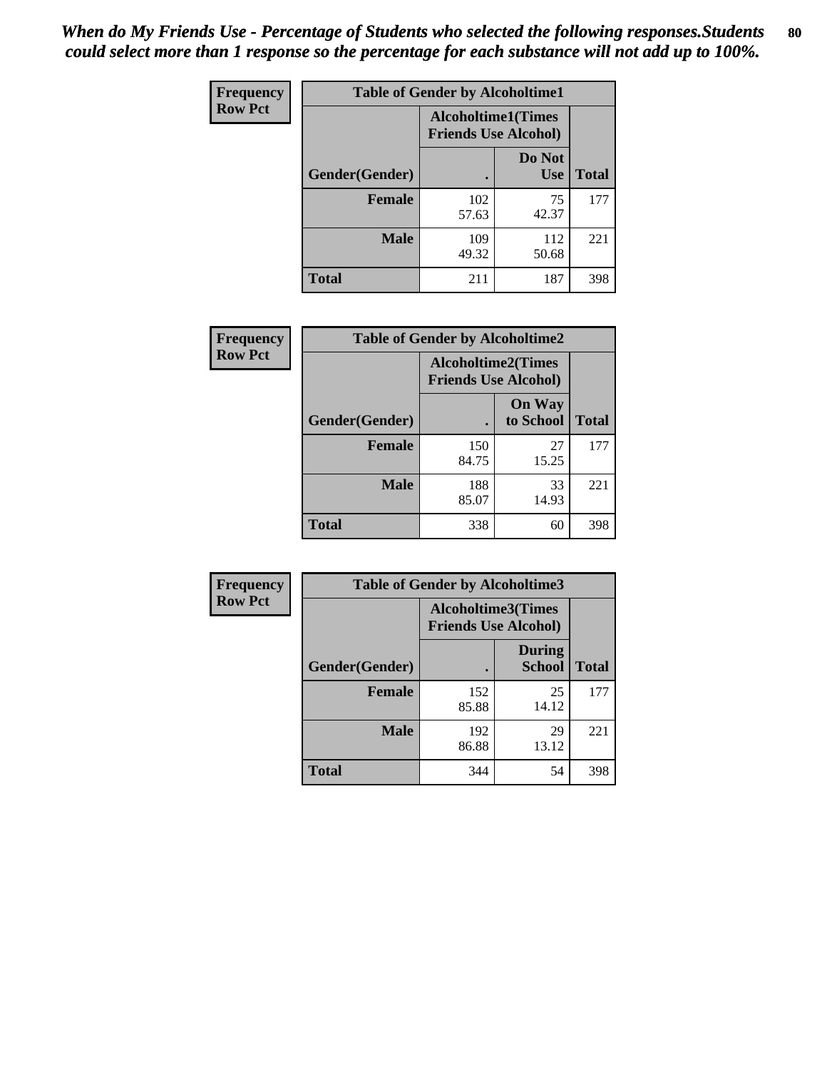*When do My Friends Use - Percentage of Students who selected the following responses.Students could select more than 1 response so the percentage for each substance will not add up to 100%.*

**Frequency**
**Row Pct**

| Table of Gender by Alcoholtime1 | | | |
|---|---|---|---|
| | Alcoholtime1(Times Friends Use Alcohol) | | |
| Gender(Gender) | . | Do Not Use | Total |
| **Female** | 102<br>57.63 | 75<br>42.37 | 177 |
| **Male** | 109<br>49.32 | 112<br>50.68 | 221 |
| **Total** | 211 | 187 | 398 |

**Frequency**
**Row Pct**

| Table of Gender by Alcoholtime2 | | | |
|---|---|---|---|
| | Alcoholtime2(Times Friends Use Alcohol) | | |
| Gender(Gender) | . | On Way to School | Total |
| **Female** | 150<br>84.75 | 27<br>15.25 | 177 |
| **Male** | 188<br>85.07 | 33<br>14.93 | 221 |
| **Total** | 338 | 60 | 398 |

**Frequency**
**Row Pct**

| Table of Gender by Alcoholtime3 | | | |
|---|---|---|---|
| | Alcoholtime3(Times Friends Use Alcohol) | | |
| Gender(Gender) | . | During School | Total |
| **Female** | 152<br>85.88 | 25<br>14.12 | 177 |
| **Male** | 192<br>86.88 | 29<br>13.12 | 221 |
| **Total** | 344 | 54 | 398 |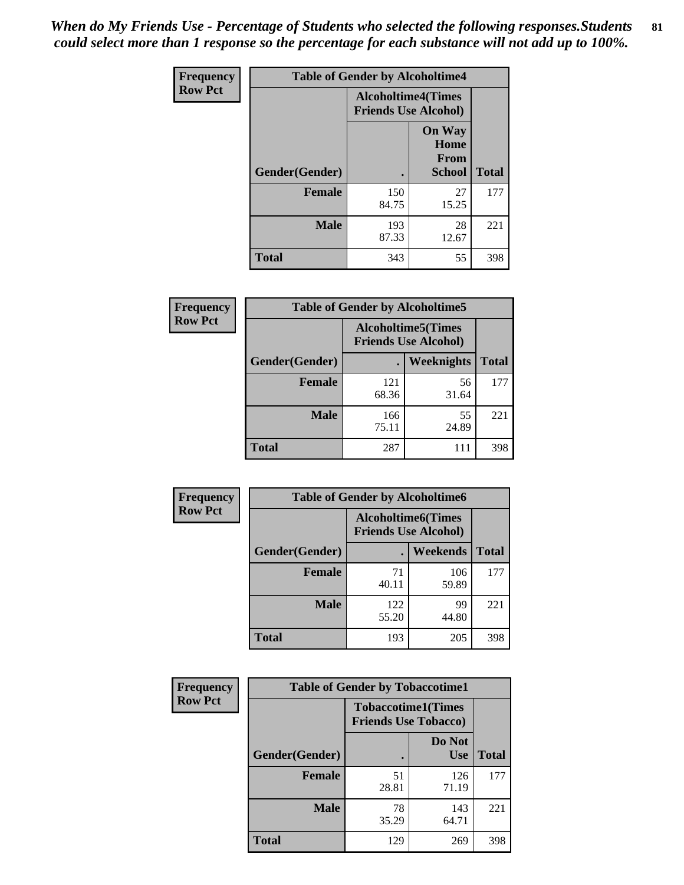*When do My Friends Use - Percentage of Students who selected the following responses.Students could select more than 1 response so the percentage for each substance will not add up to 100%.*

**Frequency**
**Row Pct**

| Table of Gender by Alcoholtime4 | | | |
|---|---|---|---|
| | Alcoholtime4(Times Friends Use Alcohol) | | |
| Gender(Gender) | . | On Way Home From School | Total |
| **Female** | 150<br>84.75 | 27<br>15.25 | 177 |
| **Male** | 193<br>87.33 | 28<br>12.67 | 221 |
| **Total** | 343 | 55 | 398 |

**Frequency**
**Row Pct**

| Table of Gender by Alcoholtime5 | | | |
|---|---|---|---|
| | Alcoholtime5(Times Friends Use Alcohol) | | |
| Gender(Gender) | . | Weeknights | Total |
| **Female** | 121<br>68.36 | 56<br>31.64 | 177 |
| **Male** | 166<br>75.11 | 55<br>24.89 | 221 |
| **Total** | 287 | 111 | 398 |

**Frequency**
**Row Pct**

| Table of Gender by Alcoholtime6 | | | |
|---|---|---|---|
| | Alcoholtime6(Times Friends Use Alcohol) | | |
| Gender(Gender) | . | Weekends | Total |
| **Female** | 71<br>40.11 | 106<br>59.89 | 177 |
| **Male** | 122<br>55.20 | 99<br>44.80 | 221 |
| **Total** | 193 | 205 | 398 |

**Frequency**
**Row Pct**

| Table of Gender by Tobaccotime1 | | | |
|---|---|---|---|
| | Tobaccotime1(Times Friends Use Tobacco) | | |
| Gender(Gender) | . | Do Not Use | Total |
| **Female** | 51<br>28.81 | 126<br>71.19 | 177 |
| **Male** | 78<br>35.29 | 143<br>64.71 | 221 |
| **Total** | 129 | 269 | 398 |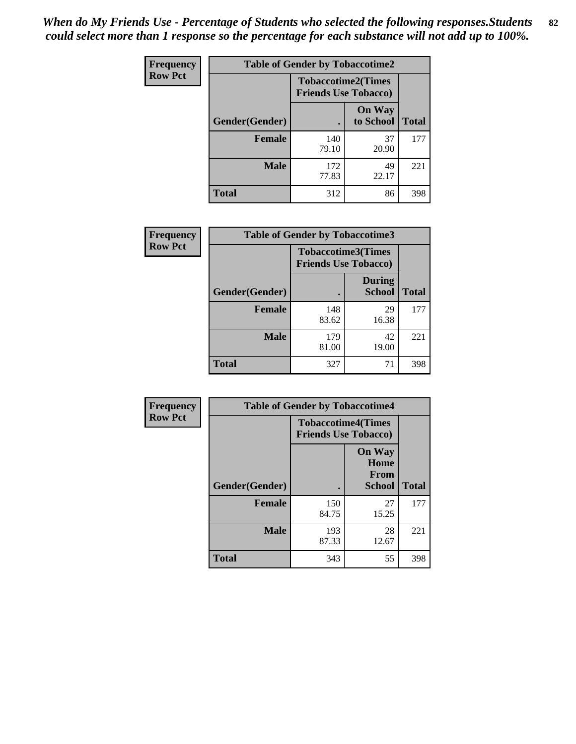*When do My Friends Use - Percentage of Students who selected the following responses.Students could select more than 1 response so the percentage for each substance will not add up to 100%.*

| Frequency<br>Row Pct | Table of Gender by Tobaccotime2 | | |
|---|---|---|---|
| | Tobaccotime2(Times Friends Use Tobacco) | | |
| Gender(Gender) | . | On Way to School | Total |
| **Female** | 140<br>79.10 | 37<br>20.90 | 177 |
| **Male** | 172<br>77.83 | 49<br>22.17 | 221 |
| **Total** | 312 | 86 | 398 |

| Frequency<br>Row Pct | Table of Gender by Tobaccotime3 | | |
|---|---|---|---|
| | Tobaccotime3(Times Friends Use Tobacco) | | |
| Gender(Gender) | . | During School | Total |
| **Female** | 148<br>83.62 | 29<br>16.38 | 177 |
| **Male** | 179<br>81.00 | 42<br>19.00 | 221 |
| **Total** | 327 | 71 | 398 |

| Frequency<br>Row Pct | Table of Gender by Tobaccotime4 | | |
|---|---|---|---|
| | Tobaccotime4(Times Friends Use Tobacco) | | |
| Gender(Gender) | . | On Way Home From School | Total |
| **Female** | 150<br>84.75 | 27<br>15.25 | 177 |
| **Male** | 193<br>87.33 | 28<br>12.67 | 221 |
| **Total** | 343 | 55 | 398 |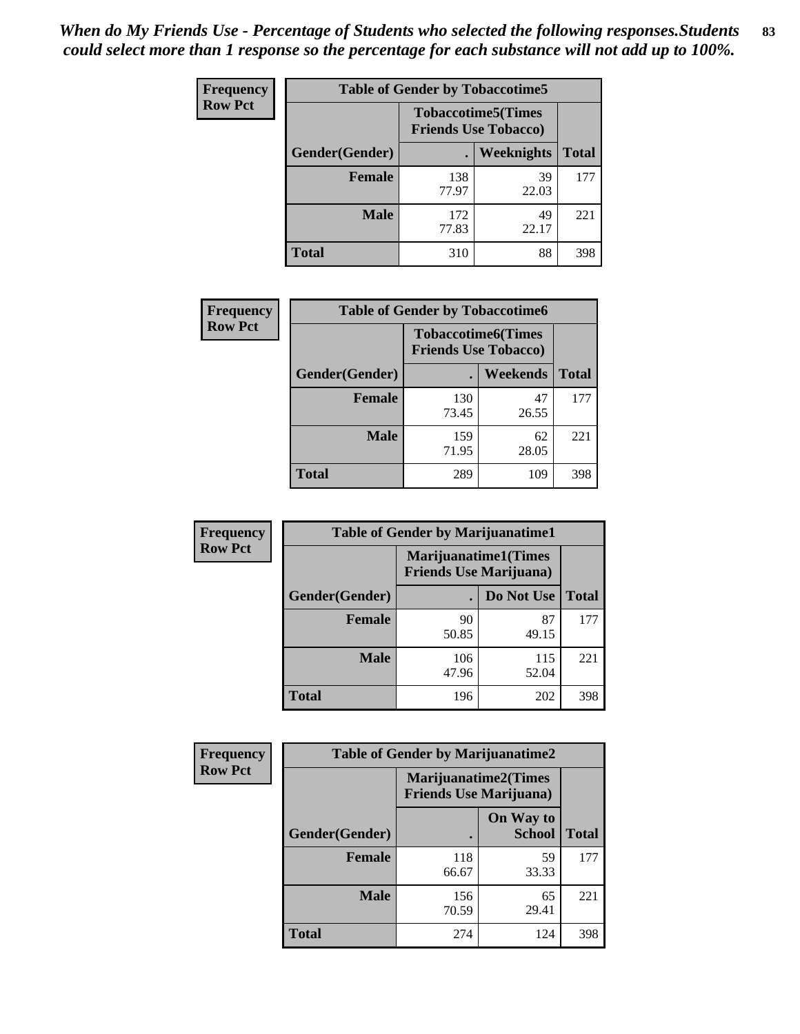*When do My Friends Use - Percentage of Students who selected the following responses.Students could select more than 1 response so the percentage for each substance will not add up to 100%.*

**Frequency**
**Row Pct**

| Table of Gender by Tobaccotime5 | | | |
|---|---|---|---|
| | Tobaccotime5(Times Friends Use Tobacco) | | |
| Gender(Gender) | . | Weeknights | Total |
| **Female** | 138<br>77.97 | 39<br>22.03 | 177 |
| **Male** | 172<br>77.83 | 49<br>22.17 | 221 |
| **Total** | 310 | 88 | 398 |

**Frequency**
**Row Pct**

| Table of Gender by Tobaccotime6 | | | |
|---|---|---|---|
| | Tobaccotime6(Times Friends Use Tobacco) | | |
| Gender(Gender) | . | Weekends | Total |
| **Female** | 130<br>73.45 | 47<br>26.55 | 177 |
| **Male** | 159<br>71.95 | 62<br>28.05 | 221 |
| **Total** | 289 | 109 | 398 |

**Frequency**
**Row Pct**

| Table of Gender by Marijuanatime1 | | | |
|---|---|---|---|
| | Marijuanatime1(Times Friends Use Marijuana) | | |
| Gender(Gender) | . | Do Not Use | Total |
| **Female** | 90<br>50.85 | 87<br>49.15 | 177 |
| **Male** | 106<br>47.96 | 115<br>52.04 | 221 |
| **Total** | 196 | 202 | 398 |

**Frequency**
**Row Pct**

| Table of Gender by Marijuanatime2 | | | |
|---|---|---|---|
| | Marijuanatime2(Times Friends Use Marijuana) | | |
| Gender(Gender) | . | On Way to School | Total |
| **Female** | 118<br>66.67 | 59<br>33.33 | 177 |
| **Male** | 156<br>70.59 | 65<br>29.41 | 221 |
| **Total** | 274 | 124 | 398 |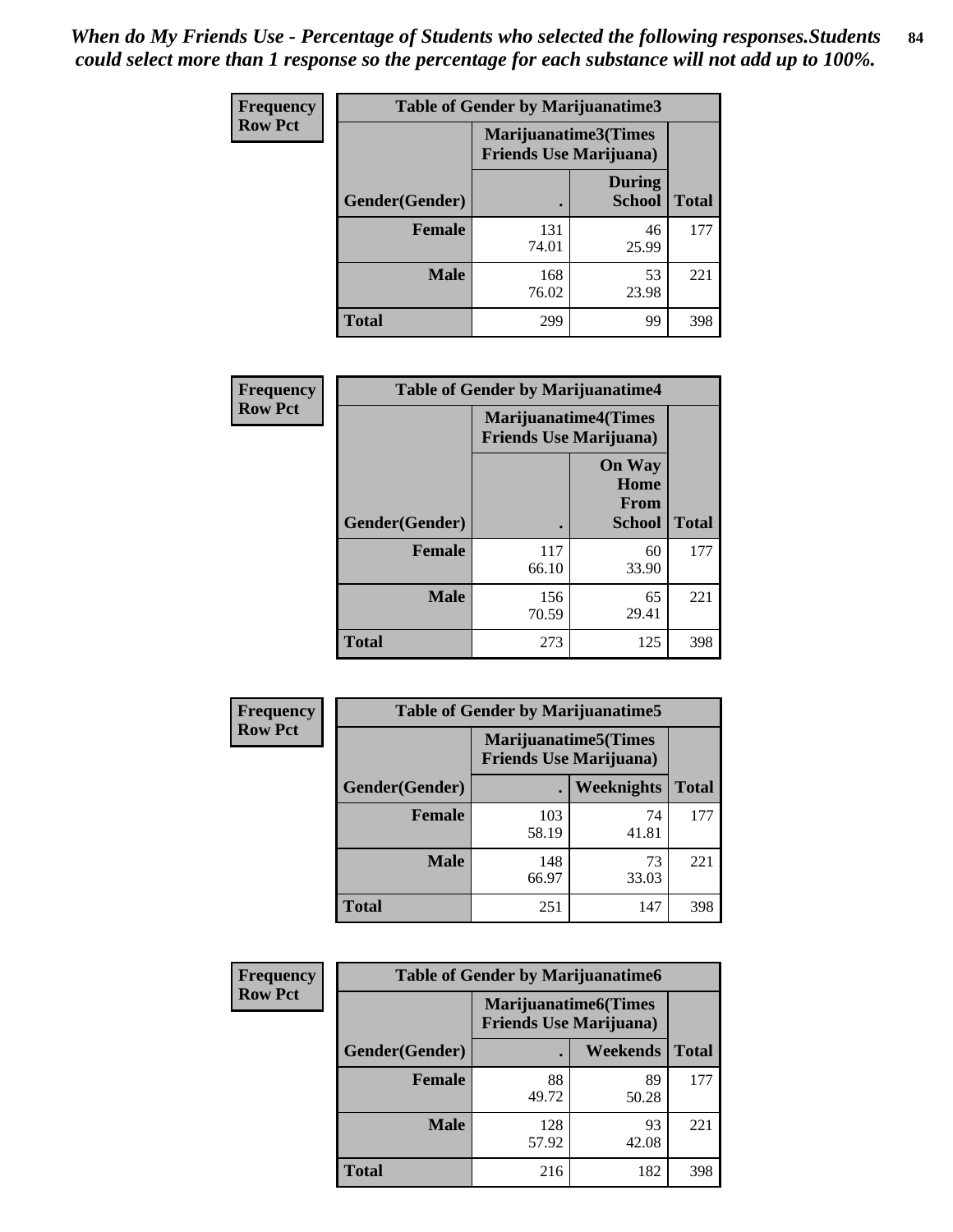*When do My Friends Use - Percentage of Students who selected the following responses.Students could select more than 1 response so the percentage for each substance will not add up to 100%.*

**Frequency**
**Row Pct**

| Table of Gender by Marijuanatime3 | | | |
|---|---|---|---|
| | Marijuanatime3(Times Friends Use Marijuana) | | |
| Gender(Gender) | . | During School | Total |
| **Female** | 131<br>74.01 | 46<br>25.99 | 177 |
| **Male** | 168<br>76.02 | 53<br>23.98 | 221 |
| **Total** | 299 | 99 | 398 |

**Frequency**
**Row Pct**

| Table of Gender by Marijuanatime4 | | | |
|---|---|---|---|
| | Marijuanatime4(Times Friends Use Marijuana) | | |
| Gender(Gender) | . | On Way Home From School | Total |
| **Female** | 117<br>66.10 | 60<br>33.90 | 177 |
| **Male** | 156<br>70.59 | 65<br>29.41 | 221 |
| **Total** | 273 | 125 | 398 |

**Frequency**
**Row Pct**

| Table of Gender by Marijuanatime5 | | | |
|---|---|---|---|
| | Marijuanatime5(Times Friends Use Marijuana) | | |
| Gender(Gender) | . | Weeknights | Total |
| **Female** | 103<br>58.19 | 74<br>41.81 | 177 |
| **Male** | 148<br>66.97 | 73<br>33.03 | 221 |
| **Total** | 251 | 147 | 398 |

**Frequency**
**Row Pct**

| Table of Gender by Marijuanatime6 | | | |
|---|---|---|---|
| | Marijuanatime6(Times Friends Use Marijuana) | | |
| Gender(Gender) | . | Weekends | Total |
| **Female** | 88<br>49.72 | 89<br>50.28 | 177 |
| **Male** | 128<br>57.92 | 93<br>42.08 | 221 |
| **Total** | 216 | 182 | 398 |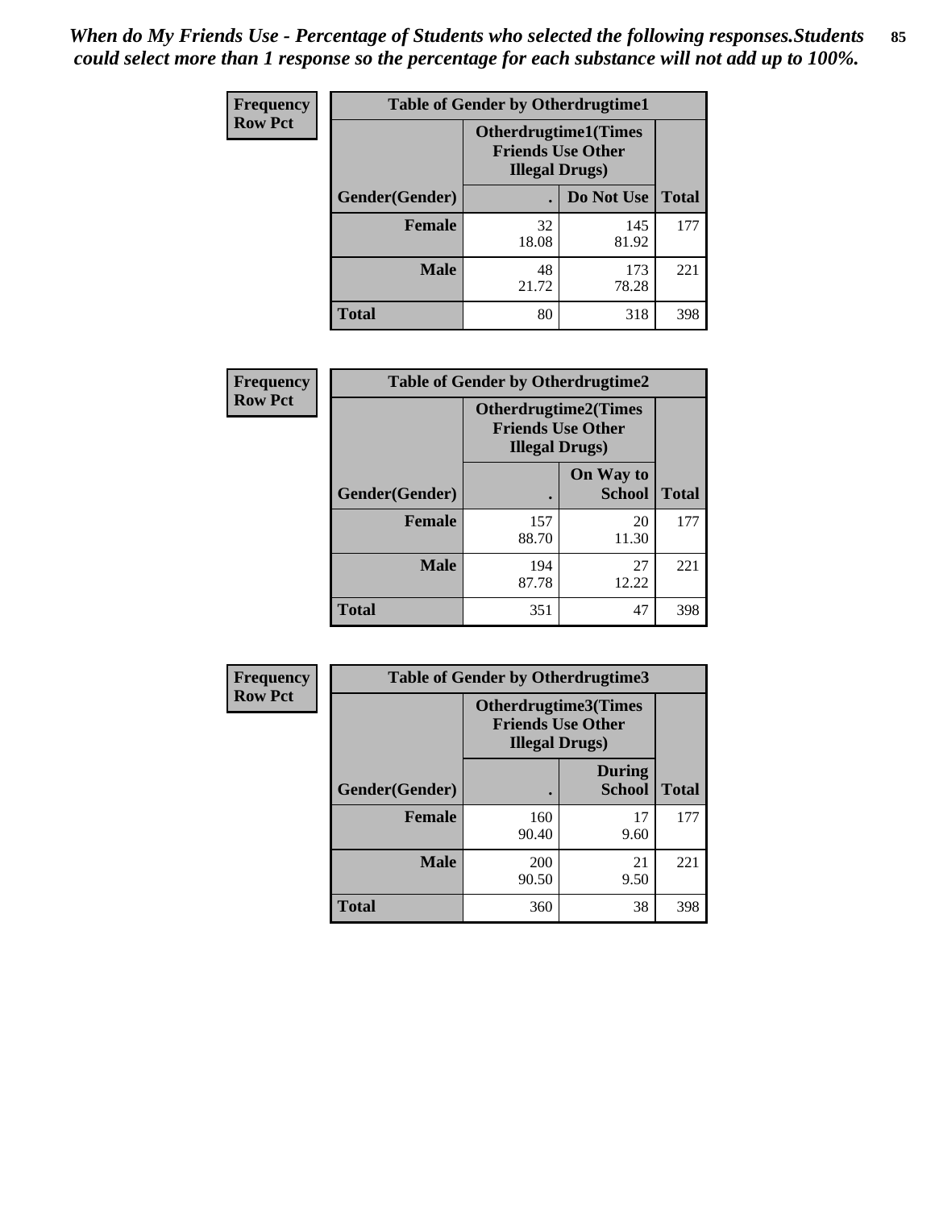*When do My Friends Use - Percentage of Students who selected the following responses.Students could select more than 1 response so the percentage for each substance will not add up to 100%.*

**Frequency**
**Row Pct**

| Table of Gender by Otherdrugtime1 | | | |
|---|---|---|---|
| | Otherdrugtime1(Times Friends Use Other Illegal Drugs) | | |
| Gender(Gender) | . | Do Not Use | Total |
| **Female** | 32<br>18.08 | 145<br>81.92 | 177 |
| **Male** | 48<br>21.72 | 173<br>78.28 | 221 |
| **Total** | 80 | 318 | 398 |

**Frequency**
**Row Pct**

| Table of Gender by Otherdrugtime2 | | | |
|---|---|---|---|
| | Otherdrugtime2(Times Friends Use Other Illegal Drugs) | | |
| Gender(Gender) | . | On Way to School | Total |
| **Female** | 157<br>88.70 | 20<br>11.30 | 177 |
| **Male** | 194<br>87.78 | 27<br>12.22 | 221 |
| **Total** | 351 | 47 | 398 |

**Frequency**
**Row Pct**

| Table of Gender by Otherdrugtime3 | | | |
|---|---|---|---|
| | Otherdrugtime3(Times Friends Use Other Illegal Drugs) | | |
| Gender(Gender) | . | During School | Total |
| **Female** | 160<br>90.40 | 17<br>9.60 | 177 |
| **Male** | 200<br>90.50 | 21<br>9.50 | 221 |
| **Total** | 360 | 38 | 398 |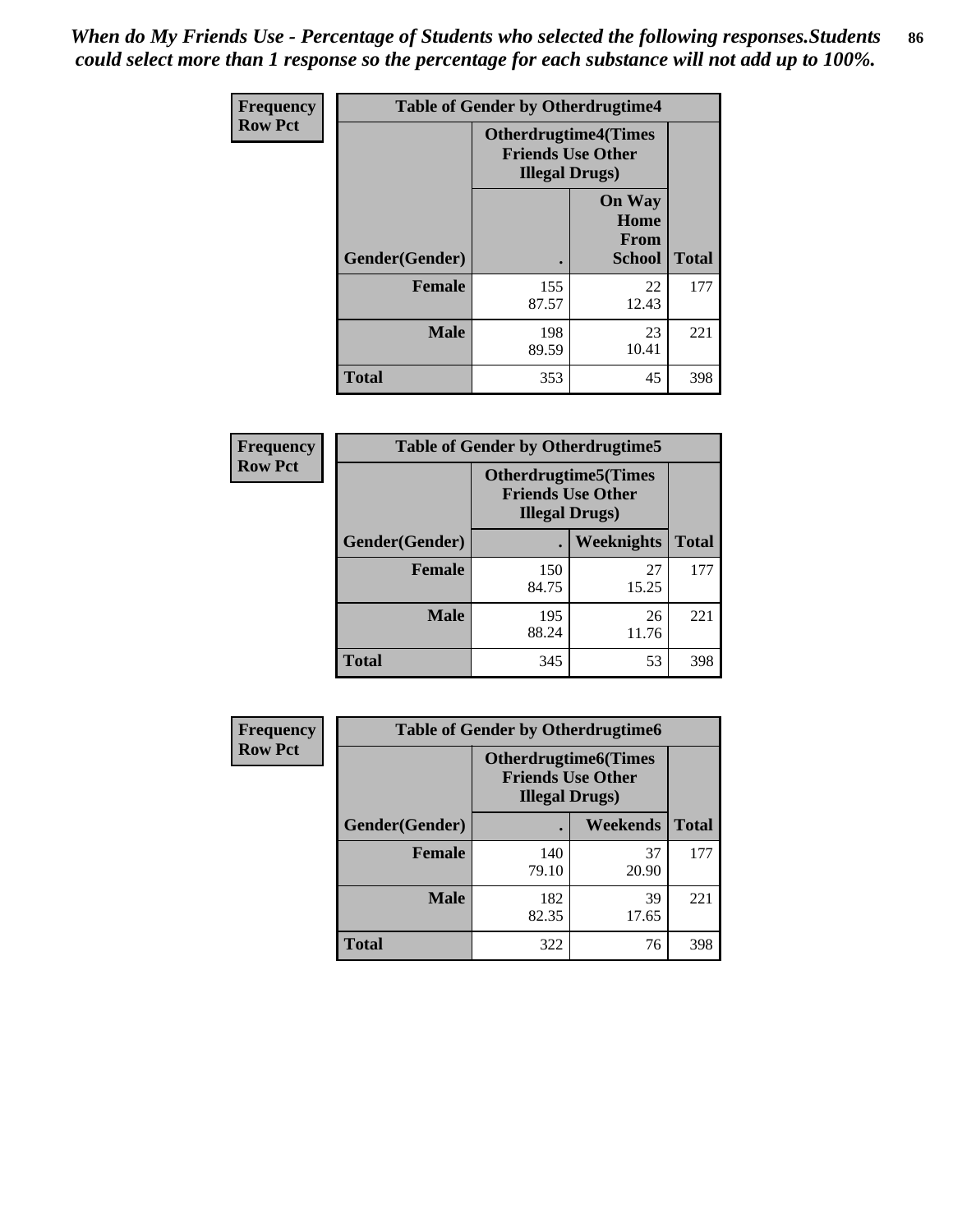*When do My Friends Use - Percentage of Students who selected the following responses.Students could select more than 1 response so the percentage for each substance will not add up to 100%.*

**Frequency / Row Pct**

| Table of Gender by Otherdrugtime4 | | | |
|---|---|---|---|
| | Otherdrugtime4(Times Friends Use Other Illegal Drugs) | | |
| Gender(Gender) | . | On Way Home From School | Total |
| Female | 155<br>87.57 | 22<br>12.43 | 177 |
| Male | 198<br>89.59 | 23<br>10.41 | 221 |
| Total | 353 | 45 | 398 |

**Frequency / Row Pct**

| Table of Gender by Otherdrugtime5 | | | |
|---|---|---|---|
| | Otherdrugtime5(Times Friends Use Other Illegal Drugs) | | |
| Gender(Gender) | . | Weeknights | Total |
| Female | 150<br>84.75 | 27<br>15.25 | 177 |
| Male | 195<br>88.24 | 26<br>11.76 | 221 |
| Total | 345 | 53 | 398 |

**Frequency / Row Pct**

| Table of Gender by Otherdrugtime6 | | | |
|---|---|---|---|
| | Otherdrugtime6(Times Friends Use Other Illegal Drugs) | | |
| Gender(Gender) | . | Weekends | Total |
| Female | 140<br>79.10 | 37<br>20.90 | 177 |
| Male | 182<br>82.35 | 39<br>17.65 | 221 |
| Total | 322 | 76 | 398 |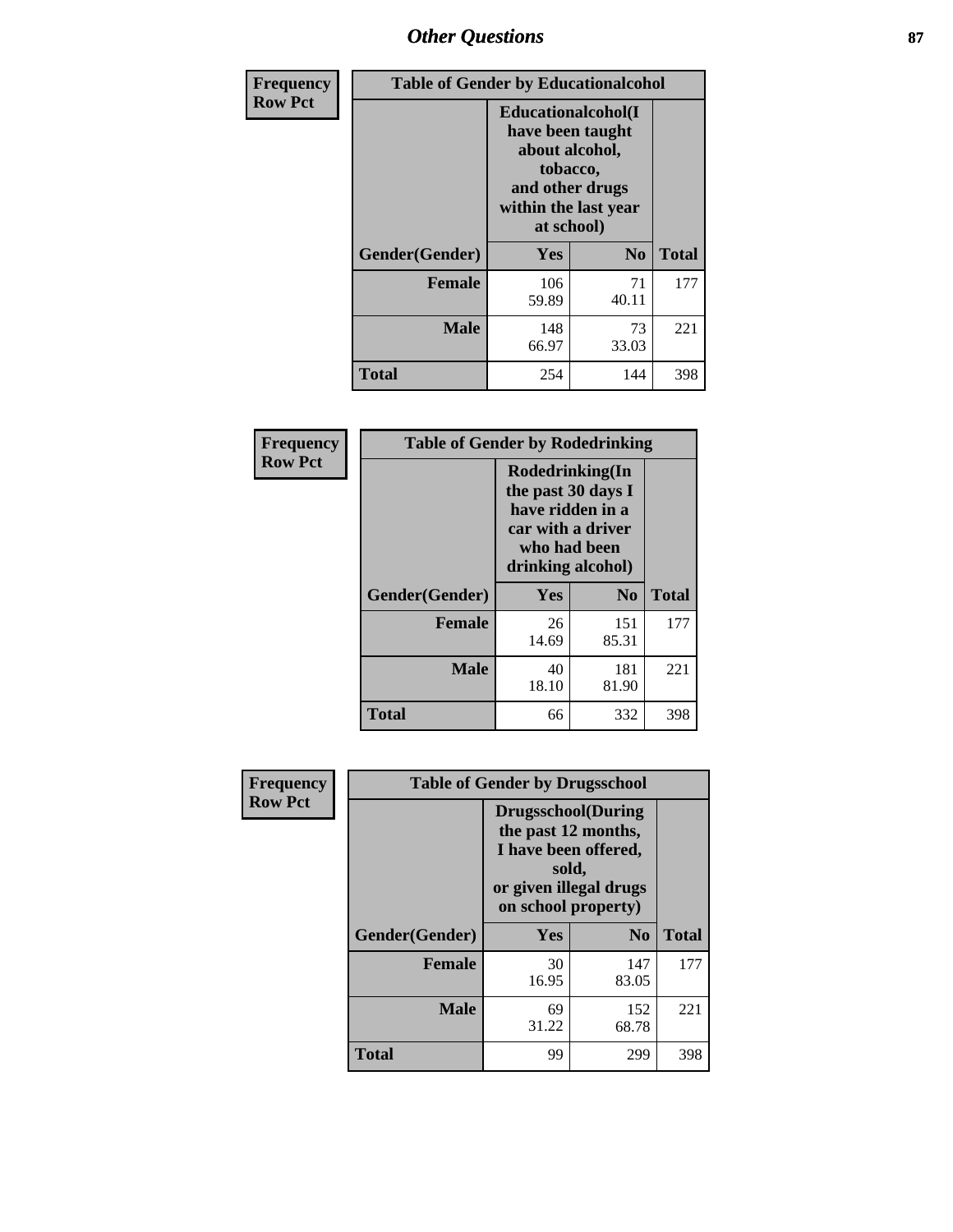| Frequency Row Pct | Table of Gender by Educationalcohol | | |
|---|---|---|---|
| | Educationalcohol(I have been taught about alcohol, tobacco, and other drugs within the last year at school) | | |
| Gender(Gender) | Yes | No | Total |
| Female | 106<br>59.89 | 71<br>40.11 | 177 |
| Male | 148<br>66.97 | 73<br>33.03 | 221 |
| Total | 254 | 144 | 398 |

| Frequency Row Pct | Table of Gender by Rodedrinking | | |
|---|---|---|---|
| | Rodedrinking(In the past 30 days I have ridden in a car with a driver who had been drinking alcohol) | | |
| Gender(Gender) | Yes | No | Total |
| Female | 26<br>14.69 | 151<br>85.31 | 177 |
| Male | 40<br>18.10 | 181<br>81.90 | 221 |
| Total | 66 | 332 | 398 |

| Frequency Row Pct | Table of Gender by Drugsschool | | |
|---|---|---|---|
| | Drugsschool(During the past 12 months, I have been offered, sold, or given illegal drugs on school property) | | |
| Gender(Gender) | Yes | No | Total |
| Female | 30<br>16.95 | 147<br>83.05 | 177 |
| Male | 69<br>31.22 | 152<br>68.78 | 221 |
| Total | 99 | 299 | 398 |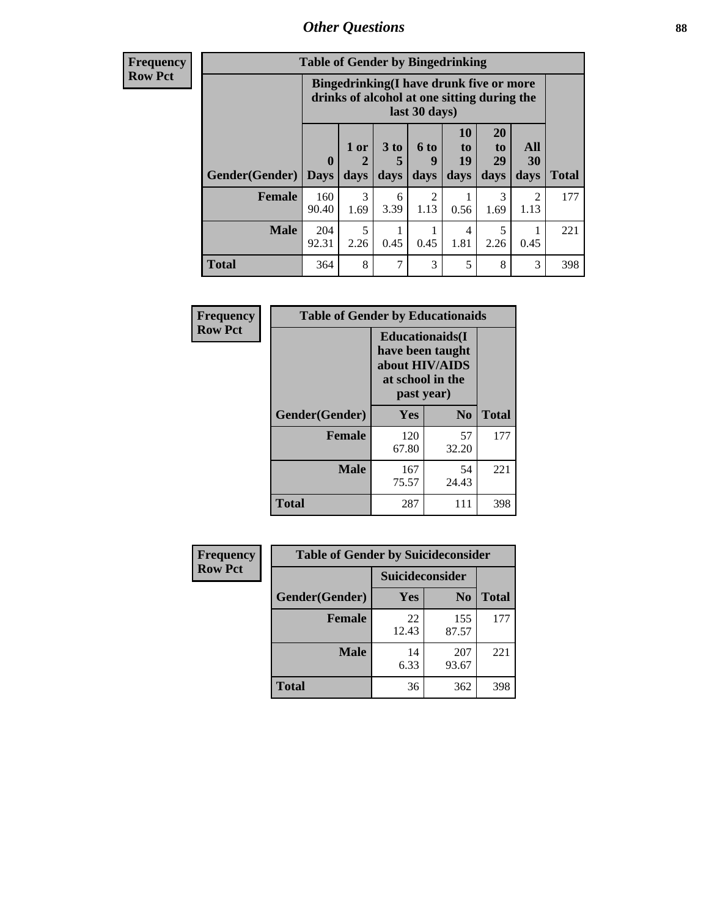| Frequency Row Pct | | | | | | | | |
|---|---|---|---|---|---|---|---|---|
| **Table of Gender by Bingedrinking** | | | | | | | | |
| | **Bingedrinking(I have drunk five or more drinks of alcohol at one sitting during the last 30 days)** | | | | | | | |
| **Gender(Gender)** | **0 Days** | **1 or 2 days** | **3 to 5 days** | **6 to 9 days** | **10 to 19 days** | **20 to 29 days** | **All 30 days** | **Total** |
| **Female** | 160<br>90.40 | 3<br>1.69 | 6<br>3.39 | 2<br>1.13 | 1<br>0.56 | 3<br>1.69 | 2<br>1.13 | 177 |
| **Male** | 204<br>92.31 | 5<br>2.26 | 1<br>0.45 | 1<br>0.45 | 4<br>1.81 | 5<br>2.26 | 1<br>0.45 | 221 |
| **Total** | 364 | 8 | 7 | 3 | 5 | 8 | 3 | 398 |

| Frequency Row Pct | | | |
|---|---|---|---|
| **Table of Gender by Educationaids** | | | |
| | **Educationaids(I have been taught about HIV/AIDS at school in the past year)** | | |
| **Gender(Gender)** | **Yes** | **No** | **Total** |
| **Female** | 120<br>67.80 | 57<br>32.20 | 177 |
| **Male** | 167<br>75.57 | 54<br>24.43 | 221 |
| **Total** | 287 | 111 | 398 |

| Frequency Row Pct | | | |
|---|---|---|---|
| **Table of Gender by Suicideconsider** | | | |
| | **Suicideconsider** | | |
| **Gender(Gender)** | **Yes** | **No** | **Total** |
| **Female** | 22<br>12.43 | 155<br>87.57 | 177 |
| **Male** | 14<br>6.33 | 207<br>93.67 | 221 |
| **Total** | 36 | 362 | 398 |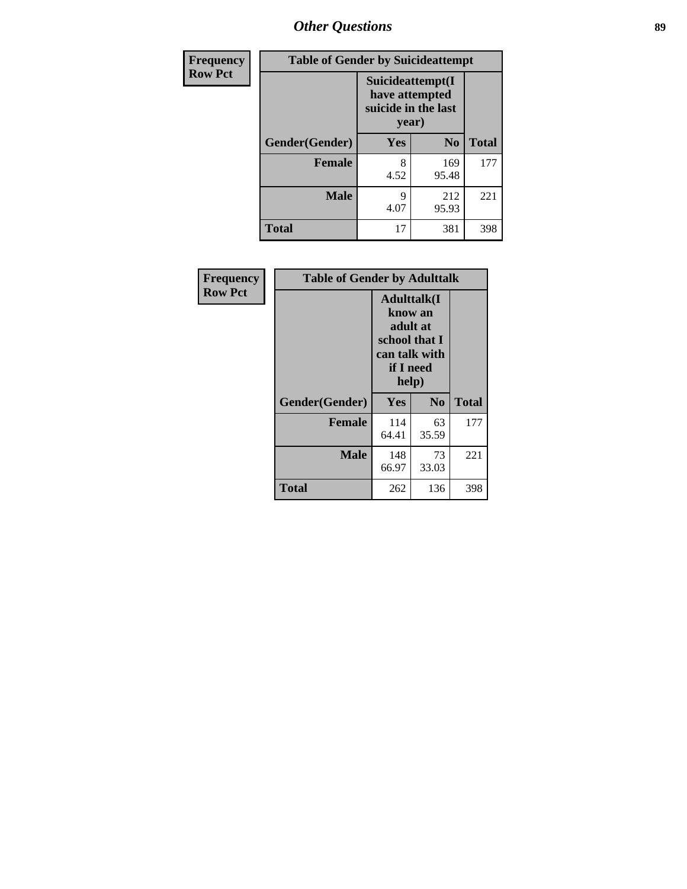| Frequency<br>Row Pct | Table of Gender by Suicideattempt | | |
|---|---|---|---|
| | Suicideattempt(I have attempted suicide in the last year) | | |
| Gender(Gender) | Yes | No | Total |
| Female | 8<br>4.52 | 169<br>95.48 | 177 |
| Male | 9<br>4.07 | 212<br>95.93 | 221 |
| Total | 17 | 381 | 398 |

| Frequency<br>Row Pct | Table of Gender by Adulttalk | | |
|---|---|---|---|
| | Adulttalk(I know an adult at school that I can talk with if I need help) | | |
| Gender(Gender) | Yes | No | Total |
| Female | 114<br>64.41 | 63<br>35.59 | 177 |
| Male | 148<br>66.97 | 73<br>33.03 | 221 |
| Total | 262 | 136 | 398 |